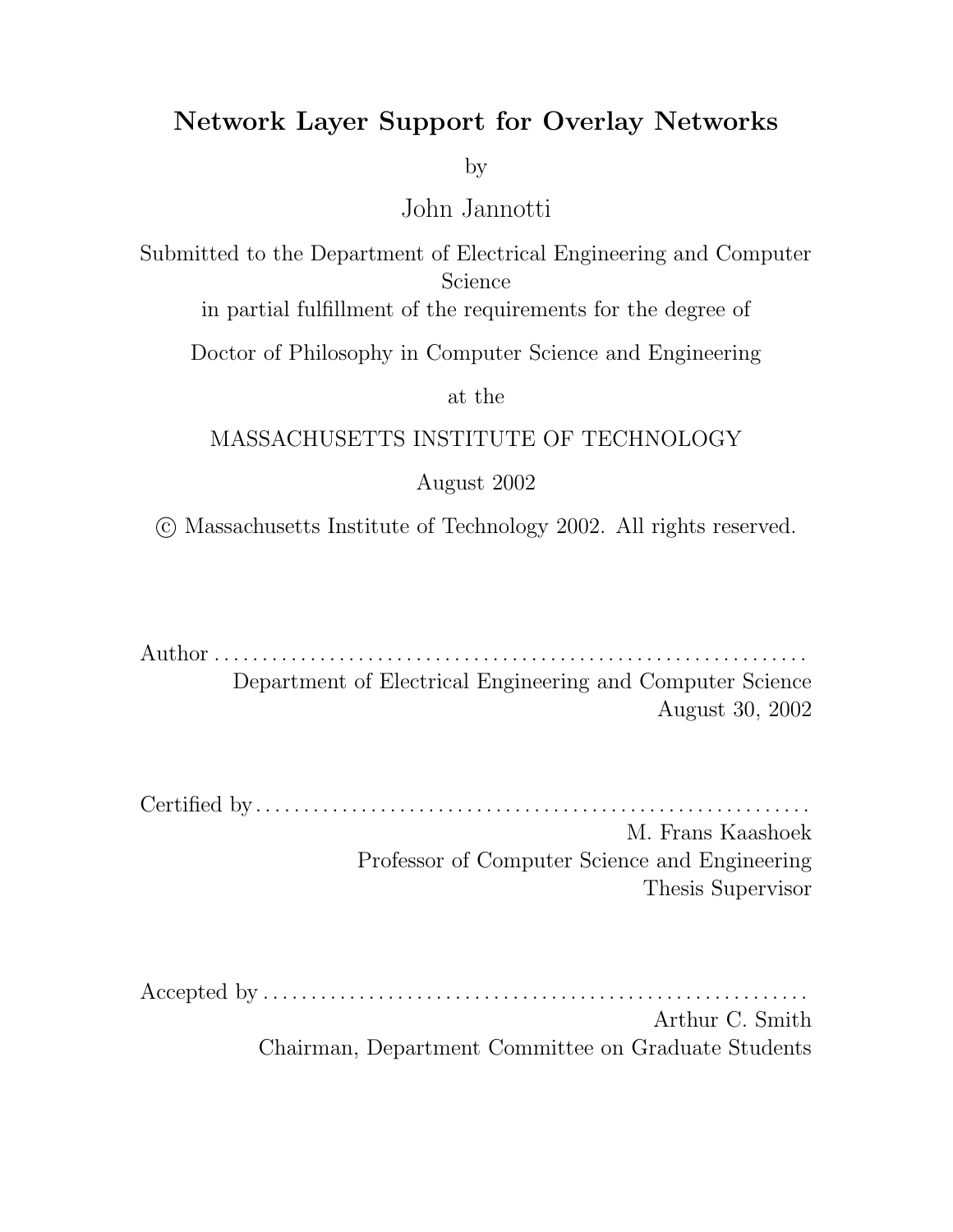# Network Layer Support for Overlay Networks

by

John Jannotti

Submitted to the Department of Electrical Engineering and Computer Science
in partial fulfillment of the requirements for the degree of

Doctor of Philosophy in Computer Science and Engineering

at the

MASSACHUSETTS INSTITUTE OF TECHNOLOGY

August 2002

© Massachusetts Institute of Technology 2002. All rights reserved.

Author . . . . . . . . . . . . . . . . . . . . . . . . . . . . . . . . . . . . . . . . . . . . . . . . . . . . . . . . . . . . . .
Department of Electrical Engineering and Computer Science
August 30, 2002

Certified by . . . . . . . . . . . . . . . . . . . . . . . . . . . . . . . . . . . . . . . . . . . . . . . . . . . . . . . . . .
M. Frans Kaashoek
Professor of Computer Science and Engineering
Thesis Supervisor

Accepted by . . . . . . . . . . . . . . . . . . . . . . . . . . . . . . . . . . . . . . . . . . . . . . . . . . . . . . . . .
Arthur C. Smith
Chairman, Department Committee on Graduate Students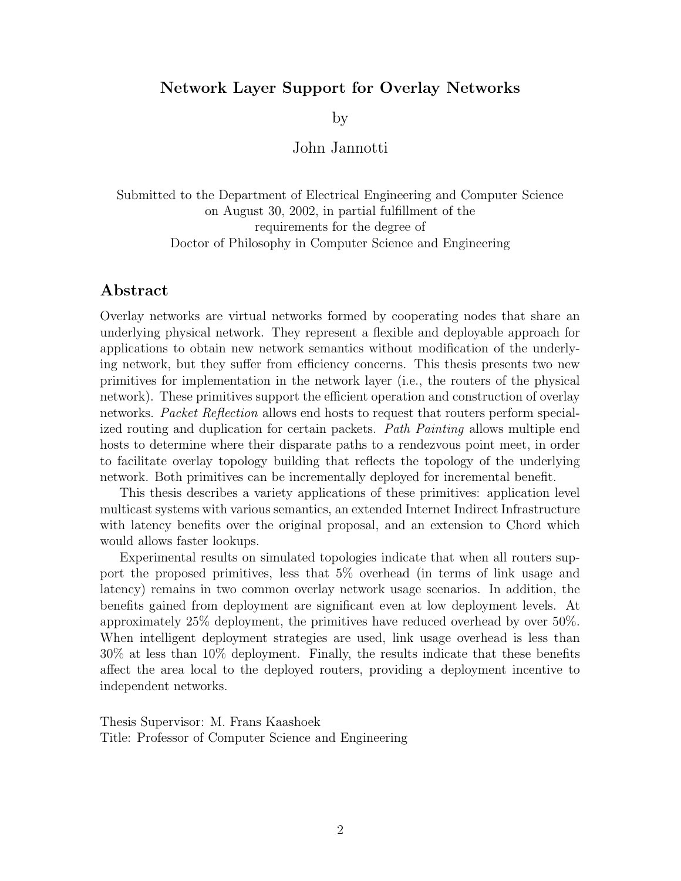**Network Layer Support for Overlay Networks**

by

John Jannotti

Submitted to the Department of Electrical Engineering and Computer Science on August 30, 2002, in partial fulfillment of the requirements for the degree of Doctor of Philosophy in Computer Science and Engineering

## Abstract

Overlay networks are virtual networks formed by cooperating nodes that share an underlying physical network. They represent a flexible and deployable approach for applications to obtain new network semantics without modification of the underlying network, but they suffer from efficiency concerns. This thesis presents two new primitives for implementation in the network layer (i.e., the routers of the physical network). These primitives support the efficient operation and construction of overlay networks. *Packet Reflection* allows end hosts to request that routers perform specialized routing and duplication for certain packets. *Path Painting* allows multiple end hosts to determine where their disparate paths to a rendezvous point meet, in order to facilitate overlay topology building that reflects the topology of the underlying network. Both primitives can be incrementally deployed for incremental benefit.

This thesis describes a variety applications of these primitives: application level multicast systems with various semantics, an extended Internet Indirect Infrastructure with latency benefits over the original proposal, and an extension to Chord which would allows faster lookups.

Experimental results on simulated topologies indicate that when all routers support the proposed primitives, less that 5% overhead (in terms of link usage and latency) remains in two common overlay network usage scenarios. In addition, the benefits gained from deployment are significant even at low deployment levels. At approximately 25% deployment, the primitives have reduced overhead by over 50%. When intelligent deployment strategies are used, link usage overhead is less than 30% at less than 10% deployment. Finally, the results indicate that these benefits affect the area local to the deployed routers, providing a deployment incentive to independent networks.

Thesis Supervisor: M. Frans Kaashoek
Title: Professor of Computer Science and Engineering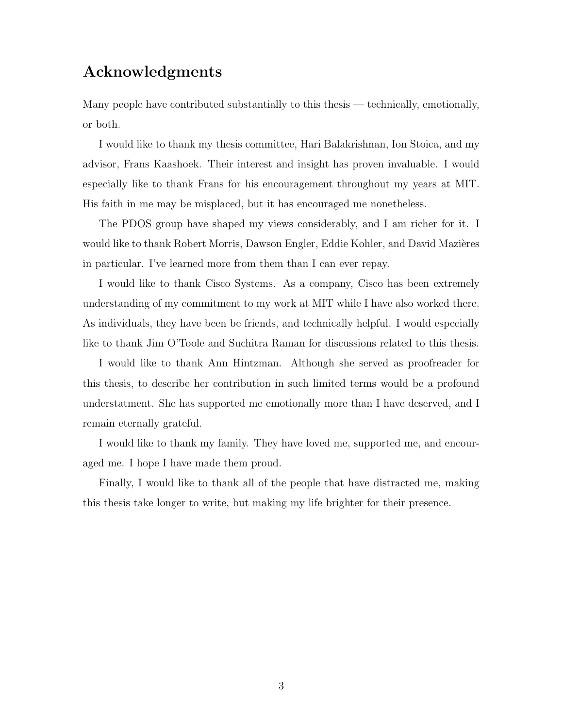# Acknowledgments

Many people have contributed substantially to this thesis — technically, emotionally, or both.

I would like to thank my thesis committee, Hari Balakrishnan, Ion Stoica, and my advisor, Frans Kaashoek. Their interest and insight has proven invaluable. I would especially like to thank Frans for his encouragement throughout my years at MIT. His faith in me may be misplaced, but it has encouraged me nonetheless.

The PDOS group have shaped my views considerably, and I am richer for it. I would like to thank Robert Morris, Dawson Engler, Eddie Kohler, and David Mazières in particular. I've learned more from them than I can ever repay.

I would like to thank Cisco Systems. As a company, Cisco has been extremely understanding of my commitment to my work at MIT while I have also worked there. As individuals, they have been be friends, and technically helpful. I would especially like to thank Jim O'Toole and Suchitra Raman for discussions related to this thesis.

I would like to thank Ann Hintzman. Although she served as proofreader for this thesis, to describe her contribution in such limited terms would be a profound understatment. She has supported me emotionally more than I have deserved, and I remain eternally grateful.

I would like to thank my family. They have loved me, supported me, and encouraged me. I hope I have made them proud.

Finally, I would like to thank all of the people that have distracted me, making this thesis take longer to write, but making my life brighter for their presence.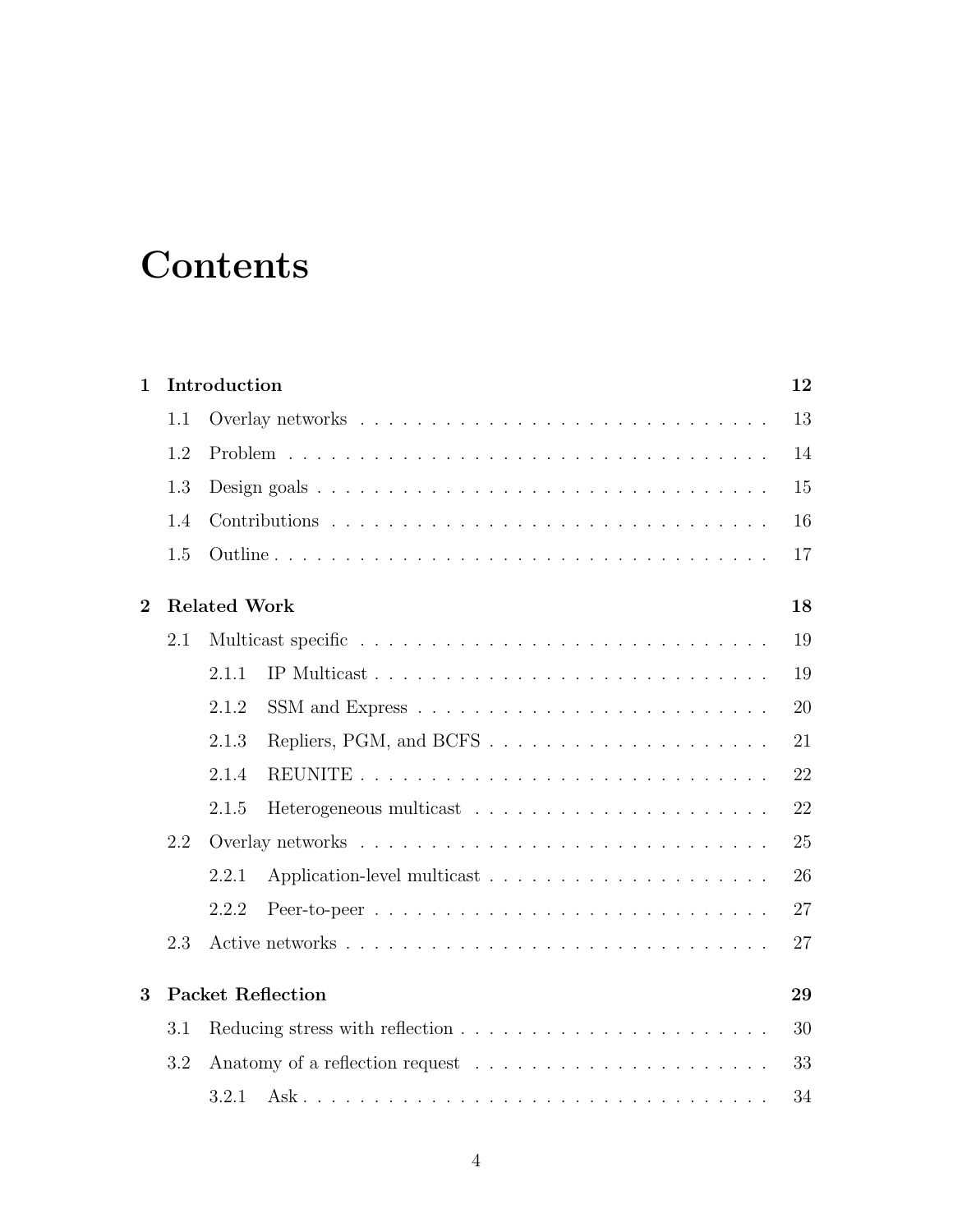# Contents

**1 Introduction** **12**

- 1.1 Overlay networks . . . . . 13
- 1.2 Problem . . . . . 14
- 1.3 Design goals . . . . . 15
- 1.4 Contributions . . . . . 16
- 1.5 Outline . . . . . 17

**2 Related Work** **18**

- 2.1 Multicast specific . . . . . 19
  - 2.1.1 IP Multicast . . . . . 19
  - 2.1.2 SSM and Express . . . . . 20
  - 2.1.3 Repliers, PGM, and BCFS . . . . . 21
  - 2.1.4 REUNITE . . . . . 22
  - 2.1.5 Heterogeneous multicast . . . . . 22
- 2.2 Overlay networks . . . . . 25
  - 2.2.1 Application-level multicast . . . . . 26
  - 2.2.2 Peer-to-peer . . . . . 27
- 2.3 Active networks . . . . . 27

**3 Packet Reflection** **29**

- 3.1 Reducing stress with reflection . . . . . 30
- 3.2 Anatomy of a reflection request . . . . . 33
  - 3.2.1 Ask . . . . . 34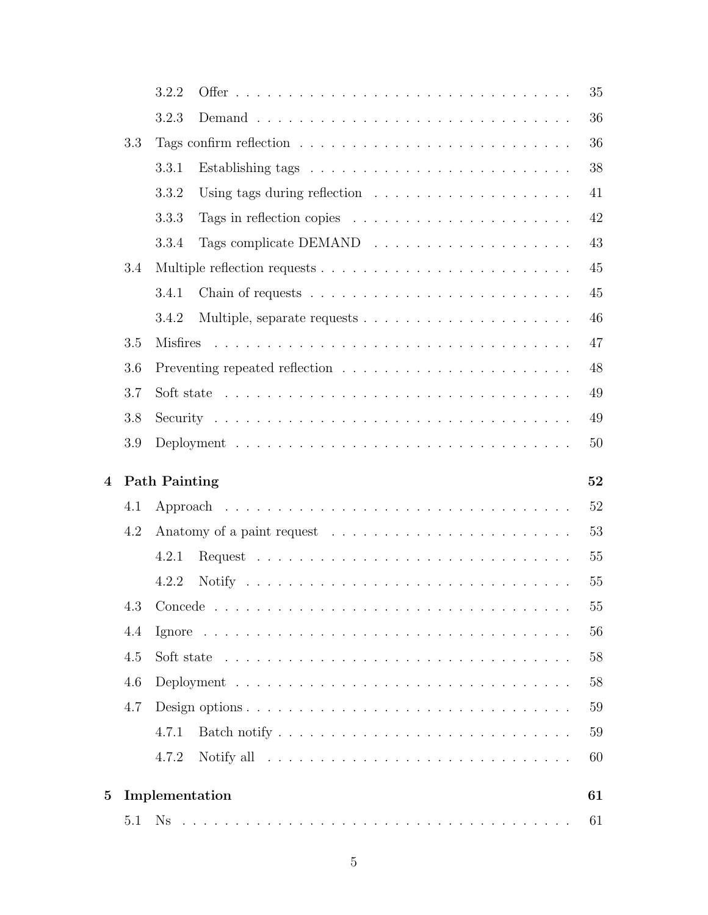- 3.2.2 Offer . . . 35
- 3.2.3 Demand . . . 36
- 3.3 Tags confirm reflection . . . 36
  - 3.3.1 Establishing tags . . . 38
  - 3.3.2 Using tags during reflection . . . 41
  - 3.3.3 Tags in reflection copies . . . 42
  - 3.3.4 Tags complicate DEMAND . . . 43
- 3.4 Multiple reflection requests . . . 45
  - 3.4.1 Chain of requests . . . 45
  - 3.4.2 Multiple, separate requests . . . 46
- 3.5 Misfires . . . 47
- 3.6 Preventing repeated reflection . . . 48
- 3.7 Soft state . . . 49
- 3.8 Security . . . 49
- 3.9 Deployment . . . 50

**4 Path Painting** **52**

- 4.1 Approach . . . 52
- 4.2 Anatomy of a paint request . . . 53
  - 4.2.1 Request . . . 55
  - 4.2.2 Notify . . . 55
- 4.3 Concede . . . 55
- 4.4 Ignore . . . 56
- 4.5 Soft state . . . 58
- 4.6 Deployment . . . 58
- 4.7 Design options . . . 59
  - 4.7.1 Batch notify . . . 59
  - 4.7.2 Notify all . . . 60

**5 Implementation** **61**

- 5.1 Ns . . . 61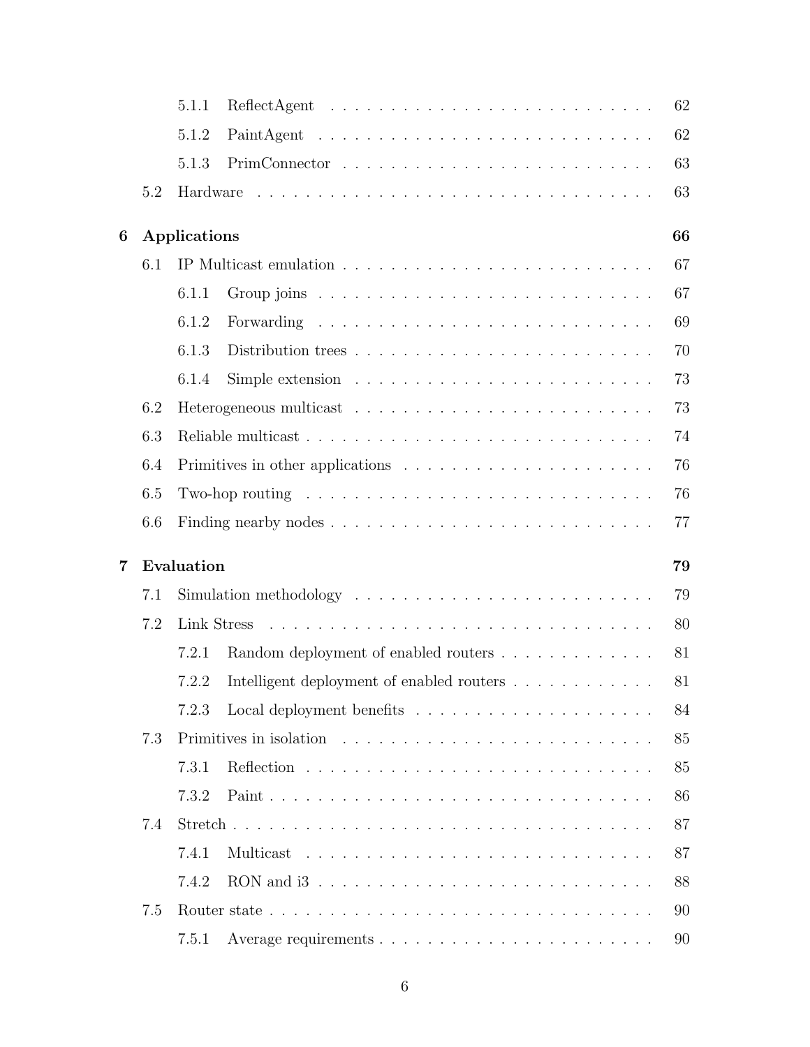- 5.1.1 ReflectAgent . . . . . . . . . . . . . . . . . . . . . . . . . . . 62
- 5.1.2 PaintAgent . . . . . . . . . . . . . . . . . . . . . . . . . . . . 62
- 5.1.3 PrimConnector . . . . . . . . . . . . . . . . . . . . . . . . . . 63
- 5.2 Hardware . . . . . . . . . . . . . . . . . . . . . . . . . . . . . . . . 63

**6 Applications 66**

- 6.1 IP Multicast emulation . . . . . . . . . . . . . . . . . . . . . . . . . 67
  - 6.1.1 Group joins . . . . . . . . . . . . . . . . . . . . . . . . . . . 67
  - 6.1.2 Forwarding . . . . . . . . . . . . . . . . . . . . . . . . . . . 69
  - 6.1.3 Distribution trees . . . . . . . . . . . . . . . . . . . . . . . . 70
  - 6.1.4 Simple extension . . . . . . . . . . . . . . . . . . . . . . . . 73
- 6.2 Heterogeneous multicast . . . . . . . . . . . . . . . . . . . . . . . . 73
- 6.3 Reliable multicast . . . . . . . . . . . . . . . . . . . . . . . . . . . 74
- 6.4 Primitives in other applications . . . . . . . . . . . . . . . . . . . . 76
- 6.5 Two-hop routing . . . . . . . . . . . . . . . . . . . . . . . . . . . . 76
- 6.6 Finding nearby nodes . . . . . . . . . . . . . . . . . . . . . . . . . . 77

**7 Evaluation 79**

- 7.1 Simulation methodology . . . . . . . . . . . . . . . . . . . . . . . . 79
- 7.2 Link Stress . . . . . . . . . . . . . . . . . . . . . . . . . . . . . . . 80
  - 7.2.1 Random deployment of enabled routers . . . . . . . . . . . . . 81
  - 7.2.2 Intelligent deployment of enabled routers . . . . . . . . . . . . 81
  - 7.2.3 Local deployment benefits . . . . . . . . . . . . . . . . . . . . 84
- 7.3 Primitives in isolation . . . . . . . . . . . . . . . . . . . . . . . . . 85
  - 7.3.1 Reflection . . . . . . . . . . . . . . . . . . . . . . . . . . . . 85
  - 7.3.2 Paint . . . . . . . . . . . . . . . . . . . . . . . . . . . . . . . 86
- 7.4 Stretch . . . . . . . . . . . . . . . . . . . . . . . . . . . . . . . . . 87
  - 7.4.1 Multicast . . . . . . . . . . . . . . . . . . . . . . . . . . . . 87
  - 7.4.2 RON and i3 . . . . . . . . . . . . . . . . . . . . . . . . . . . 88
- 7.5 Router state . . . . . . . . . . . . . . . . . . . . . . . . . . . . . . . 90
  - 7.5.1 Average requirements . . . . . . . . . . . . . . . . . . . . . . 90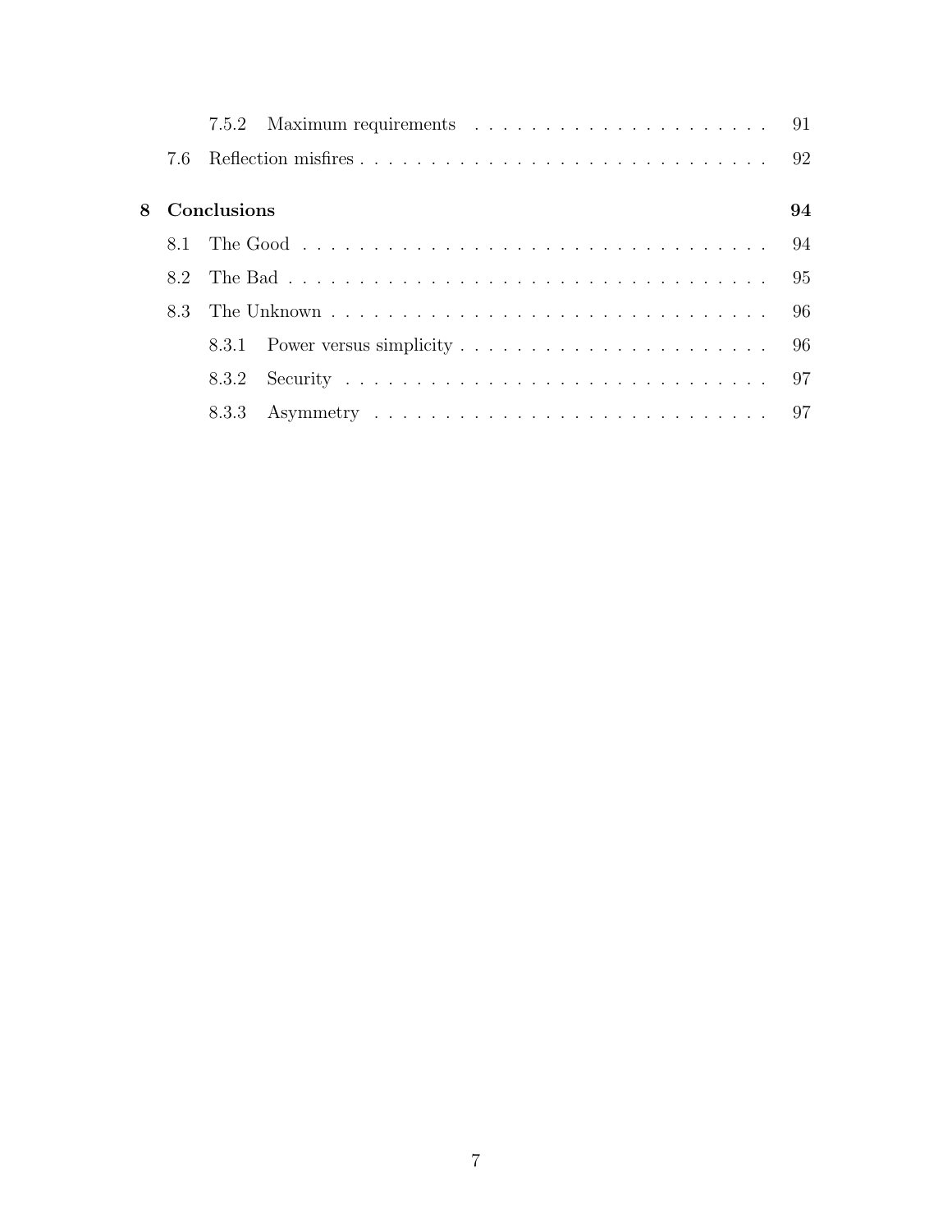- 7.5.2 Maximum requirements ... 91
- 7.6 Reflection misfires ... 92

**8 Conclusions** ... **94**

- 8.1 The Good ... 94
- 8.2 The Bad ... 95
- 8.3 The Unknown ... 96
  - 8.3.1 Power versus simplicity ... 96
  - 8.3.2 Security ... 97
  - 8.3.3 Asymmetry ... 97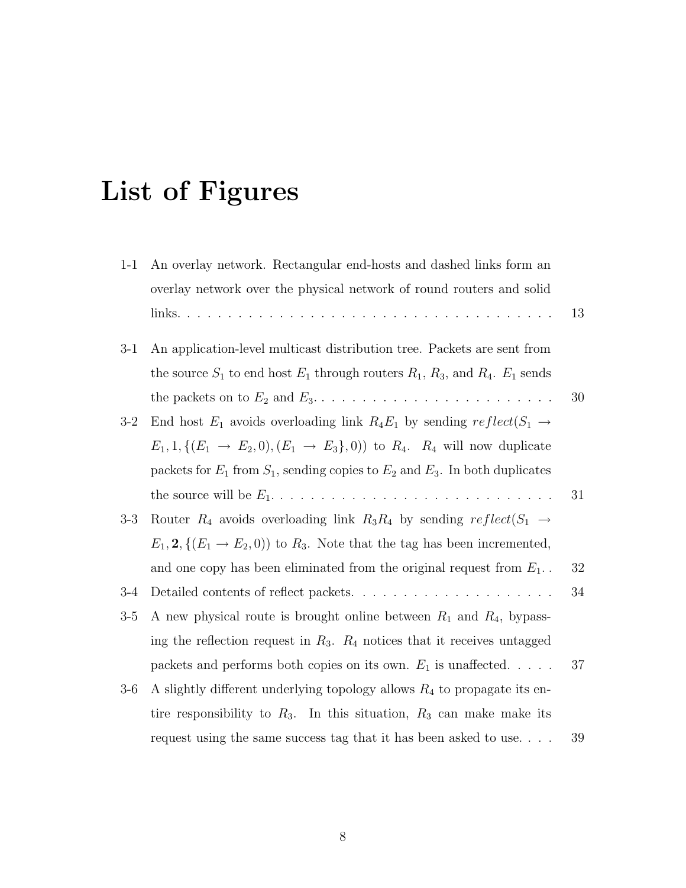# List of Figures

1-1 An overlay network. Rectangular end-hosts and dashed links form an overlay network over the physical network of round routers and solid links. . . . . . . . . . 13

3-1 An application-level multicast distribution tree. Packets are sent from the source $S_1$ to end host $E_1$ through routers $R_1$, $R_3$, and $R_4$. $E_1$ sends the packets on to $E_2$ and $E_3$. . . . . . . . . . 30

3-2 End host $E_1$ avoids overloading link $R_4E_1$ by sending $reflect(S_1 \rightarrow E_1, 1, \{(E_1 \rightarrow E_2, 0), (E_1 \rightarrow E_3\}, 0))$ to $R_4$. $R_4$ will now duplicate packets for $E_1$ from $S_1$, sending copies to $E_2$ and $E_3$. In both duplicates the source will be $E_1$. . . . . . . . . . 31

3-3 Router $R_4$ avoids overloading link $R_3R_4$ by sending $reflect(S_1 \rightarrow E_1, \mathbf{2}, \{(E_1 \rightarrow E_2, 0))$ to $R_3$. Note that the tag has been incremented, and one copy has been eliminated from the original request from $E_1$. . 32

3-4 Detailed contents of reflect packets. . . . . . . . . . 34

3-5 A new physical route is brought online between $R_1$ and $R_4$, bypassing the reflection request in $R_3$. $R_4$ notices that it receives untagged packets and performs both copies on its own. $E_1$ is unaffected. . . . . 37

3-6 A slightly different underlying topology allows $R_4$ to propagate its entire responsibility to $R_3$. In this situation, $R_3$ can make make its request using the same success tag that it has been asked to use. . . . 39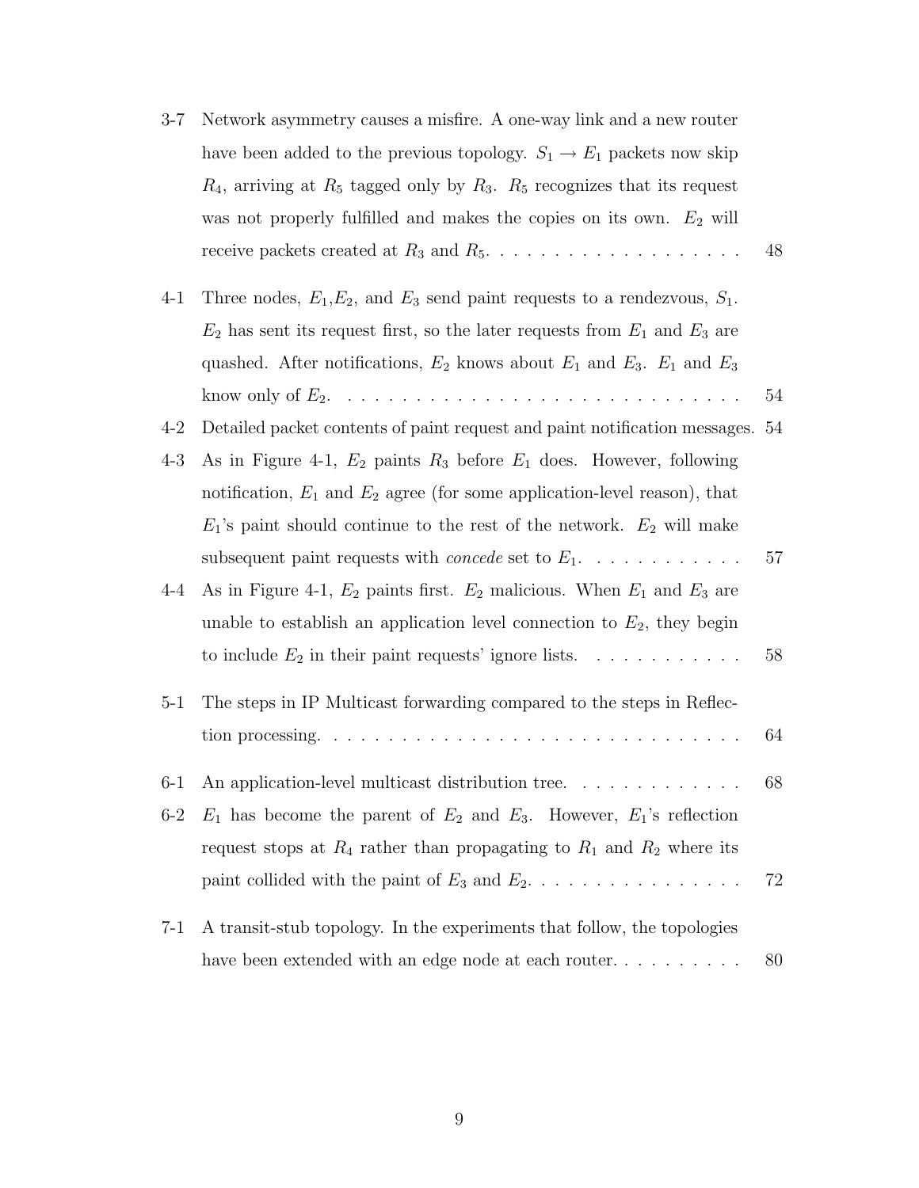3-7 Network asymmetry causes a misfire. A one-way link and a new router have been added to the previous topology. $S_1 \rightarrow E_1$ packets now skip $R_4$, arriving at $R_5$ tagged only by $R_3$. $R_5$ recognizes that its request was not properly fulfilled and makes the copies on its own. $E_2$ will receive packets created at $R_3$ and $R_5$. . . . . . . . . . . . . . . . . . . 48

4-1 Three nodes, $E_1$,$E_2$, and $E_3$ send paint requests to a rendezvous, $S_1$. $E_2$ has sent its request first, so the later requests from $E_1$ and $E_3$ are quashed. After notifications, $E_2$ knows about $E_1$ and $E_3$. $E_1$ and $E_3$ know only of $E_2$. . . . . . . . . . . . . . . . . . . . . . . . . . . . . . 54

4-2 Detailed packet contents of paint request and paint notification messages. 54

4-3 As in Figure 4-1, $E_2$ paints $R_3$ before $E_1$ does. However, following notification, $E_1$ and $E_2$ agree (for some application-level reason), that $E_1$'s paint should continue to the rest of the network. $E_2$ will make subsequent paint requests with *concede* set to $E_1$. . . . . . . . . . . . 57

4-4 As in Figure 4-1, $E_2$ paints first. $E_2$ malicious. When $E_1$ and $E_3$ are unable to establish an application level connection to $E_2$, they begin to include $E_2$ in their paint requests' ignore lists. . . . . . . . . . . 58

5-1 The steps in IP Multicast forwarding compared to the steps in Reflection processing. . . . . . . . . . . . . . . . . . . . . . . . . . . . . . . 64

6-1 An application-level multicast distribution tree. . . . . . . . . . . . . 68

6-2 $E_1$ has become the parent of $E_2$ and $E_3$. However, $E_1$'s reflection request stops at $R_4$ rather than propagating to $R_1$ and $R_2$ where its paint collided with the paint of $E_3$ and $E_2$. . . . . . . . . . . . . . . . 72

7-1 A transit-stub topology. In the experiments that follow, the topologies have been extended with an edge node at each router. . . . . . . . . . 80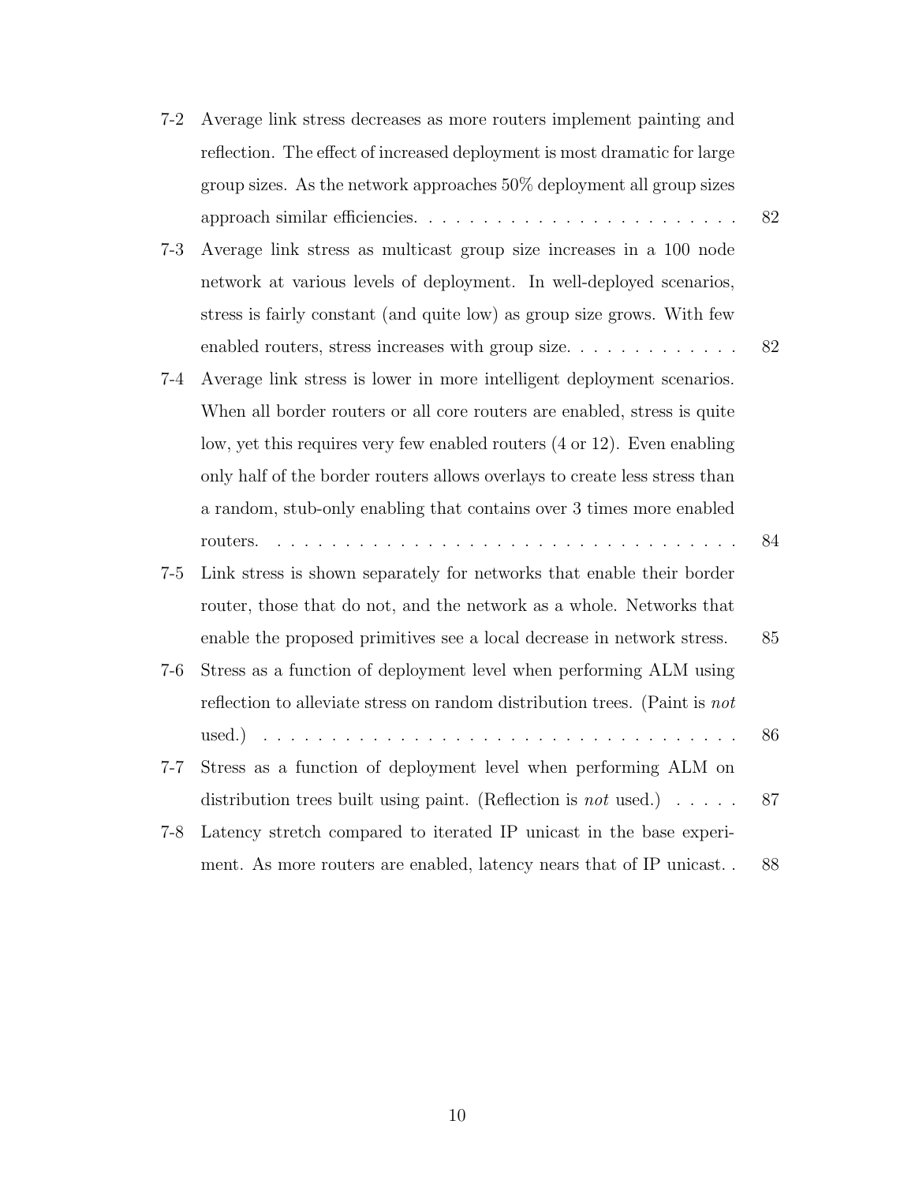7-2 Average link stress decreases as more routers implement painting and reflection. The effect of increased deployment is most dramatic for large group sizes. As the network approaches 50% deployment all group sizes approach similar efficiencies. . . . . . . . . . . . . . . . . . . . . . . . 82

7-3 Average link stress as multicast group size increases in a 100 node network at various levels of deployment. In well-deployed scenarios, stress is fairly constant (and quite low) as group size grows. With few enabled routers, stress increases with group size. . . . . . . . . . . . . 82

7-4 Average link stress is lower in more intelligent deployment scenarios. When all border routers or all core routers are enabled, stress is quite low, yet this requires very few enabled routers (4 or 12). Even enabling only half of the border routers allows overlays to create less stress than a random, stub-only enabling that contains over 3 times more enabled routers. . . . . . . . . . . . . . . . . . . . . . . . . . . . . . . . . . . . 84

7-5 Link stress is shown separately for networks that enable their border router, those that do not, and the network as a whole. Networks that enable the proposed primitives see a local decrease in network stress. 85

7-6 Stress as a function of deployment level when performing ALM using reflection to alleviate stress on random distribution trees. (Paint is *not* used.) . . . . . . . . . . . . . . . . . . . . . . . . . . . . . . . . . . . . 86

7-7 Stress as a function of deployment level when performing ALM on distribution trees built using paint. (Reflection is *not* used.) . . . . . 87

7-8 Latency stretch compared to iterated IP unicast in the base experiment. As more routers are enabled, latency nears that of IP unicast. . 88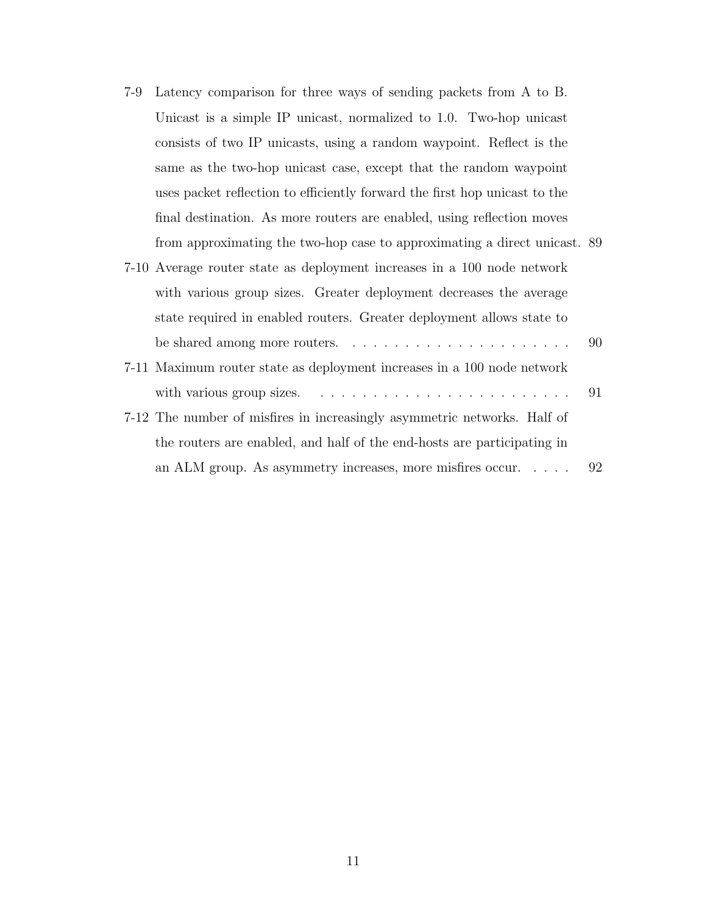7-9 Latency comparison for three ways of sending packets from A to B. Unicast is a simple IP unicast, normalized to 1.0. Two-hop unicast consists of two IP unicasts, using a random waypoint. Reflect is the same as the two-hop unicast case, except that the random waypoint uses packet reflection to efficiently forward the first hop unicast to the final destination. As more routers are enabled, using reflection moves from approximating the two-hop case to approximating a direct unicast. 89

7-10 Average router state as deployment increases in a 100 node network with various group sizes. Greater deployment decreases the average state required in enabled routers. Greater deployment allows state to be shared among more routers. . . . . . . . . . . . . . . . . . . . . . 90

7-11 Maximum router state as deployment increases in a 100 node network with various group sizes. . . . . . . . . . . . . . . . . . . . . . . . . 91

7-12 The number of misfires in increasingly asymmetric networks. Half of the routers are enabled, and half of the end-hosts are participating in an ALM group. As asymmetry increases, more misfires occur. . . . . 92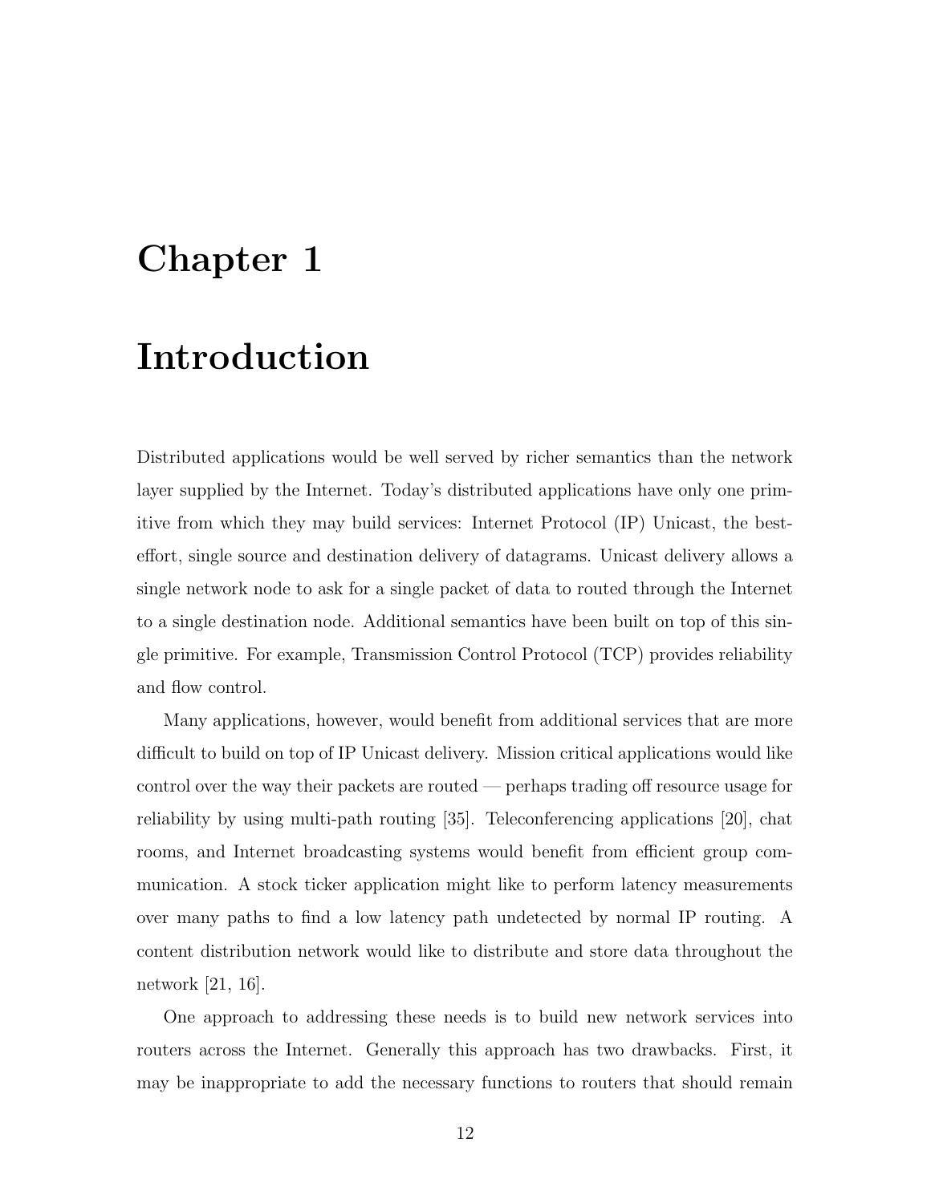# Chapter 1

# Introduction

Distributed applications would be well served by richer semantics than the network layer supplied by the Internet. Today's distributed applications have only one primitive from which they may build services: Internet Protocol (IP) Unicast, the best-effort, single source and destination delivery of datagrams. Unicast delivery allows a single network node to ask for a single packet of data to routed through the Internet to a single destination node. Additional semantics have been built on top of this single primitive. For example, Transmission Control Protocol (TCP) provides reliability and flow control.

Many applications, however, would benefit from additional services that are more difficult to build on top of IP Unicast delivery. Mission critical applications would like control over the way their packets are routed — perhaps trading off resource usage for reliability by using multi-path routing [35]. Teleconferencing applications [20], chat rooms, and Internet broadcasting systems would benefit from efficient group communication. A stock ticker application might like to perform latency measurements over many paths to find a low latency path undetected by normal IP routing. A content distribution network would like to distribute and store data throughout the network [21, 16].

One approach to addressing these needs is to build new network services into routers across the Internet. Generally this approach has two drawbacks. First, it may be inappropriate to add the necessary functions to routers that should remain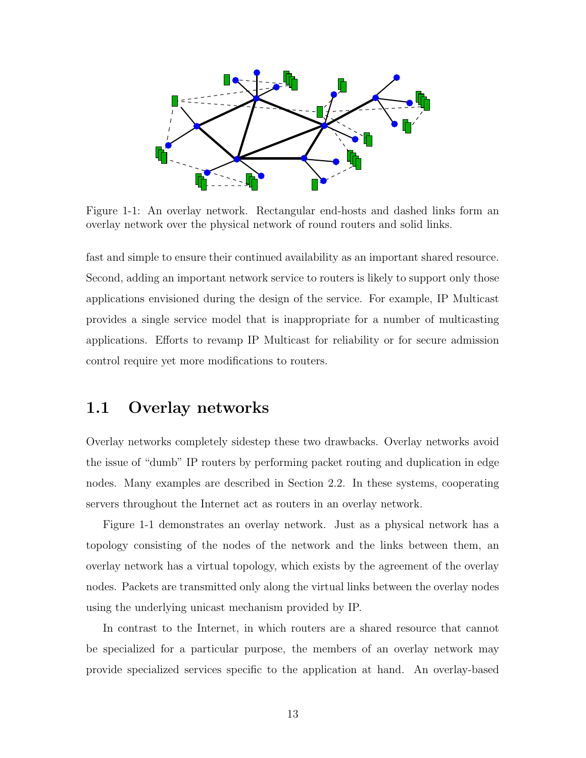Figure 1-1: An overlay network. Rectangular end-hosts and dashed links form an overlay network over the physical network of round routers and solid links.

fast and simple to ensure their continued availability as an important shared resource. Second, adding an important network service to routers is likely to support only those applications envisioned during the design of the service. For example, IP Multicast provides a single service model that is inappropriate for a number of multicasting applications. Efforts to revamp IP Multicast for reliability or for secure admission control require yet more modifications to routers.

## 1.1 Overlay networks

Overlay networks completely sidestep these two drawbacks. Overlay networks avoid the issue of "dumb" IP routers by performing packet routing and duplication in edge nodes. Many examples are described in Section 2.2. In these systems, cooperating servers throughout the Internet act as routers in an overlay network.

Figure 1-1 demonstrates an overlay network. Just as a physical network has a topology consisting of the nodes of the network and the links between them, an overlay network has a virtual topology, which exists by the agreement of the overlay nodes. Packets are transmitted only along the virtual links between the overlay nodes using the underlying unicast mechanism provided by IP.

In contrast to the Internet, in which routers are a shared resource that cannot be specialized for a particular purpose, the members of an overlay network may provide specialized services specific to the application at hand. An overlay-based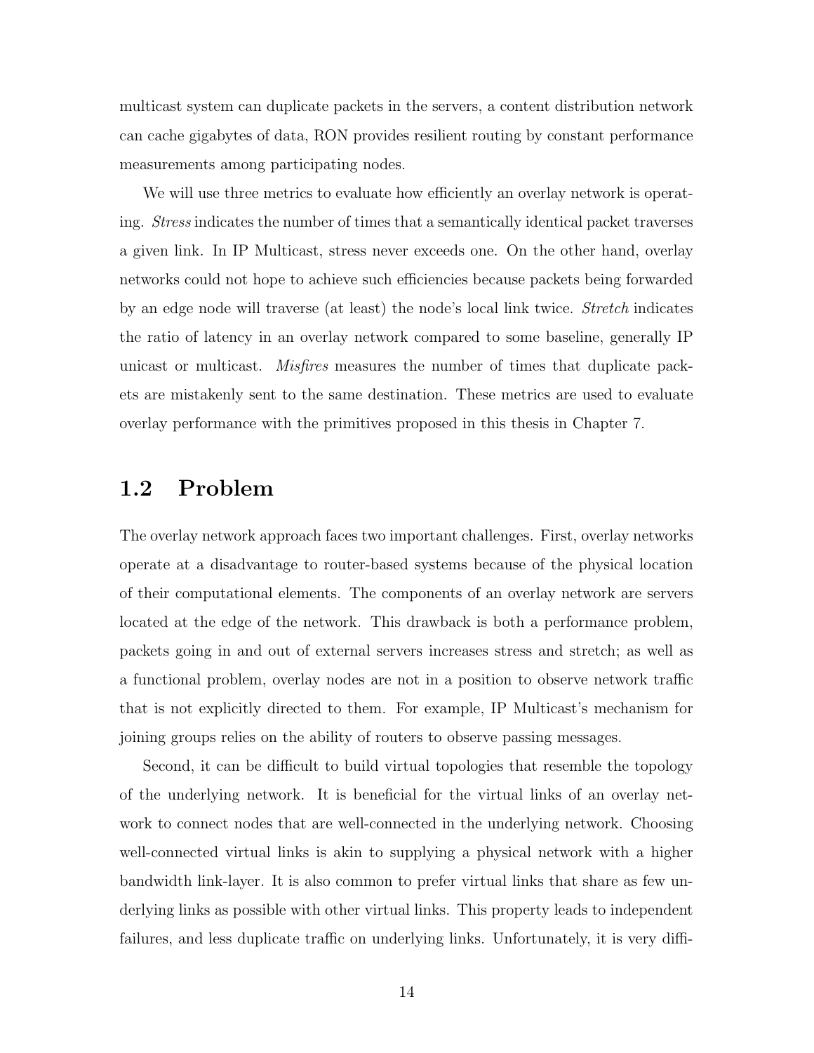multicast system can duplicate packets in the servers, a content distribution network can cache gigabytes of data, RON provides resilient routing by constant performance measurements among participating nodes.

We will use three metrics to evaluate how efficiently an overlay network is operating. *Stress* indicates the number of times that a semantically identical packet traverses a given link. In IP Multicast, stress never exceeds one. On the other hand, overlay networks could not hope to achieve such efficiencies because packets being forwarded by an edge node will traverse (at least) the node's local link twice. *Stretch* indicates the ratio of latency in an overlay network compared to some baseline, generally IP unicast or multicast. *Misfires* measures the number of times that duplicate packets are mistakenly sent to the same destination. These metrics are used to evaluate overlay performance with the primitives proposed in this thesis in Chapter 7.

## 1.2 Problem

The overlay network approach faces two important challenges. First, overlay networks operate at a disadvantage to router-based systems because of the physical location of their computational elements. The components of an overlay network are servers located at the edge of the network. This drawback is both a performance problem, packets going in and out of external servers increases stress and stretch; as well as a functional problem, overlay nodes are not in a position to observe network traffic that is not explicitly directed to them. For example, IP Multicast's mechanism for joining groups relies on the ability of routers to observe passing messages.

Second, it can be difficult to build virtual topologies that resemble the topology of the underlying network. It is beneficial for the virtual links of an overlay network to connect nodes that are well-connected in the underlying network. Choosing well-connected virtual links is akin to supplying a physical network with a higher bandwidth link-layer. It is also common to prefer virtual links that share as few underlying links as possible with other virtual links. This property leads to independent failures, and less duplicate traffic on underlying links. Unfortunately, it is very diffi-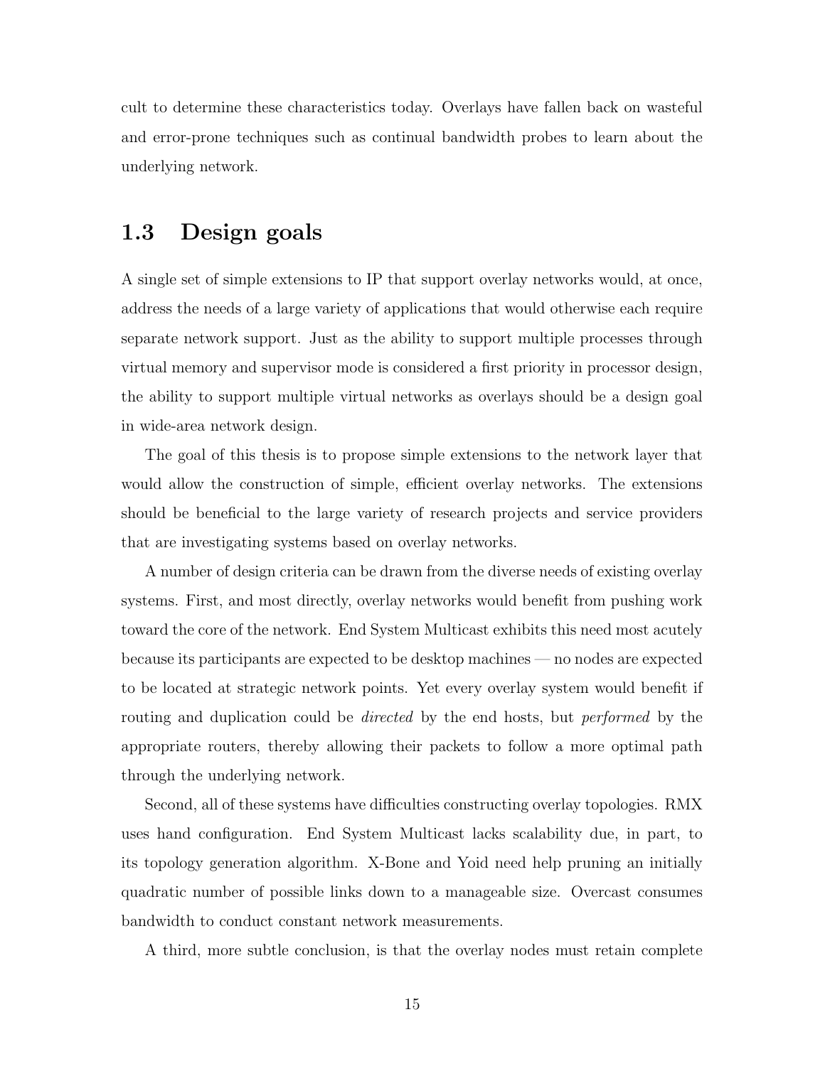cult to determine these characteristics today. Overlays have fallen back on wasteful and error-prone techniques such as continual bandwidth probes to learn about the underlying network.

## 1.3 Design goals

A single set of simple extensions to IP that support overlay networks would, at once, address the needs of a large variety of applications that would otherwise each require separate network support. Just as the ability to support multiple processes through virtual memory and supervisor mode is considered a first priority in processor design, the ability to support multiple virtual networks as overlays should be a design goal in wide-area network design.

The goal of this thesis is to propose simple extensions to the network layer that would allow the construction of simple, efficient overlay networks. The extensions should be beneficial to the large variety of research projects and service providers that are investigating systems based on overlay networks.

A number of design criteria can be drawn from the diverse needs of existing overlay systems. First, and most directly, overlay networks would benefit from pushing work toward the core of the network. End System Multicast exhibits this need most acutely because its participants are expected to be desktop machines — no nodes are expected to be located at strategic network points. Yet every overlay system would benefit if routing and duplication could be *directed* by the end hosts, but *performed* by the appropriate routers, thereby allowing their packets to follow a more optimal path through the underlying network.

Second, all of these systems have difficulties constructing overlay topologies. RMX uses hand configuration. End System Multicast lacks scalability due, in part, to its topology generation algorithm. X-Bone and Yoid need help pruning an initially quadratic number of possible links down to a manageable size. Overcast consumes bandwidth to conduct constant network measurements.

A third, more subtle conclusion, is that the overlay nodes must retain complete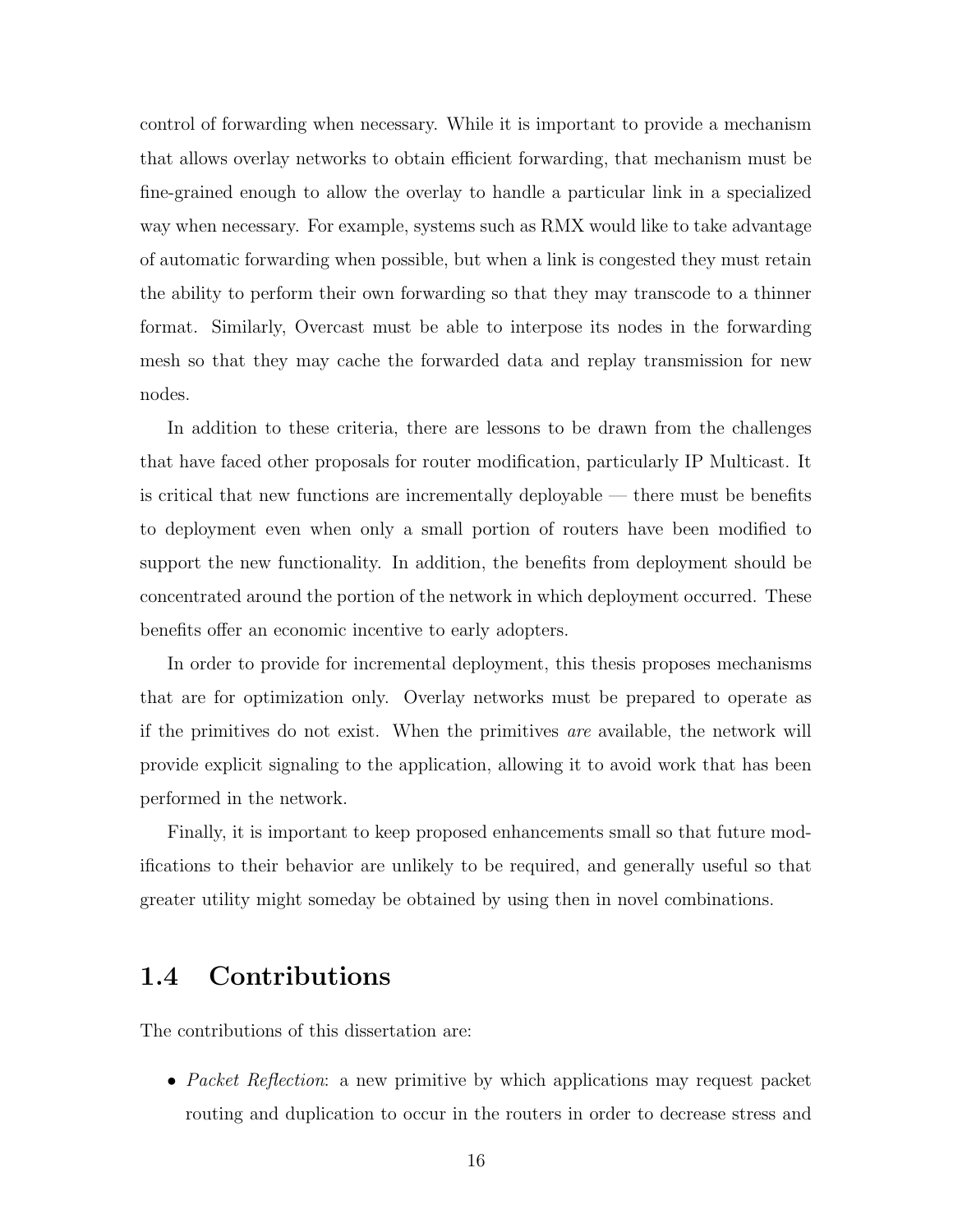control of forwarding when necessary. While it is important to provide a mechanism that allows overlay networks to obtain efficient forwarding, that mechanism must be fine-grained enough to allow the overlay to handle a particular link in a specialized way when necessary. For example, systems such as RMX would like to take advantage of automatic forwarding when possible, but when a link is congested they must retain the ability to perform their own forwarding so that they may transcode to a thinner format. Similarly, Overcast must be able to interpose its nodes in the forwarding mesh so that they may cache the forwarded data and replay transmission for new nodes.

In addition to these criteria, there are lessons to be drawn from the challenges that have faced other proposals for router modification, particularly IP Multicast. It is critical that new functions are incrementally deployable — there must be benefits to deployment even when only a small portion of routers have been modified to support the new functionality. In addition, the benefits from deployment should be concentrated around the portion of the network in which deployment occurred. These benefits offer an economic incentive to early adopters.

In order to provide for incremental deployment, this thesis proposes mechanisms that are for optimization only. Overlay networks must be prepared to operate as if the primitives do not exist. When the primitives *are* available, the network will provide explicit signaling to the application, allowing it to avoid work that has been performed in the network.

Finally, it is important to keep proposed enhancements small so that future modifications to their behavior are unlikely to be required, and generally useful so that greater utility might someday be obtained by using then in novel combinations.

## 1.4 Contributions

The contributions of this dissertation are:

- *Packet Reflection*: a new primitive by which applications may request packet routing and duplication to occur in the routers in order to decrease stress and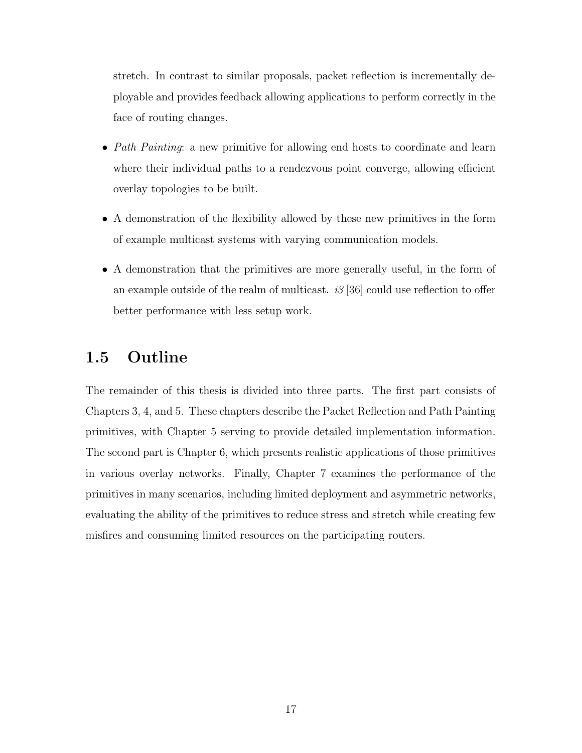stretch. In contrast to similar proposals, packet reflection is incrementally deployable and provides feedback allowing applications to perform correctly in the face of routing changes.

- *Path Painting*: a new primitive for allowing end hosts to coordinate and learn where their individual paths to a rendezvous point converge, allowing efficient overlay topologies to be built.
- A demonstration of the flexibility allowed by these new primitives in the form of example multicast systems with varying communication models.
- A demonstration that the primitives are more generally useful, in the form of an example outside of the realm of multicast. *i3* [36] could use reflection to offer better performance with less setup work.

## 1.5 Outline

The remainder of this thesis is divided into three parts. The first part consists of Chapters 3, 4, and 5. These chapters describe the Packet Reflection and Path Painting primitives, with Chapter 5 serving to provide detailed implementation information. The second part is Chapter 6, which presents realistic applications of those primitives in various overlay networks. Finally, Chapter 7 examines the performance of the primitives in many scenarios, including limited deployment and asymmetric networks, evaluating the ability of the primitives to reduce stress and stretch while creating few misfires and consuming limited resources on the participating routers.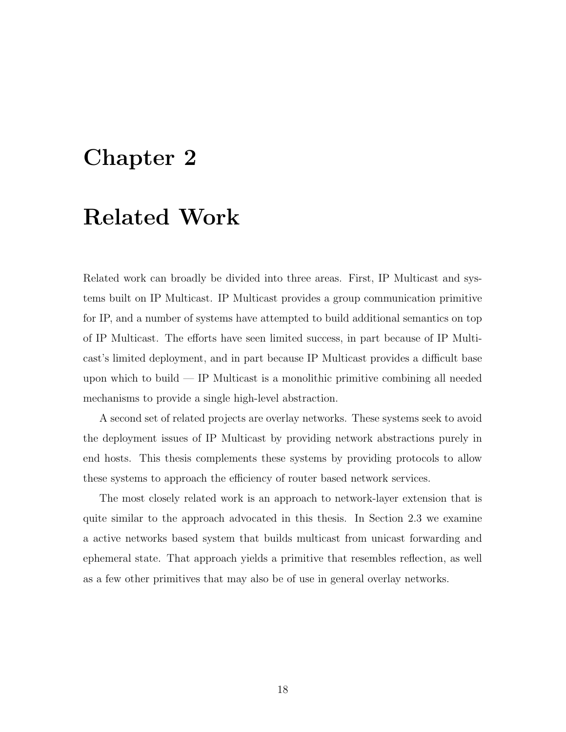# Chapter 2

# Related Work

Related work can broadly be divided into three areas. First, IP Multicast and systems built on IP Multicast. IP Multicast provides a group communication primitive for IP, and a number of systems have attempted to build additional semantics on top of IP Multicast. The efforts have seen limited success, in part because of IP Multicast's limited deployment, and in part because IP Multicast provides a difficult base upon which to build — IP Multicast is a monolithic primitive combining all needed mechanisms to provide a single high-level abstraction.

A second set of related projects are overlay networks. These systems seek to avoid the deployment issues of IP Multicast by providing network abstractions purely in end hosts. This thesis complements these systems by providing protocols to allow these systems to approach the efficiency of router based network services.

The most closely related work is an approach to network-layer extension that is quite similar to the approach advocated in this thesis. In Section 2.3 we examine a active networks based system that builds multicast from unicast forwarding and ephemeral state. That approach yields a primitive that resembles reflection, as well as a few other primitives that may also be of use in general overlay networks.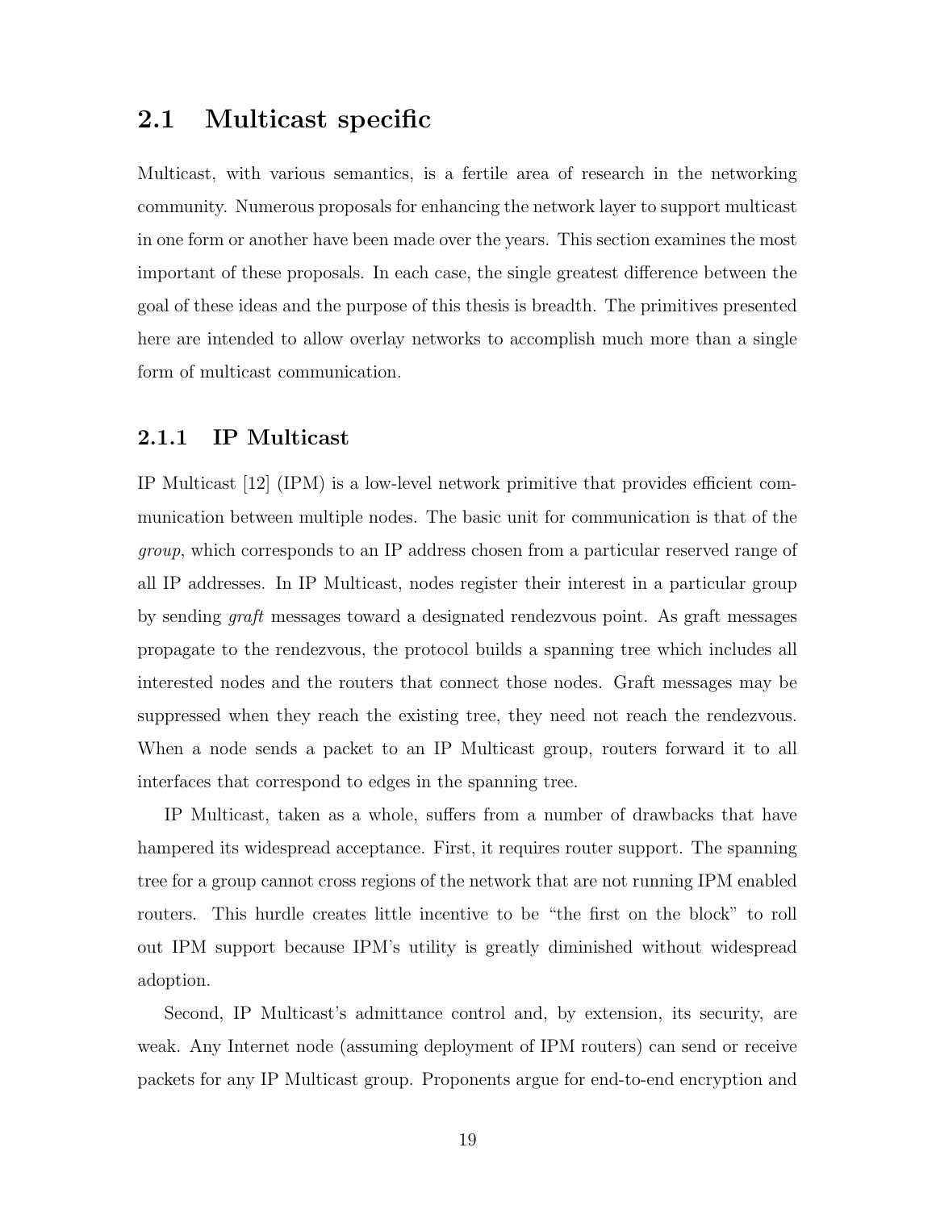## 2.1 Multicast specific

Multicast, with various semantics, is a fertile area of research in the networking community. Numerous proposals for enhancing the network layer to support multicast in one form or another have been made over the years. This section examines the most important of these proposals. In each case, the single greatest difference between the goal of these ideas and the purpose of this thesis is breadth. The primitives presented here are intended to allow overlay networks to accomplish much more than a single form of multicast communication.

### 2.1.1 IP Multicast

IP Multicast [12] (IPM) is a low-level network primitive that provides efficient communication between multiple nodes. The basic unit for communication is that of the *group*, which corresponds to an IP address chosen from a particular reserved range of all IP addresses. In IP Multicast, nodes register their interest in a particular group by sending *graft* messages toward a designated rendezvous point. As graft messages propagate to the rendezvous, the protocol builds a spanning tree which includes all interested nodes and the routers that connect those nodes. Graft messages may be suppressed when they reach the existing tree, they need not reach the rendezvous. When a node sends a packet to an IP Multicast group, routers forward it to all interfaces that correspond to edges in the spanning tree.

IP Multicast, taken as a whole, suffers from a number of drawbacks that have hampered its widespread acceptance. First, it requires router support. The spanning tree for a group cannot cross regions of the network that are not running IPM enabled routers. This hurdle creates little incentive to be "the first on the block" to roll out IPM support because IPM's utility is greatly diminished without widespread adoption.

Second, IP Multicast's admittance control and, by extension, its security, are weak. Any Internet node (assuming deployment of IPM routers) can send or receive packets for any IP Multicast group. Proponents argue for end-to-end encryption and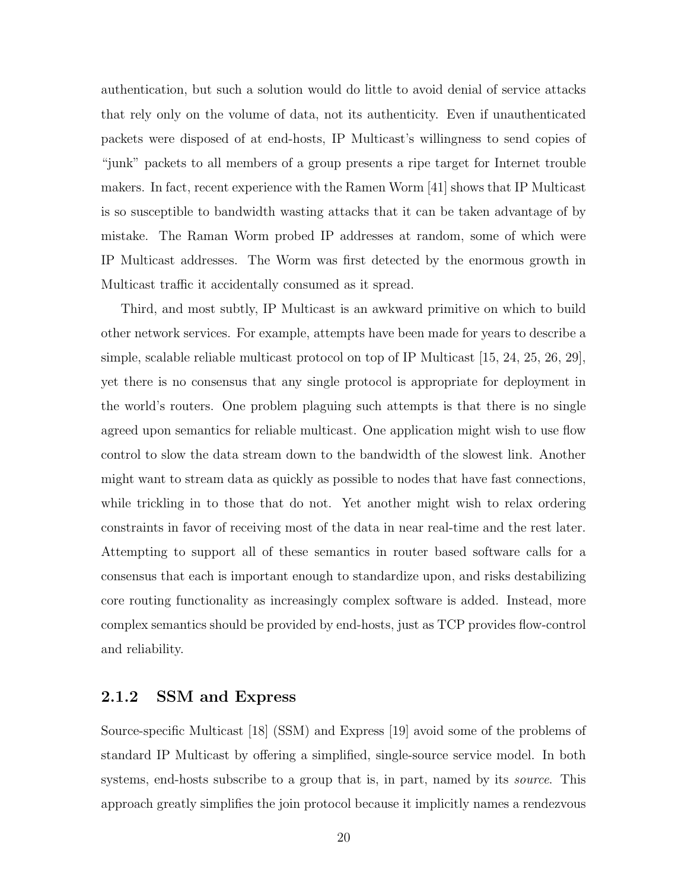authentication, but such a solution would do little to avoid denial of service attacks that rely only on the volume of data, not its authenticity. Even if unauthenticated packets were disposed of at end-hosts, IP Multicast's willingness to send copies of "junk" packets to all members of a group presents a ripe target for Internet trouble makers. In fact, recent experience with the Ramen Worm [41] shows that IP Multicast is so susceptible to bandwidth wasting attacks that it can be taken advantage of by mistake. The Raman Worm probed IP addresses at random, some of which were IP Multicast addresses. The Worm was first detected by the enormous growth in Multicast traffic it accidentally consumed as it spread.

Third, and most subtly, IP Multicast is an awkward primitive on which to build other network services. For example, attempts have been made for years to describe a simple, scalable reliable multicast protocol on top of IP Multicast [15, 24, 25, 26, 29], yet there is no consensus that any single protocol is appropriate for deployment in the world's routers. One problem plaguing such attempts is that there is no single agreed upon semantics for reliable multicast. One application might wish to use flow control to slow the data stream down to the bandwidth of the slowest link. Another might want to stream data as quickly as possible to nodes that have fast connections, while trickling in to those that do not. Yet another might wish to relax ordering constraints in favor of receiving most of the data in near real-time and the rest later. Attempting to support all of these semantics in router based software calls for a consensus that each is important enough to standardize upon, and risks destabilizing core routing functionality as increasingly complex software is added. Instead, more complex semantics should be provided by end-hosts, just as TCP provides flow-control and reliability.

### 2.1.2 SSM and Express

Source-specific Multicast [18] (SSM) and Express [19] avoid some of the problems of standard IP Multicast by offering a simplified, single-source service model. In both systems, end-hosts subscribe to a group that is, in part, named by its *source*. This approach greatly simplifies the join protocol because it implicitly names a rendezvous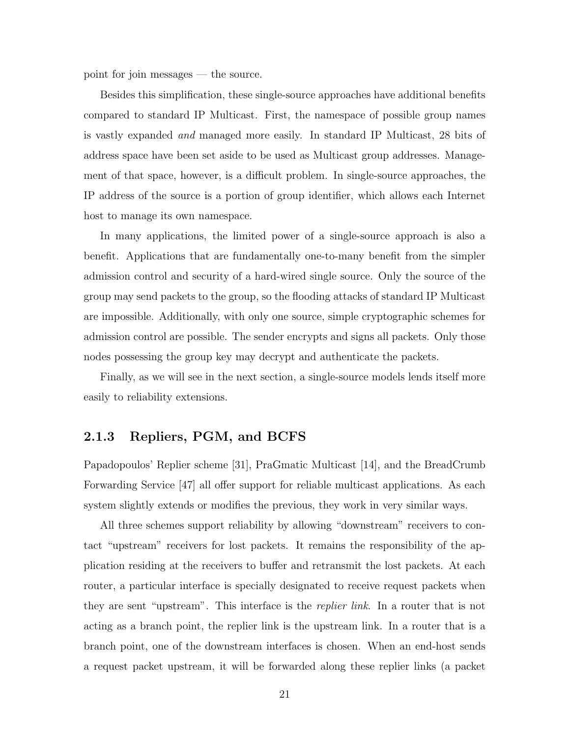point for join messages — the source.

Besides this simplification, these single-source approaches have additional benefits compared to standard IP Multicast. First, the namespace of possible group names is vastly expanded *and* managed more easily. In standard IP Multicast, 28 bits of address space have been set aside to be used as Multicast group addresses. Management of that space, however, is a difficult problem. In single-source approaches, the IP address of the source is a portion of group identifier, which allows each Internet host to manage its own namespace.

In many applications, the limited power of a single-source approach is also a benefit. Applications that are fundamentally one-to-many benefit from the simpler admission control and security of a hard-wired single source. Only the source of the group may send packets to the group, so the flooding attacks of standard IP Multicast are impossible. Additionally, with only one source, simple cryptographic schemes for admission control are possible. The sender encrypts and signs all packets. Only those nodes possessing the group key may decrypt and authenticate the packets.

Finally, as we will see in the next section, a single-source models lends itself more easily to reliability extensions.

### 2.1.3 Repliers, PGM, and BCFS

Papadopoulos' Replier scheme [31], PraGmatic Multicast [14], and the BreadCrumb Forwarding Service [47] all offer support for reliable multicast applications. As each system slightly extends or modifies the previous, they work in very similar ways.

All three schemes support reliability by allowing "downstream" receivers to contact "upstream" receivers for lost packets. It remains the responsibility of the application residing at the receivers to buffer and retransmit the lost packets. At each router, a particular interface is specially designated to receive request packets when they are sent "upstream". This interface is the *replier link*. In a router that is not acting as a branch point, the replier link is the upstream link. In a router that is a branch point, one of the downstream interfaces is chosen. When an end-host sends a request packet upstream, it will be forwarded along these replier links (a packet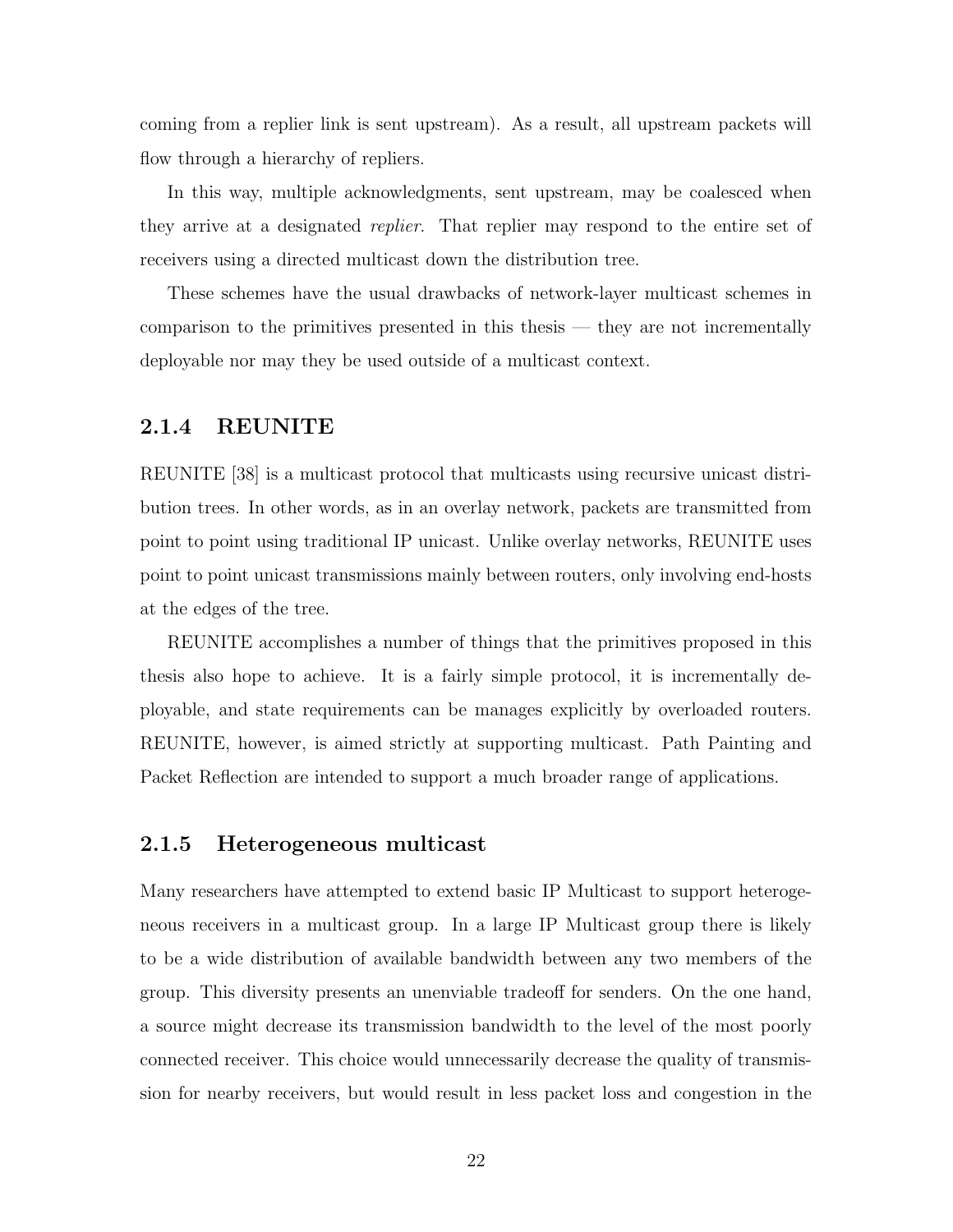coming from a replier link is sent upstream). As a result, all upstream packets will flow through a hierarchy of repliers.

In this way, multiple acknowledgments, sent upstream, may be coalesced when they arrive at a designated *replier*. That replier may respond to the entire set of receivers using a directed multicast down the distribution tree.

These schemes have the usual drawbacks of network-layer multicast schemes in comparison to the primitives presented in this thesis — they are not incrementally deployable nor may they be used outside of a multicast context.

### 2.1.4 REUNITE

REUNITE [38] is a multicast protocol that multicasts using recursive unicast distribution trees. In other words, as in an overlay network, packets are transmitted from point to point using traditional IP unicast. Unlike overlay networks, REUNITE uses point to point unicast transmissions mainly between routers, only involving end-hosts at the edges of the tree.

REUNITE accomplishes a number of things that the primitives proposed in this thesis also hope to achieve. It is a fairly simple protocol, it is incrementally deployable, and state requirements can be manages explicitly by overloaded routers. REUNITE, however, is aimed strictly at supporting multicast. Path Painting and Packet Reflection are intended to support a much broader range of applications.

### 2.1.5 Heterogeneous multicast

Many researchers have attempted to extend basic IP Multicast to support heterogeneous receivers in a multicast group. In a large IP Multicast group there is likely to be a wide distribution of available bandwidth between any two members of the group. This diversity presents an unenviable tradeoff for senders. On the one hand, a source might decrease its transmission bandwidth to the level of the most poorly connected receiver. This choice would unnecessarily decrease the quality of transmission for nearby receivers, but would result in less packet loss and congestion in the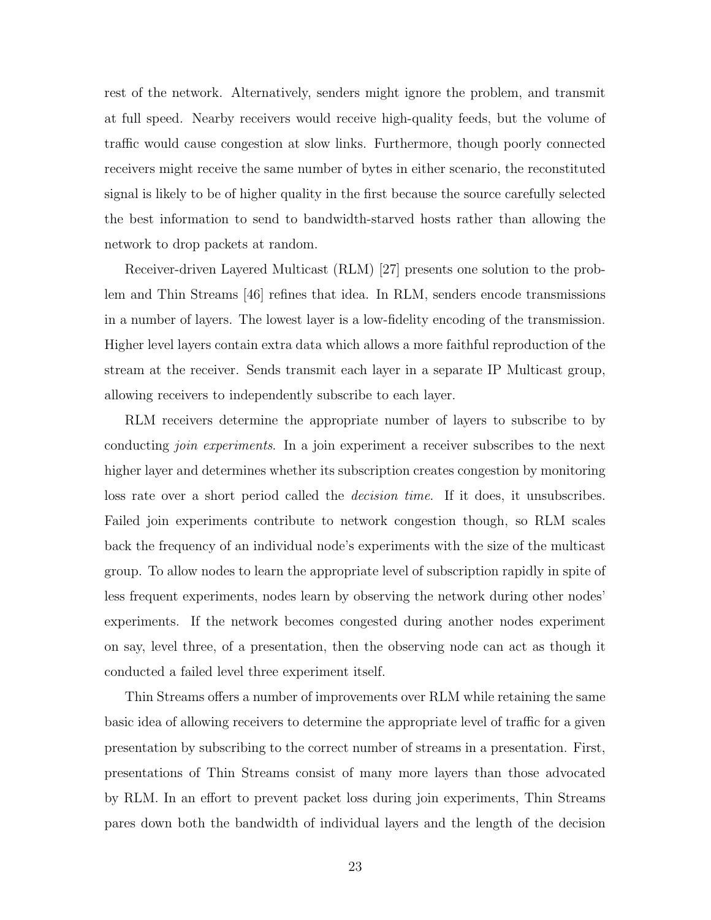rest of the network. Alternatively, senders might ignore the problem, and transmit at full speed. Nearby receivers would receive high-quality feeds, but the volume of traffic would cause congestion at slow links. Furthermore, though poorly connected receivers might receive the same number of bytes in either scenario, the reconstituted signal is likely to be of higher quality in the first because the source carefully selected the best information to send to bandwidth-starved hosts rather than allowing the network to drop packets at random.

Receiver-driven Layered Multicast (RLM) [27] presents one solution to the problem and Thin Streams [46] refines that idea. In RLM, senders encode transmissions in a number of layers. The lowest layer is a low-fidelity encoding of the transmission. Higher level layers contain extra data which allows a more faithful reproduction of the stream at the receiver. Sends transmit each layer in a separate IP Multicast group, allowing receivers to independently subscribe to each layer.

RLM receivers determine the appropriate number of layers to subscribe to by conducting *join experiments*. In a join experiment a receiver subscribes to the next higher layer and determines whether its subscription creates congestion by monitoring loss rate over a short period called the *decision time*. If it does, it unsubscribes. Failed join experiments contribute to network congestion though, so RLM scales back the frequency of an individual node's experiments with the size of the multicast group. To allow nodes to learn the appropriate level of subscription rapidly in spite of less frequent experiments, nodes learn by observing the network during other nodes' experiments. If the network becomes congested during another nodes experiment on say, level three, of a presentation, then the observing node can act as though it conducted a failed level three experiment itself.

Thin Streams offers a number of improvements over RLM while retaining the same basic idea of allowing receivers to determine the appropriate level of traffic for a given presentation by subscribing to the correct number of streams in a presentation. First, presentations of Thin Streams consist of many more layers than those advocated by RLM. In an effort to prevent packet loss during join experiments, Thin Streams pares down both the bandwidth of individual layers and the length of the decision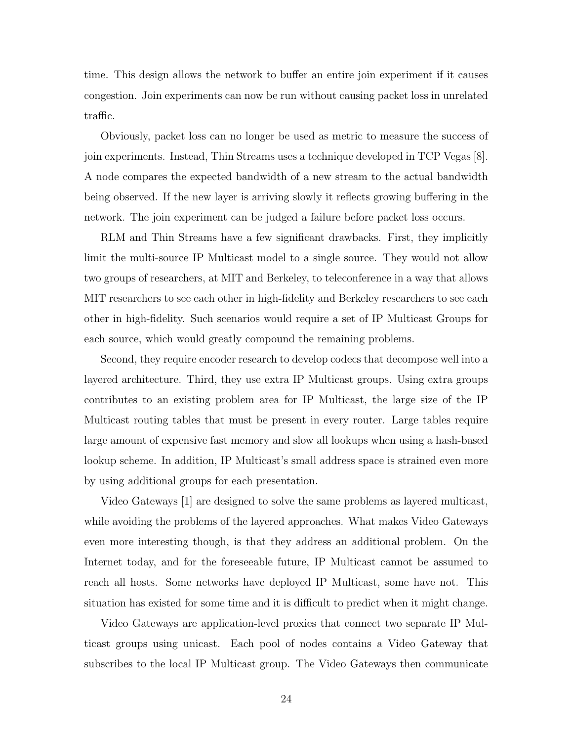time. This design allows the network to buffer an entire join experiment if it causes congestion. Join experiments can now be run without causing packet loss in unrelated traffic.

Obviously, packet loss can no longer be used as metric to measure the success of join experiments. Instead, Thin Streams uses a technique developed in TCP Vegas [8]. A node compares the expected bandwidth of a new stream to the actual bandwidth being observed. If the new layer is arriving slowly it reflects growing buffering in the network. The join experiment can be judged a failure before packet loss occurs.

RLM and Thin Streams have a few significant drawbacks. First, they implicitly limit the multi-source IP Multicast model to a single source. They would not allow two groups of researchers, at MIT and Berkeley, to teleconference in a way that allows MIT researchers to see each other in high-fidelity and Berkeley researchers to see each other in high-fidelity. Such scenarios would require a set of IP Multicast Groups for each source, which would greatly compound the remaining problems.

Second, they require encoder research to develop codecs that decompose well into a layered architecture. Third, they use extra IP Multicast groups. Using extra groups contributes to an existing problem area for IP Multicast, the large size of the IP Multicast routing tables that must be present in every router. Large tables require large amount of expensive fast memory and slow all lookups when using a hash-based lookup scheme. In addition, IP Multicast's small address space is strained even more by using additional groups for each presentation.

Video Gateways [1] are designed to solve the same problems as layered multicast, while avoiding the problems of the layered approaches. What makes Video Gateways even more interesting though, is that they address an additional problem. On the Internet today, and for the foreseeable future, IP Multicast cannot be assumed to reach all hosts. Some networks have deployed IP Multicast, some have not. This situation has existed for some time and it is difficult to predict when it might change.

Video Gateways are application-level proxies that connect two separate IP Multicast groups using unicast. Each pool of nodes contains a Video Gateway that subscribes to the local IP Multicast group. The Video Gateways then communicate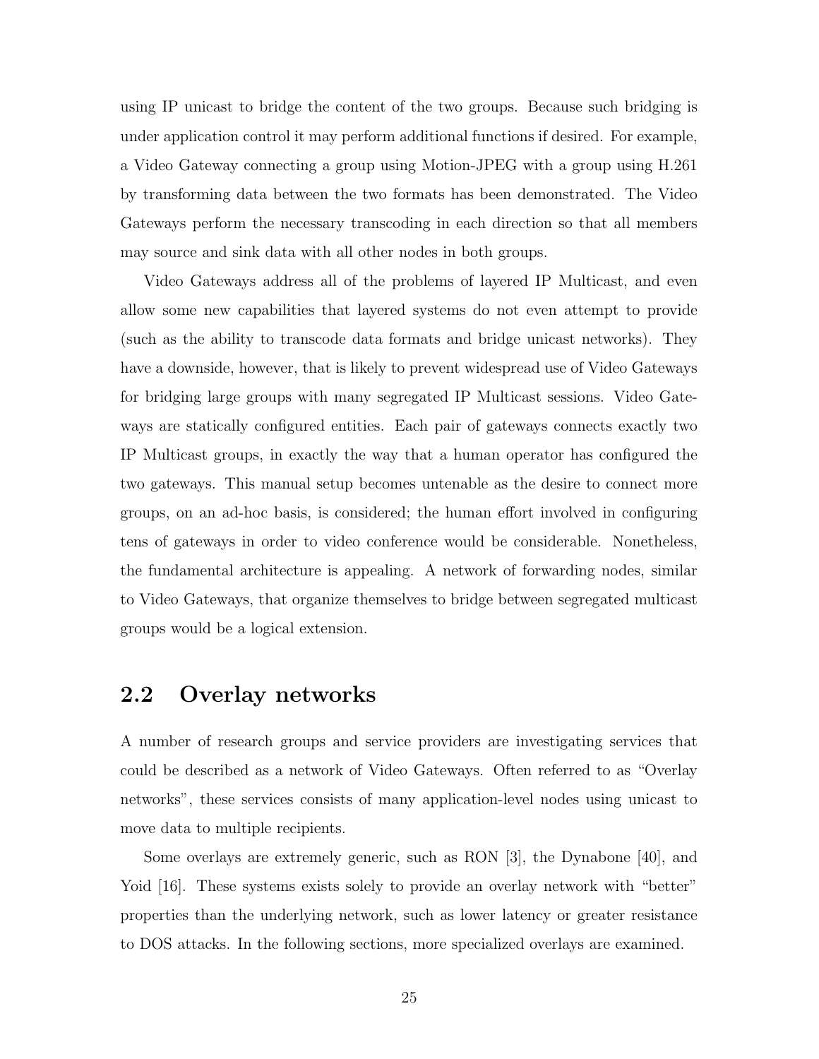using IP unicast to bridge the content of the two groups. Because such bridging is under application control it may perform additional functions if desired. For example, a Video Gateway connecting a group using Motion-JPEG with a group using H.261 by transforming data between the two formats has been demonstrated. The Video Gateways perform the necessary transcoding in each direction so that all members may source and sink data with all other nodes in both groups.

Video Gateways address all of the problems of layered IP Multicast, and even allow some new capabilities that layered systems do not even attempt to provide (such as the ability to transcode data formats and bridge unicast networks). They have a downside, however, that is likely to prevent widespread use of Video Gateways for bridging large groups with many segregated IP Multicast sessions. Video Gateways are statically configured entities. Each pair of gateways connects exactly two IP Multicast groups, in exactly the way that a human operator has configured the two gateways. This manual setup becomes untenable as the desire to connect more groups, on an ad-hoc basis, is considered; the human effort involved in configuring tens of gateways in order to video conference would be considerable. Nonetheless, the fundamental architecture is appealing. A network of forwarding nodes, similar to Video Gateways, that organize themselves to bridge between segregated multicast groups would be a logical extension.

## 2.2 Overlay networks

A number of research groups and service providers are investigating services that could be described as a network of Video Gateways. Often referred to as "Overlay networks", these services consists of many application-level nodes using unicast to move data to multiple recipients.

Some overlays are extremely generic, such as RON [3], the Dynabone [40], and Yoid [16]. These systems exists solely to provide an overlay network with "better" properties than the underlying network, such as lower latency or greater resistance to DOS attacks. In the following sections, more specialized overlays are examined.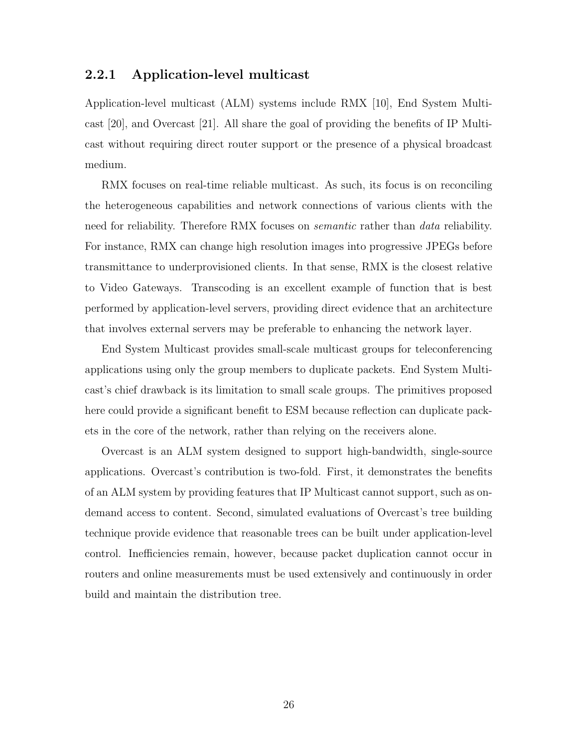### 2.2.1 Application-level multicast

Application-level multicast (ALM) systems include RMX [10], End System Multicast [20], and Overcast [21]. All share the goal of providing the benefits of IP Multicast without requiring direct router support or the presence of a physical broadcast medium.

RMX focuses on real-time reliable multicast. As such, its focus is on reconciling the heterogeneous capabilities and network connections of various clients with the need for reliability. Therefore RMX focuses on *semantic* rather than *data* reliability. For instance, RMX can change high resolution images into progressive JPEGs before transmittance to underprovisioned clients. In that sense, RMX is the closest relative to Video Gateways. Transcoding is an excellent example of function that is best performed by application-level servers, providing direct evidence that an architecture that involves external servers may be preferable to enhancing the network layer.

End System Multicast provides small-scale multicast groups for teleconferencing applications using only the group members to duplicate packets. End System Multicast's chief drawback is its limitation to small scale groups. The primitives proposed here could provide a significant benefit to ESM because reflection can duplicate packets in the core of the network, rather than relying on the receivers alone.

Overcast is an ALM system designed to support high-bandwidth, single-source applications. Overcast's contribution is two-fold. First, it demonstrates the benefits of an ALM system by providing features that IP Multicast cannot support, such as on-demand access to content. Second, simulated evaluations of Overcast's tree building technique provide evidence that reasonable trees can be built under application-level control. Inefficiencies remain, however, because packet duplication cannot occur in routers and online measurements must be used extensively and continuously in order build and maintain the distribution tree.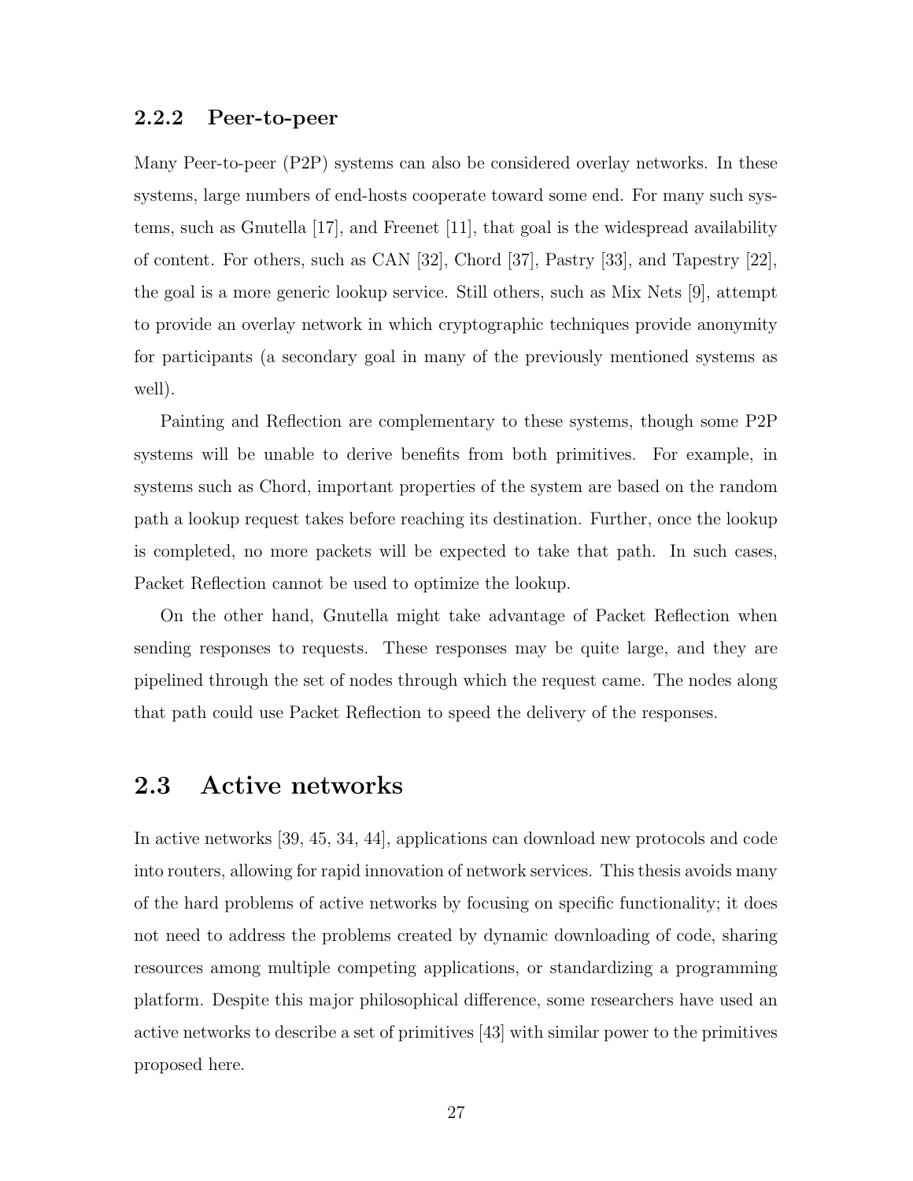### 2.2.2 Peer-to-peer

Many Peer-to-peer (P2P) systems can also be considered overlay networks. In these systems, large numbers of end-hosts cooperate toward some end. For many such systems, such as Gnutella [17], and Freenet [11], that goal is the widespread availability of content. For others, such as CAN [32], Chord [37], Pastry [33], and Tapestry [22], the goal is a more generic lookup service. Still others, such as Mix Nets [9], attempt to provide an overlay network in which cryptographic techniques provide anonymity for participants (a secondary goal in many of the previously mentioned systems as well).

Painting and Reflection are complementary to these systems, though some P2P systems will be unable to derive benefits from both primitives. For example, in systems such as Chord, important properties of the system are based on the random path a lookup request takes before reaching its destination. Further, once the lookup is completed, no more packets will be expected to take that path. In such cases, Packet Reflection cannot be used to optimize the lookup.

On the other hand, Gnutella might take advantage of Packet Reflection when sending responses to requests. These responses may be quite large, and they are pipelined through the set of nodes through which the request came. The nodes along that path could use Packet Reflection to speed the delivery of the responses.

## 2.3 Active networks

In active networks [39, 45, 34, 44], applications can download new protocols and code into routers, allowing for rapid innovation of network services. This thesis avoids many of the hard problems of active networks by focusing on specific functionality; it does not need to address the problems created by dynamic downloading of code, sharing resources among multiple competing applications, or standardizing a programming platform. Despite this major philosophical difference, some researchers have used an active networks to describe a set of primitives [43] with similar power to the primitives proposed here.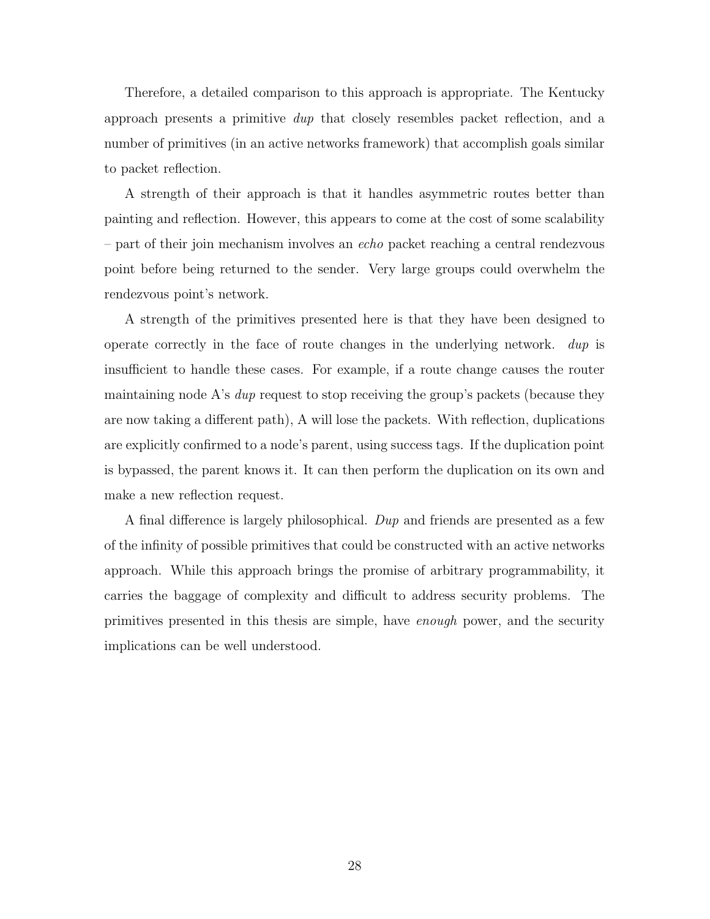Therefore, a detailed comparison to this approach is appropriate. The Kentucky approach presents a primitive *dup* that closely resembles packet reflection, and a number of primitives (in an active networks framework) that accomplish goals similar to packet reflection.

A strength of their approach is that it handles asymmetric routes better than painting and reflection. However, this appears to come at the cost of some scalability – part of their join mechanism involves an *echo* packet reaching a central rendezvous point before being returned to the sender. Very large groups could overwhelm the rendezvous point's network.

A strength of the primitives presented here is that they have been designed to operate correctly in the face of route changes in the underlying network. *dup* is insufficient to handle these cases. For example, if a route change causes the router maintaining node A's *dup* request to stop receiving the group's packets (because they are now taking a different path), A will lose the packets. With reflection, duplications are explicitly confirmed to a node's parent, using success tags. If the duplication point is bypassed, the parent knows it. It can then perform the duplication on its own and make a new reflection request.

A final difference is largely philosophical. *Dup* and friends are presented as a few of the infinity of possible primitives that could be constructed with an active networks approach. While this approach brings the promise of arbitrary programmability, it carries the baggage of complexity and difficult to address security problems. The primitives presented in this thesis are simple, have *enough* power, and the security implications can be well understood.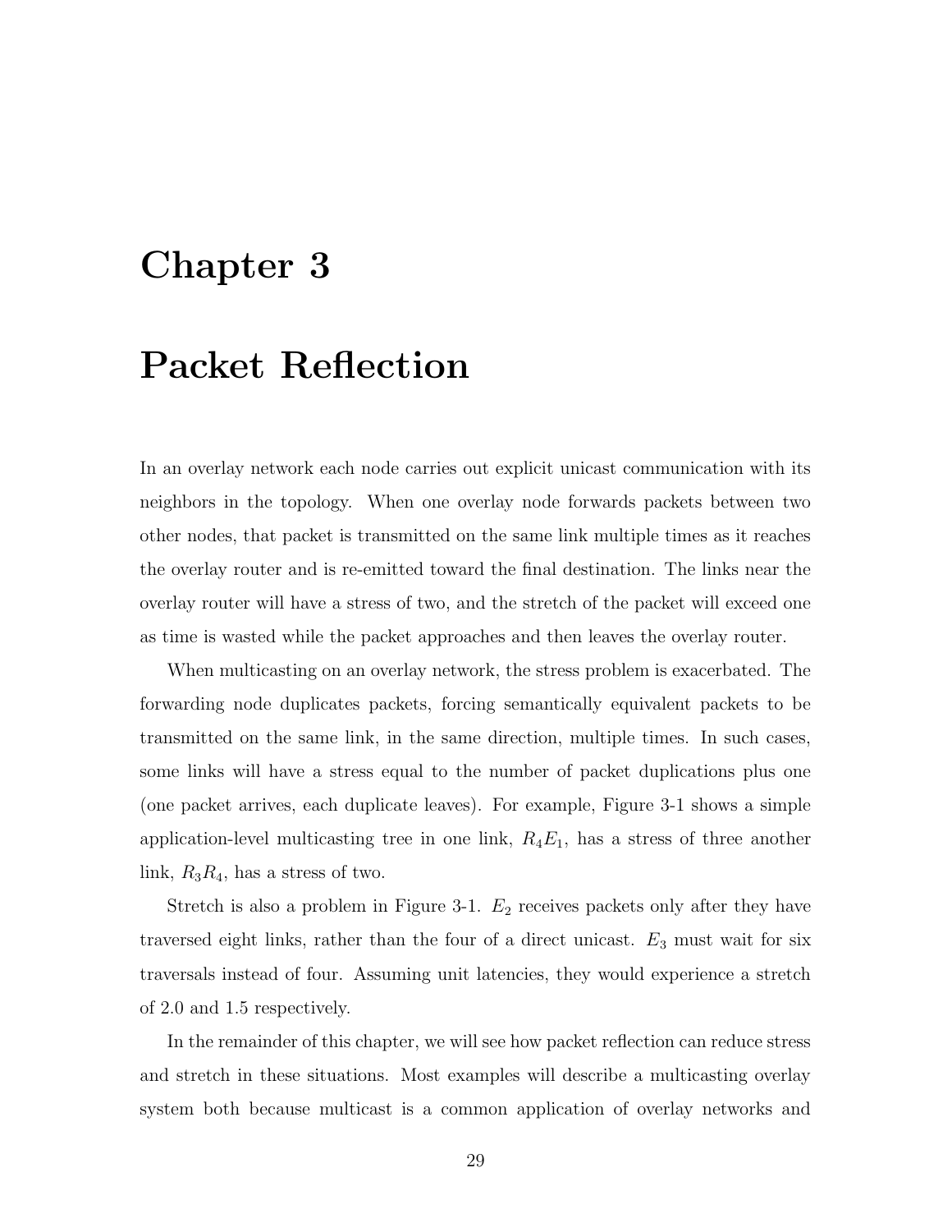# Chapter 3

# Packet Reflection

In an overlay network each node carries out explicit unicast communication with its neighbors in the topology. When one overlay node forwards packets between two other nodes, that packet is transmitted on the same link multiple times as it reaches the overlay router and is re-emitted toward the final destination. The links near the overlay router will have a stress of two, and the stretch of the packet will exceed one as time is wasted while the packet approaches and then leaves the overlay router.

When multicasting on an overlay network, the stress problem is exacerbated. The forwarding node duplicates packets, forcing semantically equivalent packets to be transmitted on the same link, in the same direction, multiple times. In such cases, some links will have a stress equal to the number of packet duplications plus one (one packet arrives, each duplicate leaves). For example, Figure 3-1 shows a simple application-level multicasting tree in one link, $R_4E_1$, has a stress of three another link, $R_3R_4$, has a stress of two.

Stretch is also a problem in Figure 3-1. $E_2$ receives packets only after they have traversed eight links, rather than the four of a direct unicast. $E_3$ must wait for six traversals instead of four. Assuming unit latencies, they would experience a stretch of 2.0 and 1.5 respectively.

In the remainder of this chapter, we will see how packet reflection can reduce stress and stretch in these situations. Most examples will describe a multicasting overlay system both because multicast is a common application of overlay networks and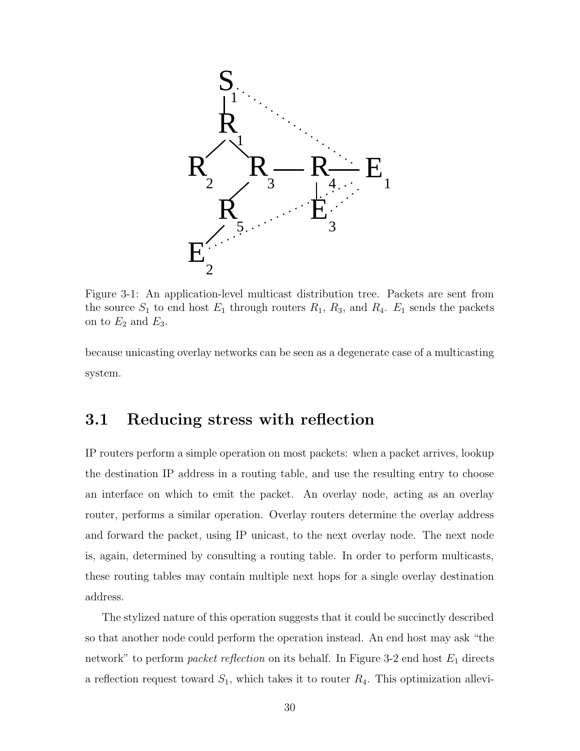Figure 3-1: An application-level multicast distribution tree. Packets are sent from the source $S_1$ to end host $E_1$ through routers $R_1$, $R_3$, and $R_4$. $E_1$ sends the packets on to $E_2$ and $E_3$.

because unicasting overlay networks can be seen as a degenerate case of a multicasting system.

## 3.1 Reducing stress with reflection

IP routers perform a simple operation on most packets: when a packet arrives, lookup the destination IP address in a routing table, and use the resulting entry to choose an interface on which to emit the packet. An overlay node, acting as an overlay router, performs a similar operation. Overlay routers determine the overlay address and forward the packet, using IP unicast, to the next overlay node. The next node is, again, determined by consulting a routing table. In order to perform multicasts, these routing tables may contain multiple next hops for a single overlay destination address.

The stylized nature of this operation suggests that it could be succinctly described so that another node could perform the operation instead. An end host may ask "the network" to perform *packet reflection* on its behalf. In Figure 3-2 end host $E_1$ directs a reflection request toward $S_1$, which takes it to router $R_4$. This optimization allevi-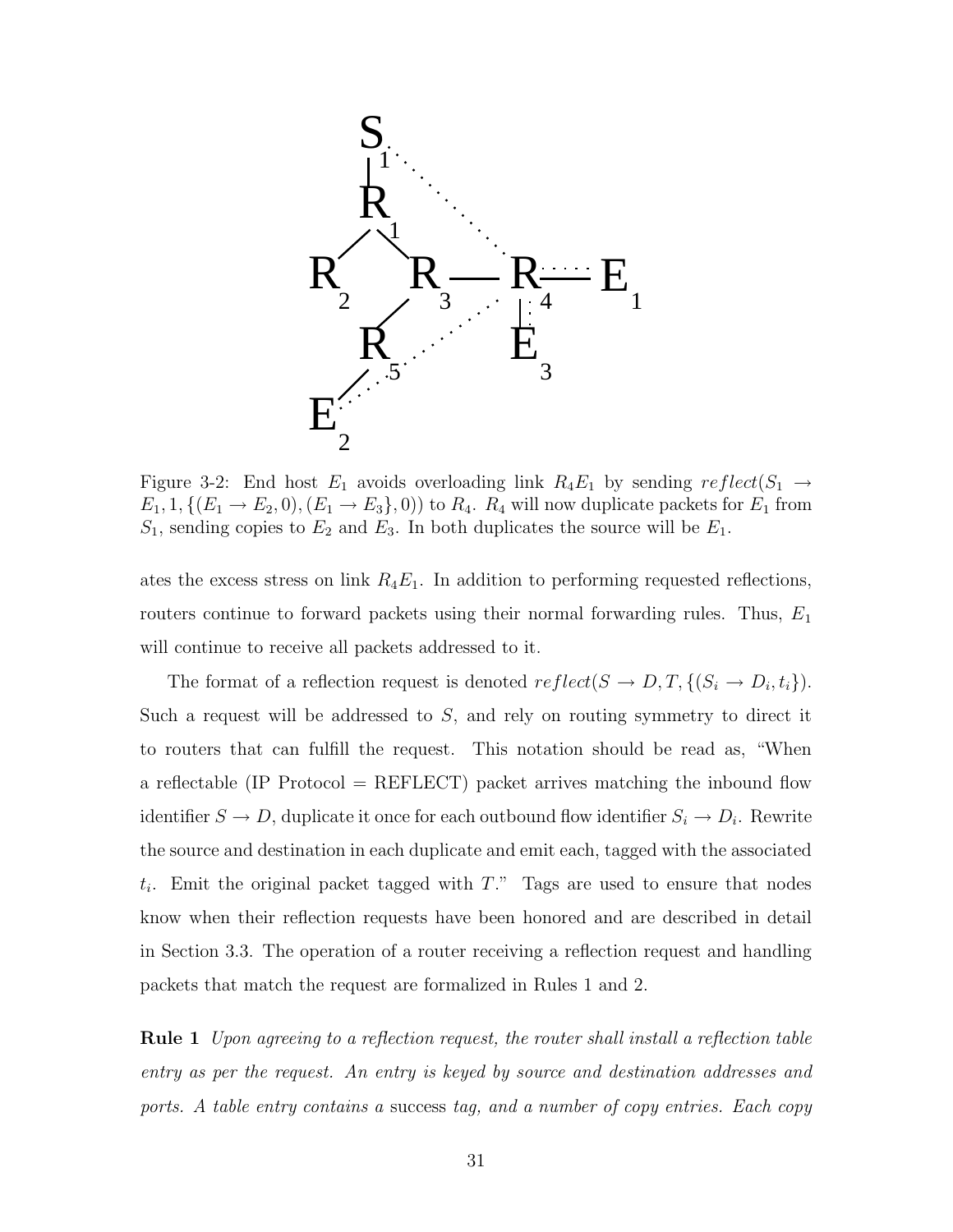Figure 3-2: End host $E_1$ avoids overloading link $R_4E_1$ by sending $reflect(S_1 \rightarrow E_1, 1, \{(E_1 \rightarrow E_2, 0), (E_1 \rightarrow E_3\}, 0))$ to $R_4$. $R_4$ will now duplicate packets for $E_1$ from $S_1$, sending copies to $E_2$ and $E_3$. In both duplicates the source will be $E_1$.

ates the excess stress on link $R_4E_1$. In addition to performing requested reflections, routers continue to forward packets using their normal forwarding rules. Thus, $E_1$ will continue to receive all packets addressed to it.

The format of a reflection request is denoted $reflect(S \rightarrow D, T, \{(S_i \rightarrow D_i, t_i\})$. Such a request will be addressed to $S$, and rely on routing symmetry to direct it to routers that can fulfill the request. This notation should be read as, "When a reflectable (IP Protocol = REFLECT) packet arrives matching the inbound flow identifier $S \rightarrow D$, duplicate it once for each outbound flow identifier $S_i \rightarrow D_i$. Rewrite the source and destination in each duplicate and emit each, tagged with the associated $t_i$. Emit the original packet tagged with $T$." Tags are used to ensure that nodes know when their reflection requests have been honored and are described in detail in Section 3.3. The operation of a router receiving a reflection request and handling packets that match the request are formalized in Rules 1 and 2.

**Rule 1** *Upon agreeing to a reflection request, the router shall install a reflection table entry as per the request. An entry is keyed by source and destination addresses and ports. A table entry contains a* success *tag, and a number of copy entries. Each copy*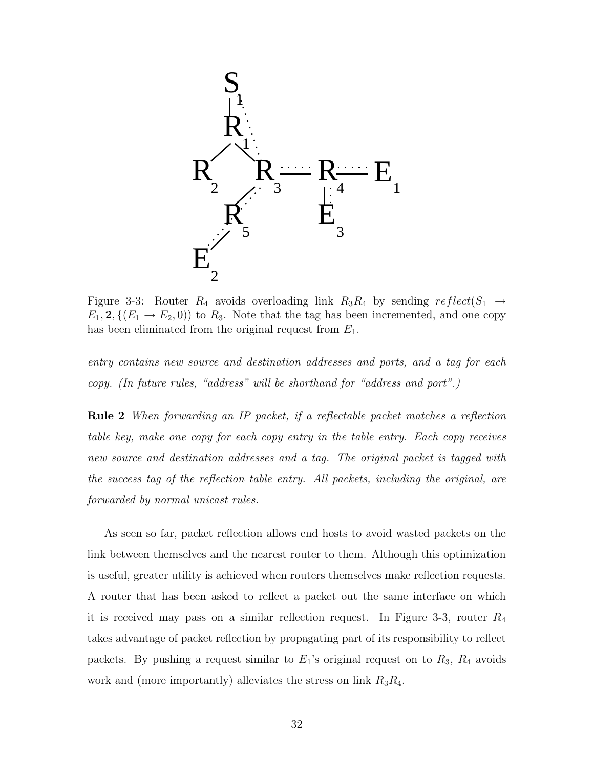Figure 3-3: Router $R_4$ avoids overloading link $R_3R_4$ by sending $reflect(S_1 \rightarrow E_1, \mathbf{2}, \{(E_1 \rightarrow E_2, 0)\})$ to $R_3$. Note that the tag has been incremented, and one copy has been eliminated from the original request from $E_1$.

*entry contains new source and destination addresses and ports, and a tag for each copy. (In future rules, "address" will be shorthand for "address and port".)*

**Rule 2** *When forwarding an IP packet, if a reflectable packet matches a reflection table key, make one copy for each copy entry in the table entry. Each copy receives new source and destination addresses and a tag. The original packet is tagged with the success tag of the reflection table entry. All packets, including the original, are forwarded by normal unicast rules.*

As seen so far, packet reflection allows end hosts to avoid wasted packets on the link between themselves and the nearest router to them. Although this optimization is useful, greater utility is achieved when routers themselves make reflection requests. A router that has been asked to reflect a packet out the same interface on which it is received may pass on a similar reflection request. In Figure 3-3, router $R_4$ takes advantage of packet reflection by propagating part of its responsibility to reflect packets. By pushing a request similar to $E_1$'s original request on to $R_3$, $R_4$ avoids work and (more importantly) alleviates the stress on link $R_3R_4$.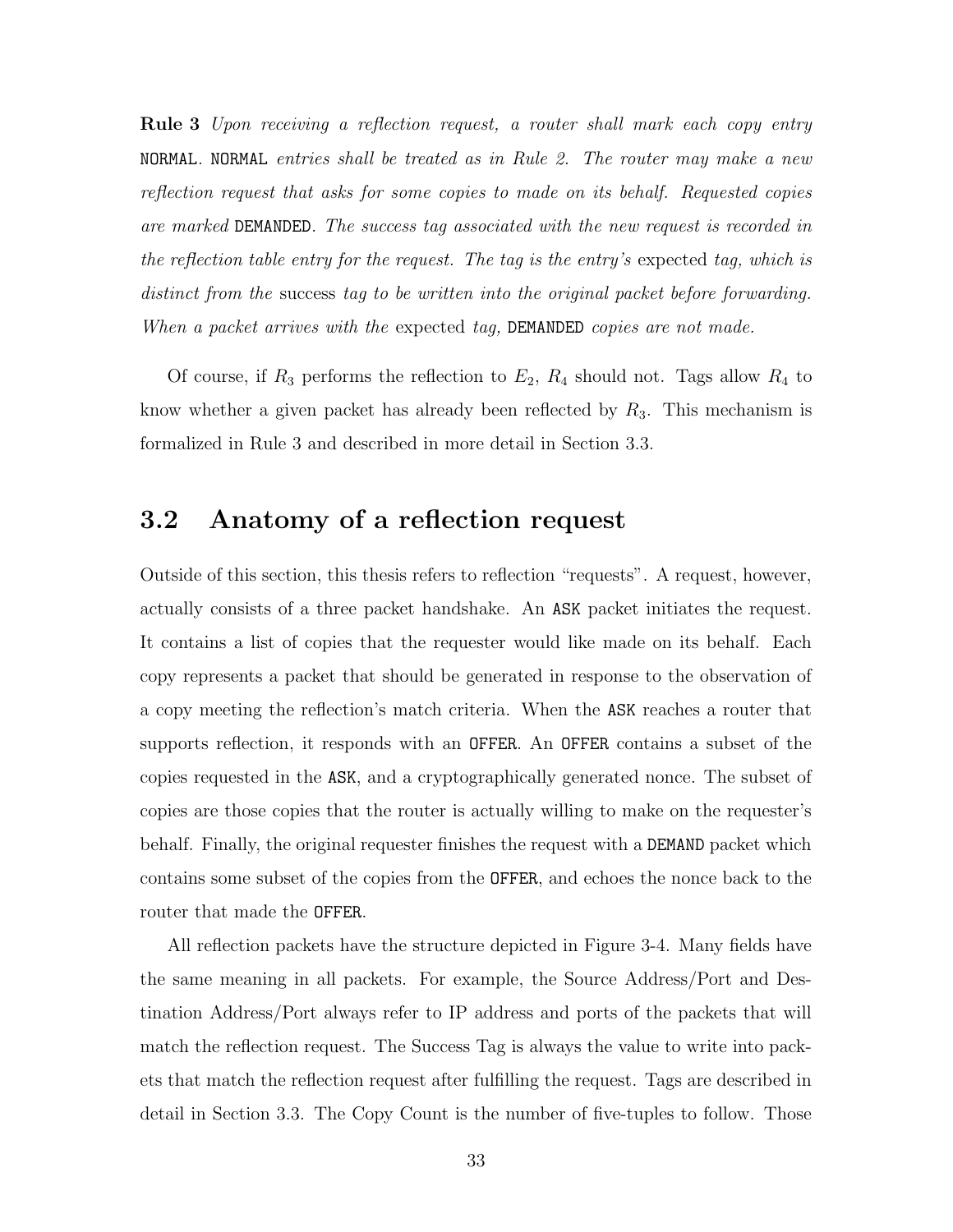**Rule 3** *Upon receiving a reflection request, a router shall mark each copy entry* `NORMAL`*.* `NORMAL` *entries shall be treated as in Rule 2. The router may make a new reflection request that asks for some copies to made on its behalf. Requested copies are marked* `DEMANDED`*. The success tag associated with the new request is recorded in the reflection table entry for the request. The tag is the entry's* expected *tag, which is distinct from the* success *tag to be written into the original packet before forwarding. When a packet arrives with the* expected *tag,* `DEMANDED` *copies are not made.*

Of course, if $R_3$ performs the reflection to $E_2$, $R_4$ should not. Tags allow $R_4$ to know whether a given packet has already been reflected by $R_3$. This mechanism is formalized in Rule 3 and described in more detail in Section 3.3.

## 3.2 Anatomy of a reflection request

Outside of this section, this thesis refers to reflection "requests". A request, however, actually consists of a three packet handshake. An `ASK` packet initiates the request. It contains a list of copies that the requester would like made on its behalf. Each copy represents a packet that should be generated in response to the observation of a copy meeting the reflection's match criteria. When the `ASK` reaches a router that supports reflection, it responds with an `OFFER`. An `OFFER` contains a subset of the copies requested in the `ASK`, and a cryptographically generated nonce. The subset of copies are those copies that the router is actually willing to make on the requester's behalf. Finally, the original requester finishes the request with a `DEMAND` packet which contains some subset of the copies from the `OFFER`, and echoes the nonce back to the router that made the `OFFER`.

All reflection packets have the structure depicted in Figure 3-4. Many fields have the same meaning in all packets. For example, the Source Address/Port and Destination Address/Port always refer to IP address and ports of the packets that will match the reflection request. The Success Tag is always the value to write into packets that match the reflection request after fulfilling the request. Tags are described in detail in Section 3.3. The Copy Count is the number of five-tuples to follow. Those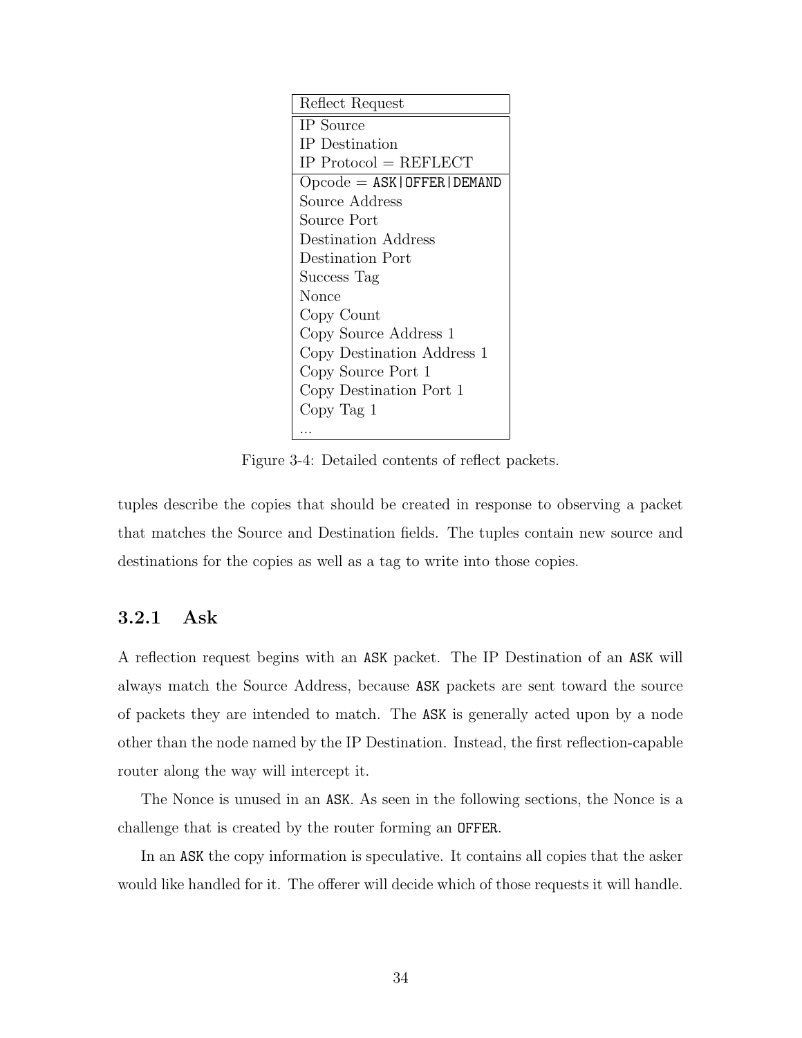| Reflect Request |
|---|
| IP Source<br>IP Destination<br>IP Protocol = REFLECT |
| Opcode = `ASK|OFFER|DEMAND`<br>Source Address<br>Source Port<br>Destination Address<br>Destination Port<br>Success Tag<br>Nonce<br>Copy Count<br>Copy Source Address 1<br>Copy Destination Address 1<br>Copy Source Port 1<br>Copy Destination Port 1<br>Copy Tag 1<br>... |

Figure 3-4: Detailed contents of reflect packets.

tuples describe the copies that should be created in response to observing a packet that matches the Source and Destination fields. The tuples contain new source and destinations for the copies as well as a tag to write into those copies.

### 3.2.1 Ask

A reflection request begins with an `ASK` packet. The IP Destination of an `ASK` will always match the Source Address, because `ASK` packets are sent toward the source of packets they are intended to match. The `ASK` is generally acted upon by a node other than the node named by the IP Destination. Instead, the first reflection-capable router along the way will intercept it.

The Nonce is unused in an `ASK`. As seen in the following sections, the Nonce is a challenge that is created by the router forming an `OFFER`.

In an `ASK` the copy information is speculative. It contains all copies that the asker would like handled for it. The offerer will decide which of those requests it will handle.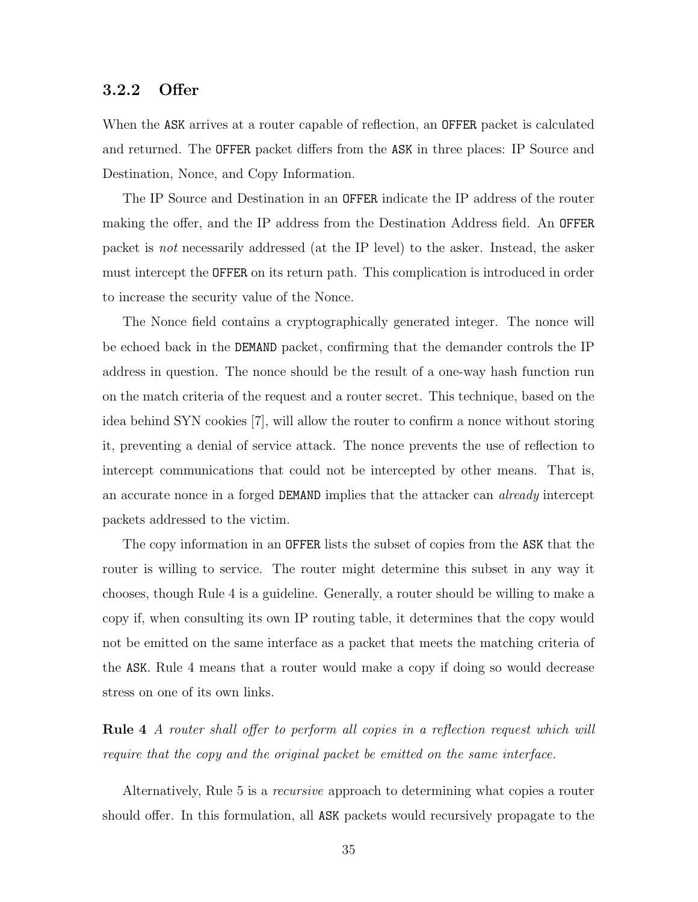### 3.2.2 Offer

When the `ASK` arrives at a router capable of reflection, an `OFFER` packet is calculated and returned. The `OFFER` packet differs from the `ASK` in three places: IP Source and Destination, Nonce, and Copy Information.

The IP Source and Destination in an `OFFER` indicate the IP address of the router making the offer, and the IP address from the Destination Address field. An `OFFER` packet is *not* necessarily addressed (at the IP level) to the asker. Instead, the asker must intercept the `OFFER` on its return path. This complication is introduced in order to increase the security value of the Nonce.

The Nonce field contains a cryptographically generated integer. The nonce will be echoed back in the `DEMAND` packet, confirming that the demander controls the IP address in question. The nonce should be the result of a one-way hash function run on the match criteria of the request and a router secret. This technique, based on the idea behind SYN cookies [7], will allow the router to confirm a nonce without storing it, preventing a denial of service attack. The nonce prevents the use of reflection to intercept communications that could not be intercepted by other means. That is, an accurate nonce in a forged `DEMAND` implies that the attacker can *already* intercept packets addressed to the victim.

The copy information in an `OFFER` lists the subset of copies from the `ASK` that the router is willing to service. The router might determine this subset in any way it chooses, though Rule 4 is a guideline. Generally, a router should be willing to make a copy if, when consulting its own IP routing table, it determines that the copy would not be emitted on the same interface as a packet that meets the matching criteria of the `ASK`. Rule 4 means that a router would make a copy if doing so would decrease stress on one of its own links.

**Rule 4** *A router shall offer to perform all copies in a reflection request which will require that the copy and the original packet be emitted on the same interface.*

Alternatively, Rule 5 is a *recursive* approach to determining what copies a router should offer. In this formulation, all `ASK` packets would recursively propagate to the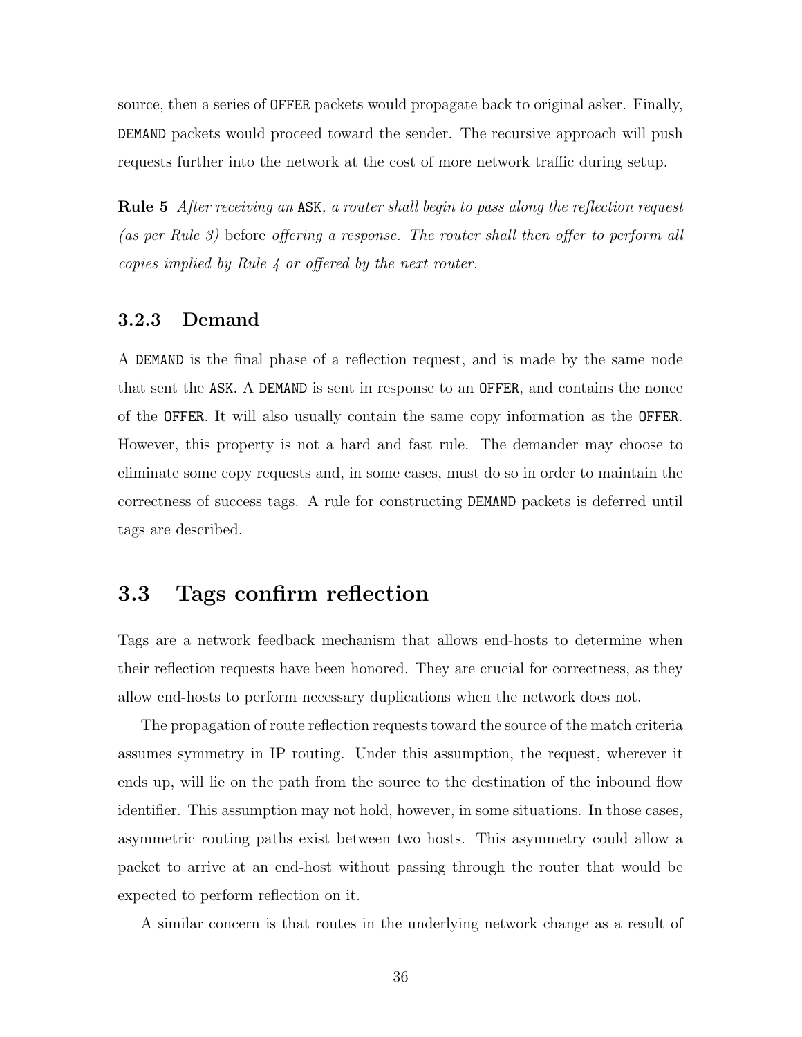source, then a series of `OFFER` packets would propagate back to original asker. Finally, `DEMAND` packets would proceed toward the sender. The recursive approach will push requests further into the network at the cost of more network traffic during setup.

**Rule 5** *After receiving an* `ASK`*, a router shall begin to pass along the reflection request (as per Rule 3)* before *offering a response. The router shall then offer to perform all copies implied by Rule 4 or offered by the next router.*

### 3.2.3 Demand

A `DEMAND` is the final phase of a reflection request, and is made by the same node that sent the `ASK`. A `DEMAND` is sent in response to an `OFFER`, and contains the nonce of the `OFFER`. It will also usually contain the same copy information as the `OFFER`. However, this property is not a hard and fast rule. The demander may choose to eliminate some copy requests and, in some cases, must do so in order to maintain the correctness of success tags. A rule for constructing `DEMAND` packets is deferred until tags are described.

## 3.3 Tags confirm reflection

Tags are a network feedback mechanism that allows end-hosts to determine when their reflection requests have been honored. They are crucial for correctness, as they allow end-hosts to perform necessary duplications when the network does not.

The propagation of route reflection requests toward the source of the match criteria assumes symmetry in IP routing. Under this assumption, the request, wherever it ends up, will lie on the path from the source to the destination of the inbound flow identifier. This assumption may not hold, however, in some situations. In those cases, asymmetric routing paths exist between two hosts. This asymmetry could allow a packet to arrive at an end-host without passing through the router that would be expected to perform reflection on it.

A similar concern is that routes in the underlying network change as a result of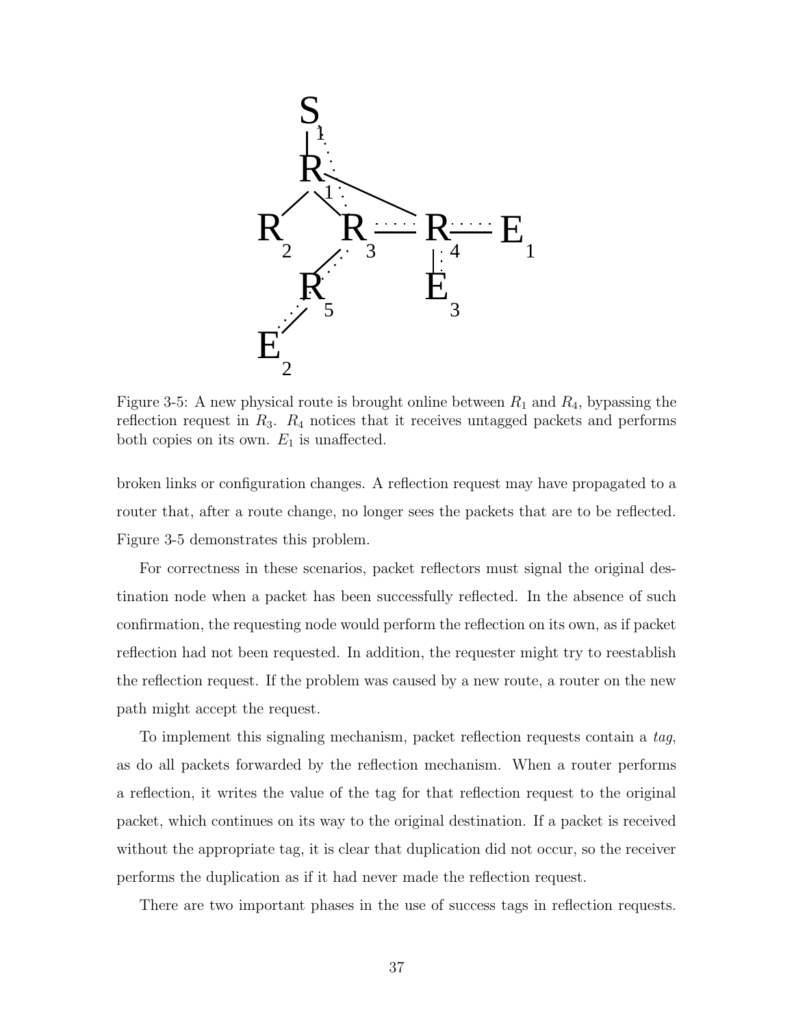Figure 3-5: A new physical route is brought online between $R_1$ and $R_4$, bypassing the reflection request in $R_3$. $R_4$ notices that it receives untagged packets and performs both copies on its own. $E_1$ is unaffected.

broken links or configuration changes. A reflection request may have propagated to a router that, after a route change, no longer sees the packets that are to be reflected. Figure 3-5 demonstrates this problem.

For correctness in these scenarios, packet reflectors must signal the original destination node when a packet has been successfully reflected. In the absence of such confirmation, the requesting node would perform the reflection on its own, as if packet reflection had not been requested. In addition, the requester might try to reestablish the reflection request. If the problem was caused by a new route, a router on the new path might accept the request.

To implement this signaling mechanism, packet reflection requests contain a *tag*, as do all packets forwarded by the reflection mechanism. When a router performs a reflection, it writes the value of the tag for that reflection request to the original packet, which continues on its way to the original destination. If a packet is received without the appropriate tag, it is clear that duplication did not occur, so the receiver performs the duplication as if it had never made the reflection request.

There are two important phases in the use of success tags in reflection requests.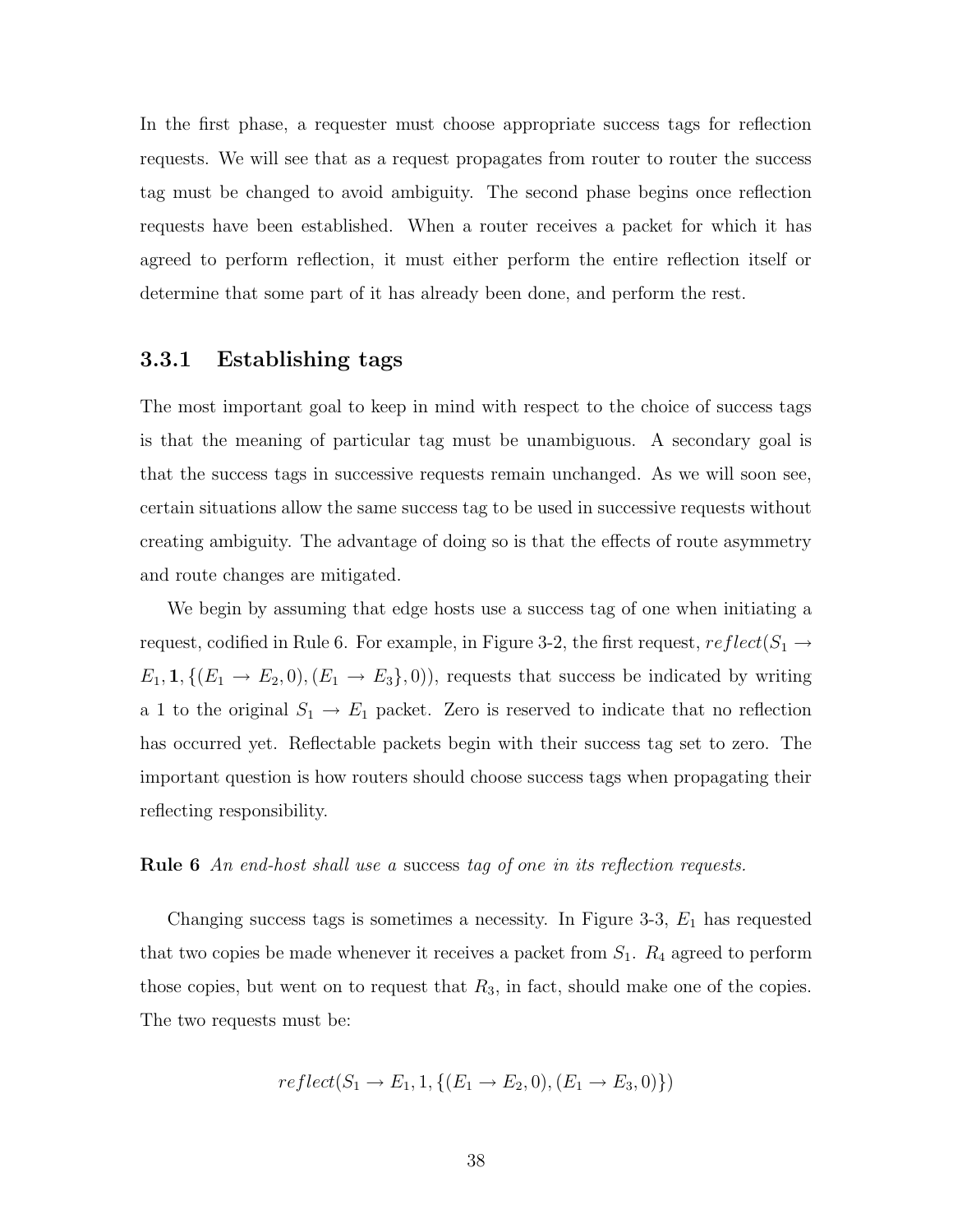In the first phase, a requester must choose appropriate success tags for reflection requests. We will see that as a request propagates from router to router the success tag must be changed to avoid ambiguity. The second phase begins once reflection requests have been established. When a router receives a packet for which it has agreed to perform reflection, it must either perform the entire reflection itself or determine that some part of it has already been done, and perform the rest.

### 3.3.1 Establishing tags

The most important goal to keep in mind with respect to the choice of success tags is that the meaning of particular tag must be unambiguous. A secondary goal is that the success tags in successive requests remain unchanged. As we will soon see, certain situations allow the same success tag to be used in successive requests without creating ambiguity. The advantage of doing so is that the effects of route asymmetry and route changes are mitigated.

We begin by assuming that edge hosts use a success tag of one when initiating a request, codified in Rule 6. For example, in Figure 3-2, the first request, $reflect(S_1 \rightarrow E_1, \mathbf{1}, \{(E_1 \rightarrow E_2, 0), (E_1 \rightarrow E_3\}, 0))$, requests that success be indicated by writing a 1 to the original $S_1 \rightarrow E_1$ packet. Zero is reserved to indicate that no reflection has occurred yet. Reflectable packets begin with their success tag set to zero. The important question is how routers should choose success tags when propagating their reflecting responsibility.

**Rule 6** *An end-host shall use a* success *tag of one in its reflection requests.*

Changing success tags is sometimes a necessity. In Figure 3-3, $E_1$ has requested that two copies be made whenever it receives a packet from $S_1$. $R_4$ agreed to perform those copies, but went on to request that $R_3$, in fact, should make one of the copies. The two requests must be:

$$reflect(S_1 \rightarrow E_1, 1, \{(E_1 \rightarrow E_2, 0), (E_1 \rightarrow E_3, 0)\})$$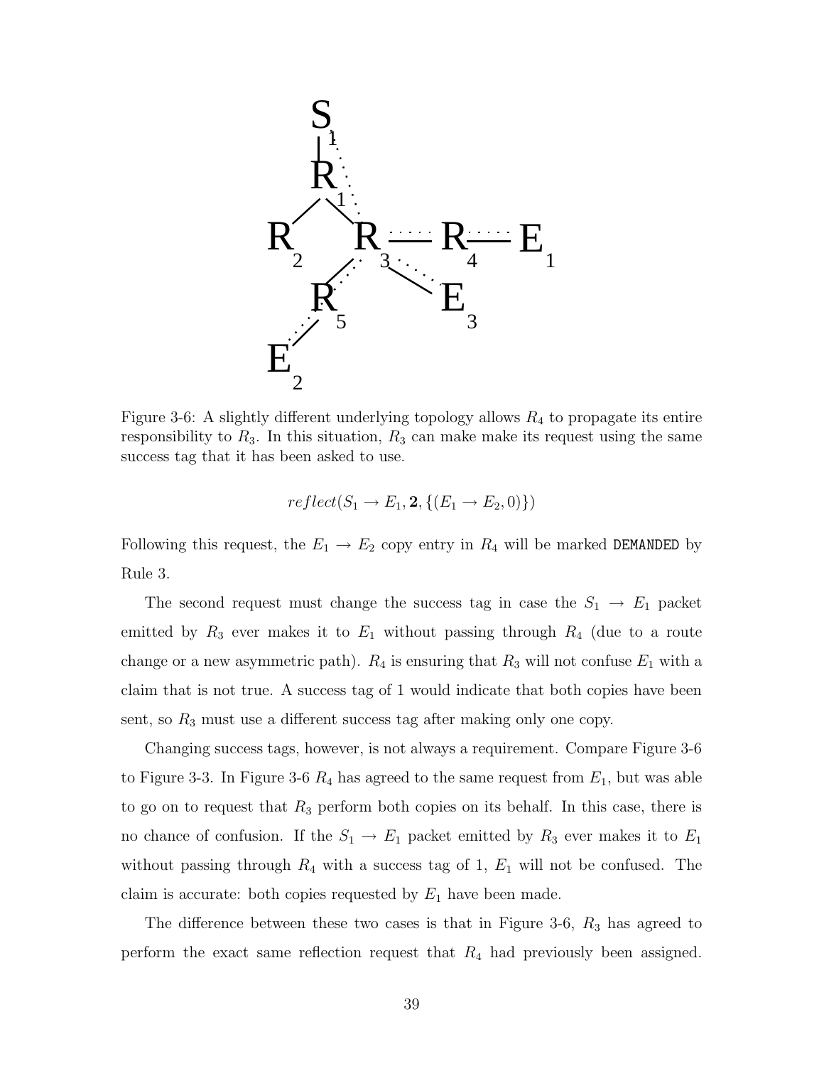Figure 3-6: A slightly different underlying topology allows $R_4$ to propagate its entire responsibility to $R_3$. In this situation, $R_3$ can make make its request using the same success tag that it has been asked to use.

$$reflect(S_1 \to E_1, \mathbf{2}, \{(E_1 \to E_2, 0)\})$$

Following this request, the $E_1 \to E_2$ copy entry in $R_4$ will be marked `DEMANDED` by Rule 3.

The second request must change the success tag in case the $S_1 \to E_1$ packet emitted by $R_3$ ever makes it to $E_1$ without passing through $R_4$ (due to a route change or a new asymmetric path). $R_4$ is ensuring that $R_3$ will not confuse $E_1$ with a claim that is not true. A success tag of 1 would indicate that both copies have been sent, so $R_3$ must use a different success tag after making only one copy.

Changing success tags, however, is not always a requirement. Compare Figure 3-6 to Figure 3-3. In Figure 3-6 $R_4$ has agreed to the same request from $E_1$, but was able to go on to request that $R_3$ perform both copies on its behalf. In this case, there is no chance of confusion. If the $S_1 \to E_1$ packet emitted by $R_3$ ever makes it to $E_1$ without passing through $R_4$ with a success tag of 1, $E_1$ will not be confused. The claim is accurate: both copies requested by $E_1$ have been made.

The difference between these two cases is that in Figure 3-6, $R_3$ has agreed to perform the exact same reflection request that $R_4$ had previously been assigned.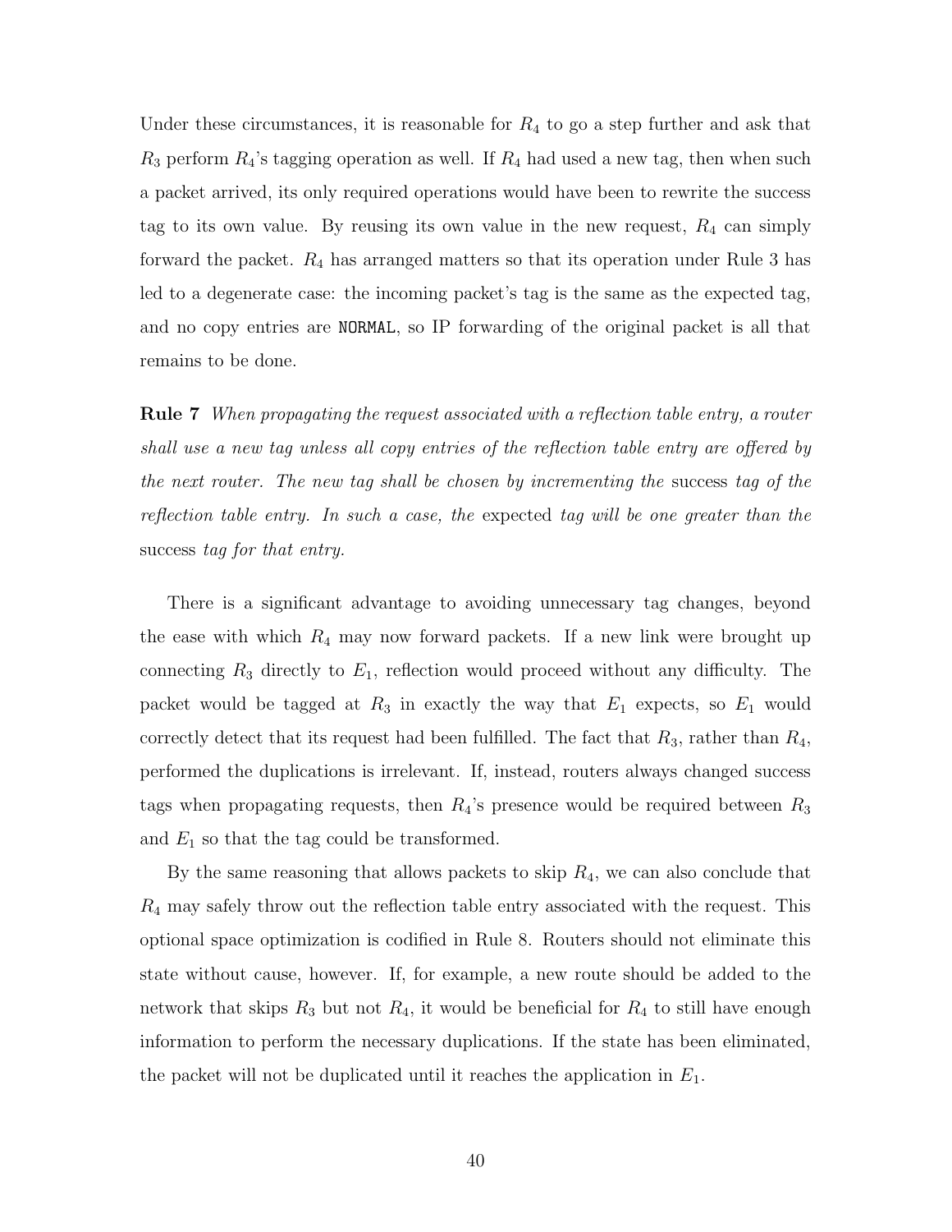Under these circumstances, it is reasonable for $R_4$ to go a step further and ask that $R_3$ perform $R_4$'s tagging operation as well. If $R_4$ had used a new tag, then when such a packet arrived, its only required operations would have been to rewrite the success tag to its own value. By reusing its own value in the new request, $R_4$ can simply forward the packet. $R_4$ has arranged matters so that its operation under Rule 3 has led to a degenerate case: the incoming packet's tag is the same as the expected tag, and no copy entries are `NORMAL`, so IP forwarding of the original packet is all that remains to be done.

**Rule 7** *When propagating the request associated with a reflection table entry, a router shall use a new tag unless all copy entries of the reflection table entry are offered by the next router. The new tag shall be chosen by incrementing the* success *tag of the reflection table entry. In such a case, the* expected *tag will be one greater than the* success *tag for that entry.*

There is a significant advantage to avoiding unnecessary tag changes, beyond the ease with which $R_4$ may now forward packets. If a new link were brought up connecting $R_3$ directly to $E_1$, reflection would proceed without any difficulty. The packet would be tagged at $R_3$ in exactly the way that $E_1$ expects, so $E_1$ would correctly detect that its request had been fulfilled. The fact that $R_3$, rather than $R_4$, performed the duplications is irrelevant. If, instead, routers always changed success tags when propagating requests, then $R_4$'s presence would be required between $R_3$ and $E_1$ so that the tag could be transformed.

By the same reasoning that allows packets to skip $R_4$, we can also conclude that $R_4$ may safely throw out the reflection table entry associated with the request. This optional space optimization is codified in Rule 8. Routers should not eliminate this state without cause, however. If, for example, a new route should be added to the network that skips $R_3$ but not $R_4$, it would be beneficial for $R_4$ to still have enough information to perform the necessary duplications. If the state has been eliminated, the packet will not be duplicated until it reaches the application in $E_1$.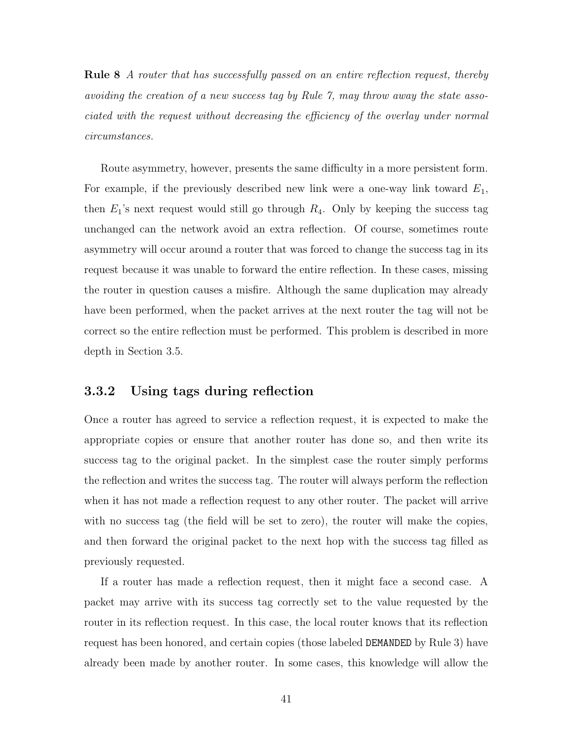**Rule 8** *A router that has successfully passed on an entire reflection request, thereby avoiding the creation of a new success tag by Rule 7, may throw away the state associated with the request without decreasing the efficiency of the overlay under normal circumstances.*

Route asymmetry, however, presents the same difficulty in a more persistent form. For example, if the previously described new link were a one-way link toward $E_1$, then $E_1$'s next request would still go through $R_4$. Only by keeping the success tag unchanged can the network avoid an extra reflection. Of course, sometimes route asymmetry will occur around a router that was forced to change the success tag in its request because it was unable to forward the entire reflection. In these cases, missing the router in question causes a misfire. Although the same duplication may already have been performed, when the packet arrives at the next router the tag will not be correct so the entire reflection must be performed. This problem is described in more depth in Section 3.5.

### 3.3.2 Using tags during reflection

Once a router has agreed to service a reflection request, it is expected to make the appropriate copies or ensure that another router has done so, and then write its success tag to the original packet. In the simplest case the router simply performs the reflection and writes the success tag. The router will always perform the reflection when it has not made a reflection request to any other router. The packet will arrive with no success tag (the field will be set to zero), the router will make the copies, and then forward the original packet to the next hop with the success tag filled as previously requested.

If a router has made a reflection request, then it might face a second case. A packet may arrive with its success tag correctly set to the value requested by the router in its reflection request. In this case, the local router knows that its reflection request has been honored, and certain copies (those labeled `DEMANDED` by Rule 3) have already been made by another router. In some cases, this knowledge will allow the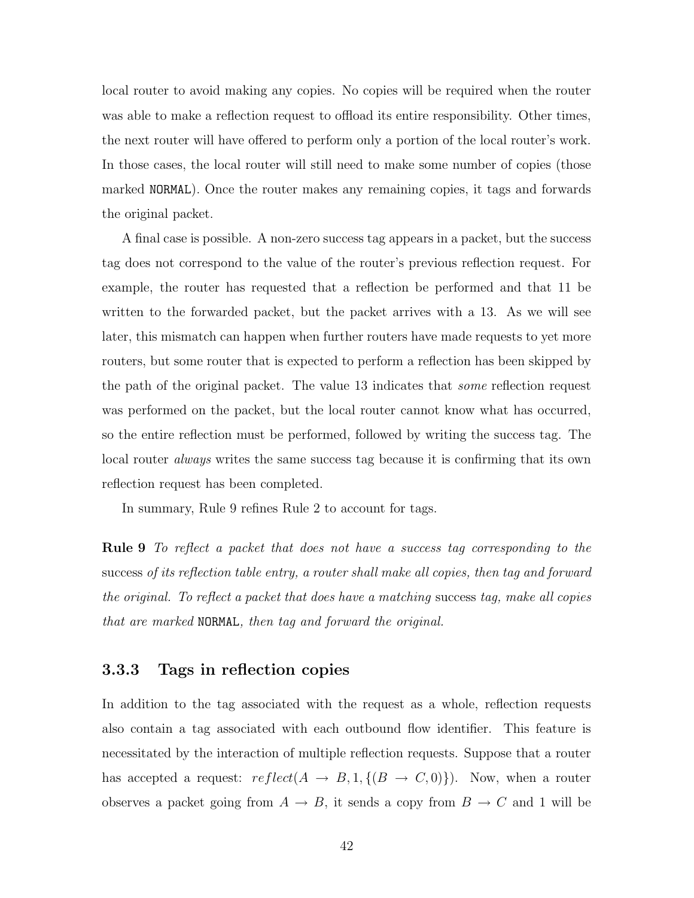local router to avoid making any copies. No copies will be required when the router was able to make a reflection request to offload its entire responsibility. Other times, the next router will have offered to perform only a portion of the local router's work. In those cases, the local router will still need to make some number of copies (those marked `NORMAL`). Once the router makes any remaining copies, it tags and forwards the original packet.

A final case is possible. A non-zero success tag appears in a packet, but the success tag does not correspond to the value of the router's previous reflection request. For example, the router has requested that a reflection be performed and that 11 be written to the forwarded packet, but the packet arrives with a 13. As we will see later, this mismatch can happen when further routers have made requests to yet more routers, but some router that is expected to perform a reflection has been skipped by the path of the original packet. The value 13 indicates that *some* reflection request was performed on the packet, but the local router cannot know what has occurred, so the entire reflection must be performed, followed by writing the success tag. The local router *always* writes the same success tag because it is confirming that its own reflection request has been completed.

In summary, Rule 9 refines Rule 2 to account for tags.

**Rule 9** *To reflect a packet that does not have a success tag corresponding to the* success *of its reflection table entry, a router shall make all copies, then tag and forward the original. To reflect a packet that does have a matching* success *tag, make all copies that are marked* `NORMAL`*, then tag and forward the original.*

### 3.3.3 Tags in reflection copies

In addition to the tag associated with the request as a whole, reflection requests also contain a tag associated with each outbound flow identifier. This feature is necessitated by the interaction of multiple reflection requests. Suppose that a router has accepted a request: $reflect(A \rightarrow B, 1, \{(B \rightarrow C, 0)\})$. Now, when a router observes a packet going from $A \rightarrow B$, it sends a copy from $B \rightarrow C$ and 1 will be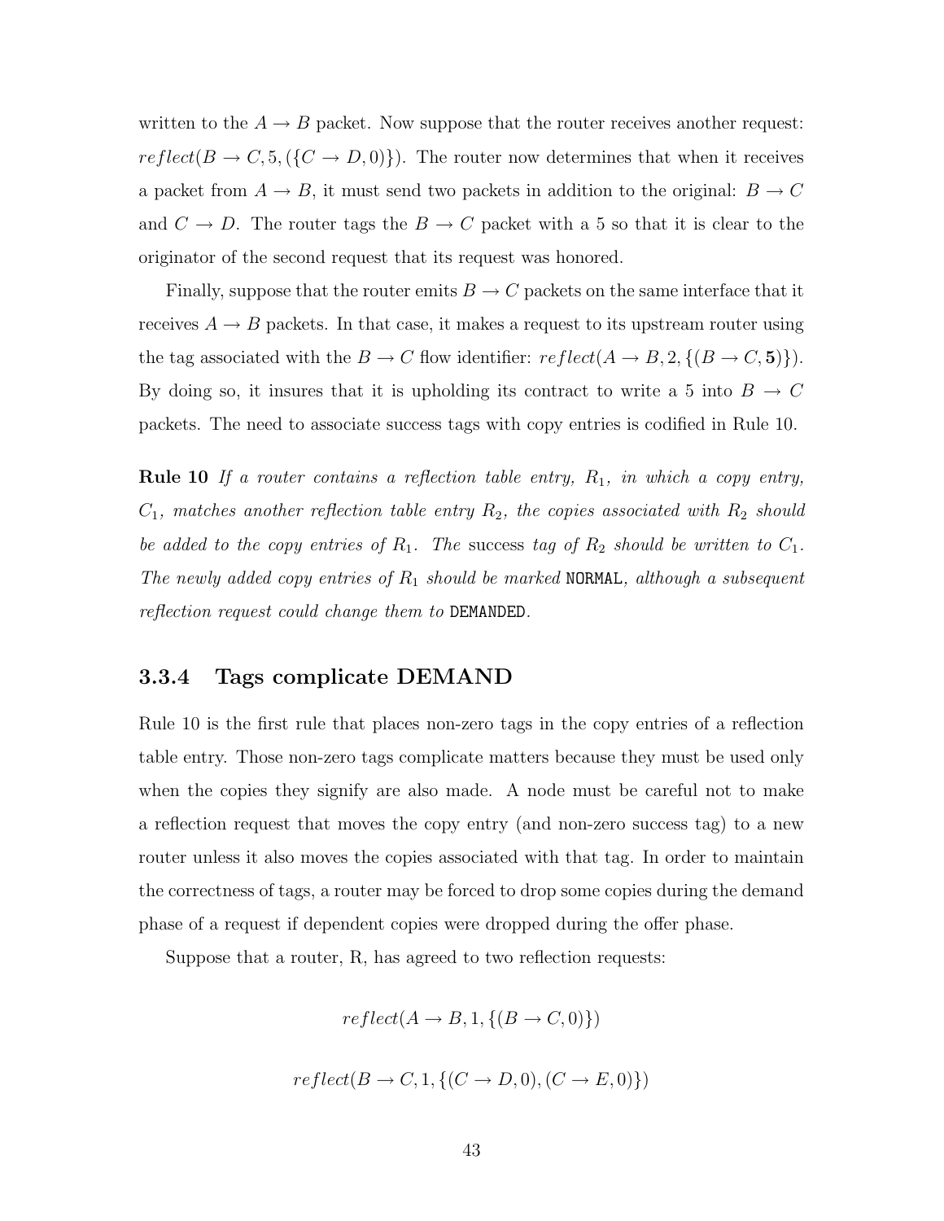written to the $A \rightarrow B$ packet. Now suppose that the router receives another request: $reflect(B \rightarrow C, 5, (\{C \rightarrow D, 0)\})$. The router now determines that when it receives a packet from $A \rightarrow B$, it must send two packets in addition to the original: $B \rightarrow C$ and $C \rightarrow D$. The router tags the $B \rightarrow C$ packet with a 5 so that it is clear to the originator of the second request that its request was honored.

Finally, suppose that the router emits $B \rightarrow C$ packets on the same interface that it receives $A \rightarrow B$ packets. In that case, it makes a request to its upstream router using the tag associated with the $B \rightarrow C$ flow identifier: $reflect(A \rightarrow B, 2, \{(B \rightarrow C, \mathbf{5})\})$. By doing so, it insures that it is upholding its contract to write a 5 into $B \rightarrow C$ packets. The need to associate success tags with copy entries is codified in Rule 10.

**Rule 10** *If a router contains a reflection table entry, $R_1$, in which a copy entry, $C_1$, matches another reflection table entry $R_2$, the copies associated with $R_2$ should be added to the copy entries of $R_1$. The* success tag *of $R_2$ should be written to $C_1$. The newly added copy entries of $R_1$ should be marked* `NORMAL`*, although a subsequent reflection request could change them to* `DEMANDED`*.*

### 3.3.4 Tags complicate DEMAND

Rule 10 is the first rule that places non-zero tags in the copy entries of a reflection table entry. Those non-zero tags complicate matters because they must be used only when the copies they signify are also made. A node must be careful not to make a reflection request that moves the copy entry (and non-zero success tag) to a new router unless it also moves the copies associated with that tag. In order to maintain the correctness of tags, a router may be forced to drop some copies during the demand phase of a request if dependent copies were dropped during the offer phase.

Suppose that a router, R, has agreed to two reflection requests:

$$reflect(A \rightarrow B, 1, \{(B \rightarrow C, 0)\})$$

$$reflect(B \rightarrow C, 1, \{(C \rightarrow D, 0), (C \rightarrow E, 0)\})$$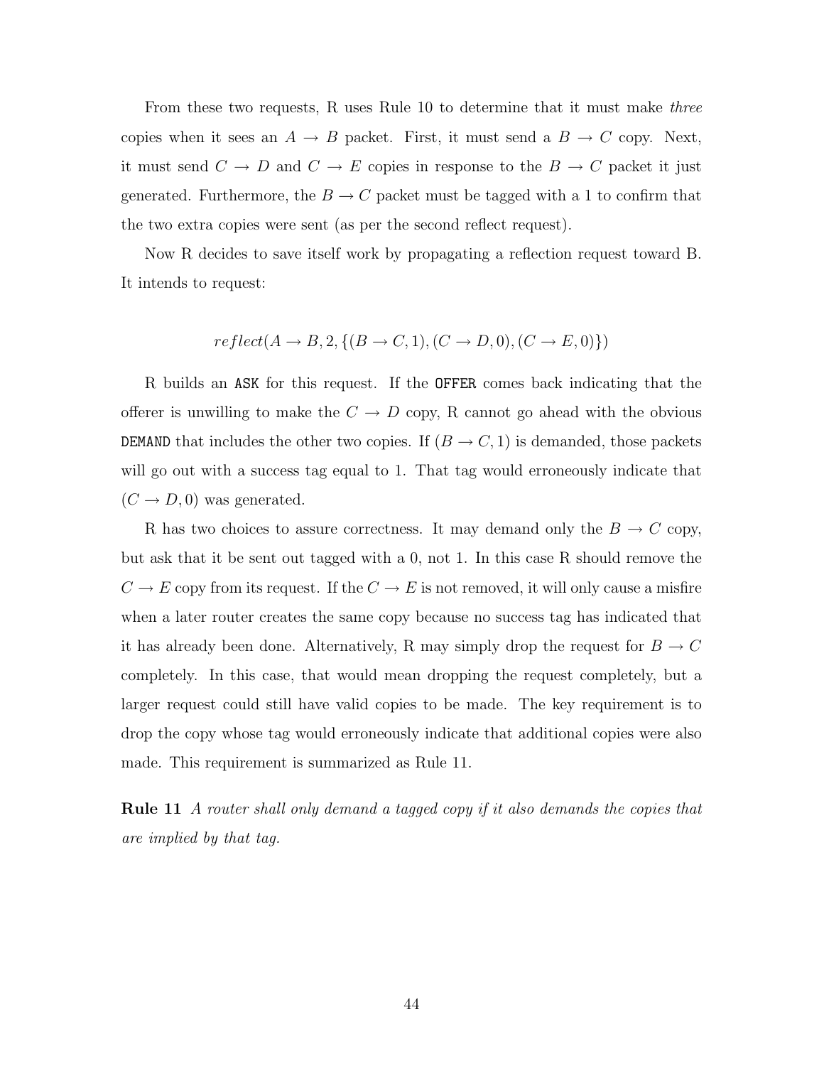From these two requests, R uses Rule 10 to determine that it must make *three* copies when it sees an $A \rightarrow B$ packet. First, it must send a $B \rightarrow C$ copy. Next, it must send $C \rightarrow D$ and $C \rightarrow E$ copies in response to the $B \rightarrow C$ packet it just generated. Furthermore, the $B \rightarrow C$ packet must be tagged with a 1 to confirm that the two extra copies were sent (as per the second reflect request).

Now R decides to save itself work by propagating a reflection request toward B. It intends to request:

$$reflect(A \rightarrow B, 2, \{(B \rightarrow C, 1), (C \rightarrow D, 0), (C \rightarrow E, 0)\})$$

R builds an `ASK` for this request. If the `OFFER` comes back indicating that the offerer is unwilling to make the $C \rightarrow D$ copy, R cannot go ahead with the obvious `DEMAND` that includes the other two copies. If $(B \rightarrow C, 1)$ is demanded, those packets will go out with a success tag equal to 1. That tag would erroneously indicate that $(C \rightarrow D, 0)$ was generated.

R has two choices to assure correctness. It may demand only the $B \rightarrow C$ copy, but ask that it be sent out tagged with a 0, not 1. In this case R should remove the $C \rightarrow E$ copy from its request. If the $C \rightarrow E$ is not removed, it will only cause a misfire when a later router creates the same copy because no success tag has indicated that it has already been done. Alternatively, R may simply drop the request for $B \rightarrow C$ completely. In this case, that would mean dropping the request completely, but a larger request could still have valid copies to be made. The key requirement is to drop the copy whose tag would erroneously indicate that additional copies were also made. This requirement is summarized as Rule 11.

**Rule 11** *A router shall only demand a tagged copy if it also demands the copies that are implied by that tag.*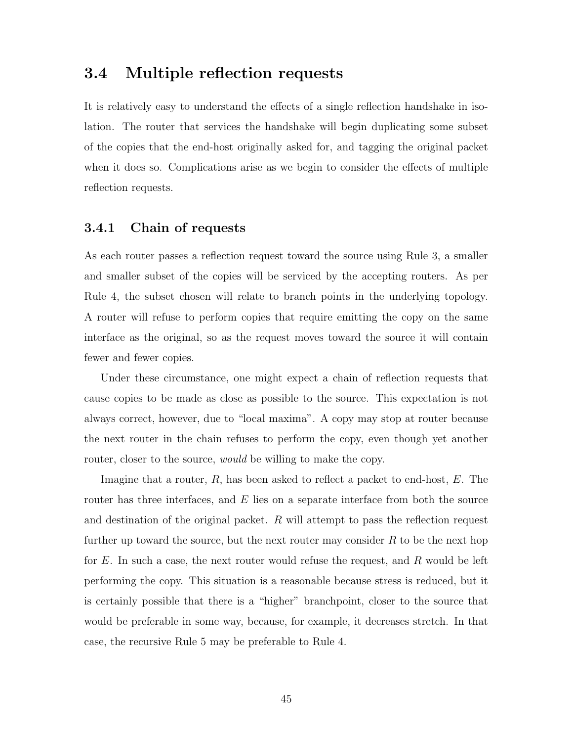## 3.4 Multiple reflection requests

It is relatively easy to understand the effects of a single reflection handshake in isolation. The router that services the handshake will begin duplicating some subset of the copies that the end-host originally asked for, and tagging the original packet when it does so. Complications arise as we begin to consider the effects of multiple reflection requests.

### 3.4.1 Chain of requests

As each router passes a reflection request toward the source using Rule 3, a smaller and smaller subset of the copies will be serviced by the accepting routers. As per Rule 4, the subset chosen will relate to branch points in the underlying topology. A router will refuse to perform copies that require emitting the copy on the same interface as the original, so as the request moves toward the source it will contain fewer and fewer copies.

Under these circumstance, one might expect a chain of reflection requests that cause copies to be made as close as possible to the source. This expectation is not always correct, however, due to "local maxima". A copy may stop at router because the next router in the chain refuses to perform the copy, even though yet another router, closer to the source, *would* be willing to make the copy.

Imagine that a router, $R$, has been asked to reflect a packet to end-host, $E$. The router has three interfaces, and $E$ lies on a separate interface from both the source and destination of the original packet. $R$ will attempt to pass the reflection request further up toward the source, but the next router may consider $R$ to be the next hop for $E$. In such a case, the next router would refuse the request, and $R$ would be left performing the copy. This situation is a reasonable because stress is reduced, but it is certainly possible that there is a "higher" branchpoint, closer to the source that would be preferable in some way, because, for example, it decreases stretch. In that case, the recursive Rule 5 may be preferable to Rule 4.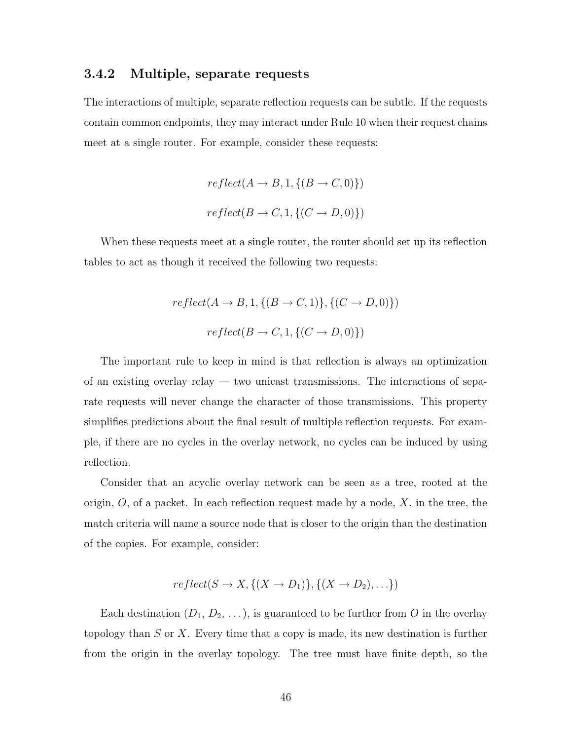### 3.4.2 Multiple, separate requests

The interactions of multiple, separate reflection requests can be subtle. If the requests contain common endpoints, they may interact under Rule 10 when their request chains meet at a single router. For example, consider these requests:

$$reflect(A \to B, 1, \{(B \to C, 0)\})$$

$$reflect(B \to C, 1, \{(C \to D, 0)\})$$

When these requests meet at a single router, the router should set up its reflection tables to act as though it received the following two requests:

$$reflect(A \to B, 1, \{(B \to C, 1)\}, \{(C \to D, 0)\})$$

$$reflect(B \to C, 1, \{(C \to D, 0)\})$$

The important rule to keep in mind is that reflection is always an optimization of an existing overlay relay — two unicast transmissions. The interactions of separate requests will never change the character of those transmissions. This property simplifies predictions about the final result of multiple reflection requests. For example, if there are no cycles in the overlay network, no cycles can be induced by using reflection.

Consider that an acyclic overlay network can be seen as a tree, rooted at the origin, $O$, of a packet. In each reflection request made by a node, $X$, in the tree, the match criteria will name a source node that is closer to the origin than the destination of the copies. For example, consider:

$$reflect(S \to X, \{(X \to D_1)\}, \{(X \to D_2), \ldots\})$$

Each destination ($D_1$, $D_2$, ...), is guaranteed to be further from $O$ in the overlay topology than $S$ or $X$. Every time that a copy is made, its new destination is further from the origin in the overlay topology. The tree must have finite depth, so the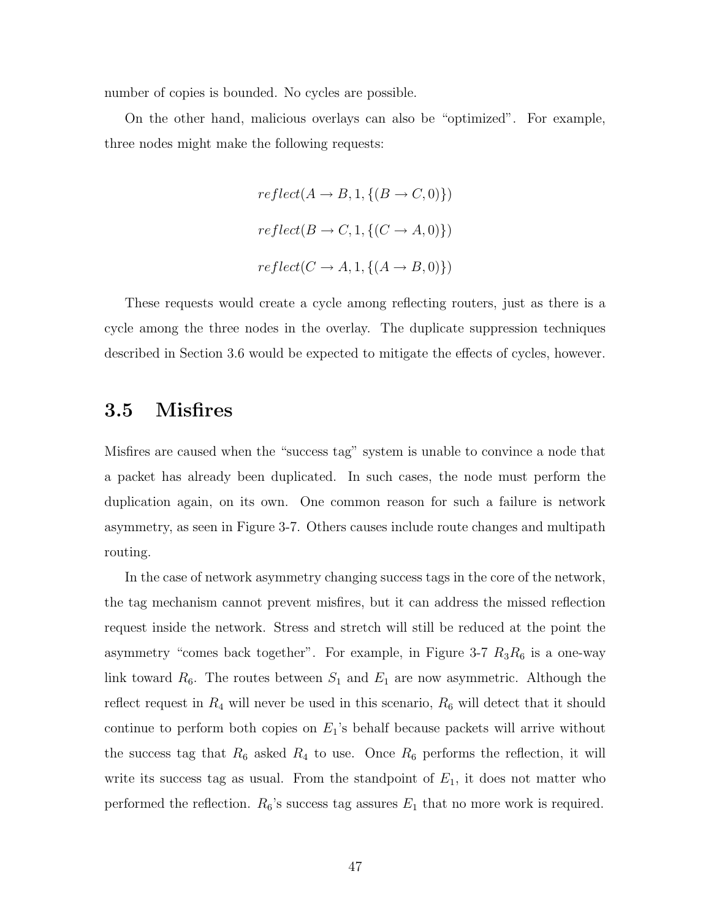number of copies is bounded. No cycles are possible.

On the other hand, malicious overlays can also be "optimized". For example, three nodes might make the following requests:

$$reflect(A \rightarrow B, 1, \{(B \rightarrow C, 0)\})$$

$$reflect(B \rightarrow C, 1, \{(C \rightarrow A, 0)\})$$

$$reflect(C \rightarrow A, 1, \{(A \rightarrow B, 0)\})$$

These requests would create a cycle among reflecting routers, just as there is a cycle among the three nodes in the overlay. The duplicate suppression techniques described in Section 3.6 would be expected to mitigate the effects of cycles, however.

## 3.5 Misfires

Misfires are caused when the "success tag" system is unable to convince a node that a packet has already been duplicated. In such cases, the node must perform the duplication again, on its own. One common reason for such a failure is network asymmetry, as seen in Figure 3-7. Others causes include route changes and multipath routing.

In the case of network asymmetry changing success tags in the core of the network, the tag mechanism cannot prevent misfires, but it can address the missed reflection request inside the network. Stress and stretch will still be reduced at the point the asymmetry "comes back together". For example, in Figure 3-7 $R_3R_6$ is a one-way link toward $R_6$. The routes between $S_1$ and $E_1$ are now asymmetric. Although the reflect request in $R_4$ will never be used in this scenario, $R_6$ will detect that it should continue to perform both copies on $E_1$'s behalf because packets will arrive without the success tag that $R_6$ asked $R_4$ to use. Once $R_6$ performs the reflection, it will write its success tag as usual. From the standpoint of $E_1$, it does not matter who performed the reflection. $R_6$'s success tag assures $E_1$ that no more work is required.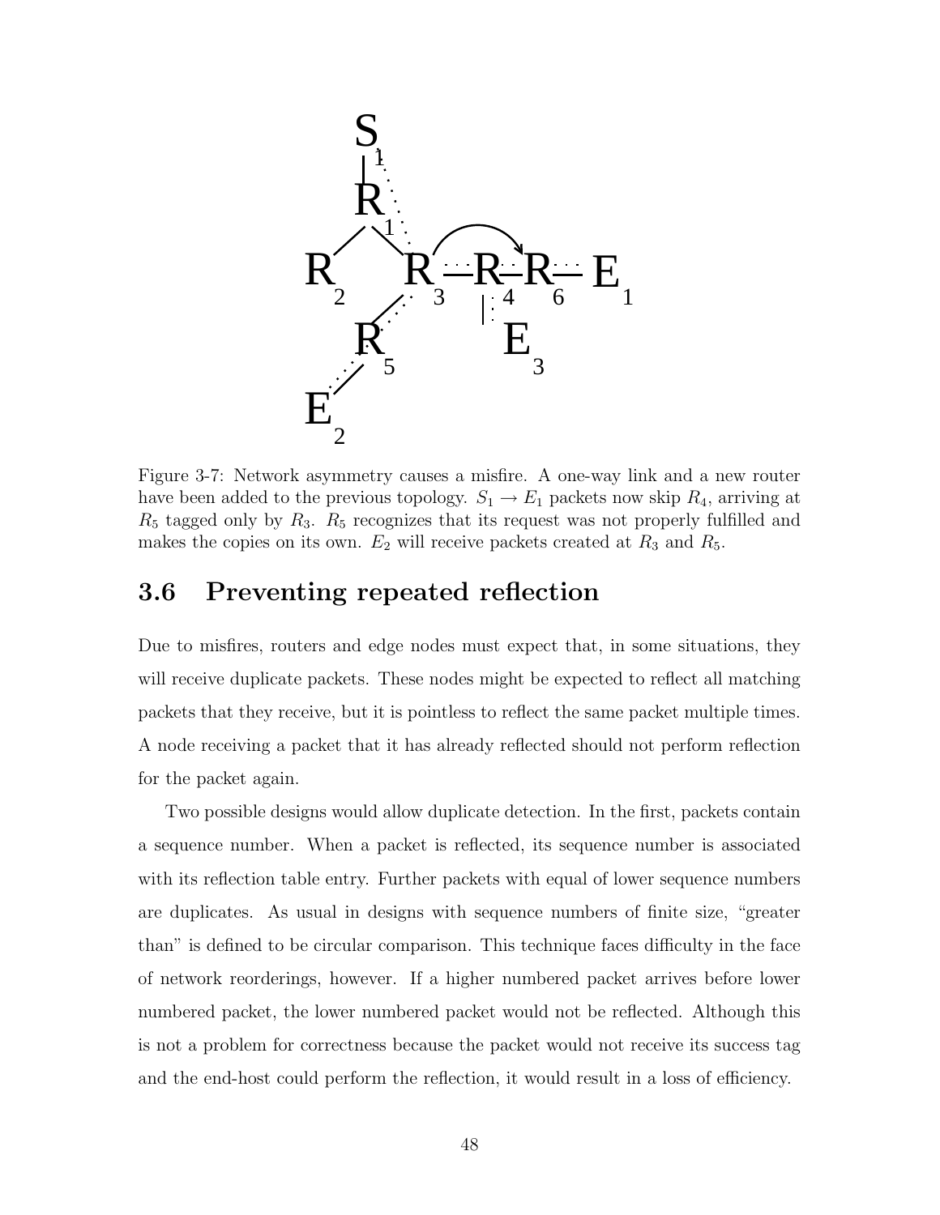Figure 3-7: Network asymmetry causes a misfire. A one-way link and a new router have been added to the previous topology. $S_1 \rightarrow E_1$ packets now skip $R_4$, arriving at $R_5$ tagged only by $R_3$. $R_5$ recognizes that its request was not properly fulfilled and makes the copies on its own. $E_2$ will receive packets created at $R_3$ and $R_5$.

## 3.6 Preventing repeated reflection

Due to misfires, routers and edge nodes must expect that, in some situations, they will receive duplicate packets. These nodes might be expected to reflect all matching packets that they receive, but it is pointless to reflect the same packet multiple times. A node receiving a packet that it has already reflected should not perform reflection for the packet again.

Two possible designs would allow duplicate detection. In the first, packets contain a sequence number. When a packet is reflected, its sequence number is associated with its reflection table entry. Further packets with equal of lower sequence numbers are duplicates. As usual in designs with sequence numbers of finite size, "greater than" is defined to be circular comparison. This technique faces difficulty in the face of network reorderings, however. If a higher numbered packet arrives before lower numbered packet, the lower numbered packet would not be reflected. Although this is not a problem for correctness because the packet would not receive its success tag and the end-host could perform the reflection, it would result in a loss of efficiency.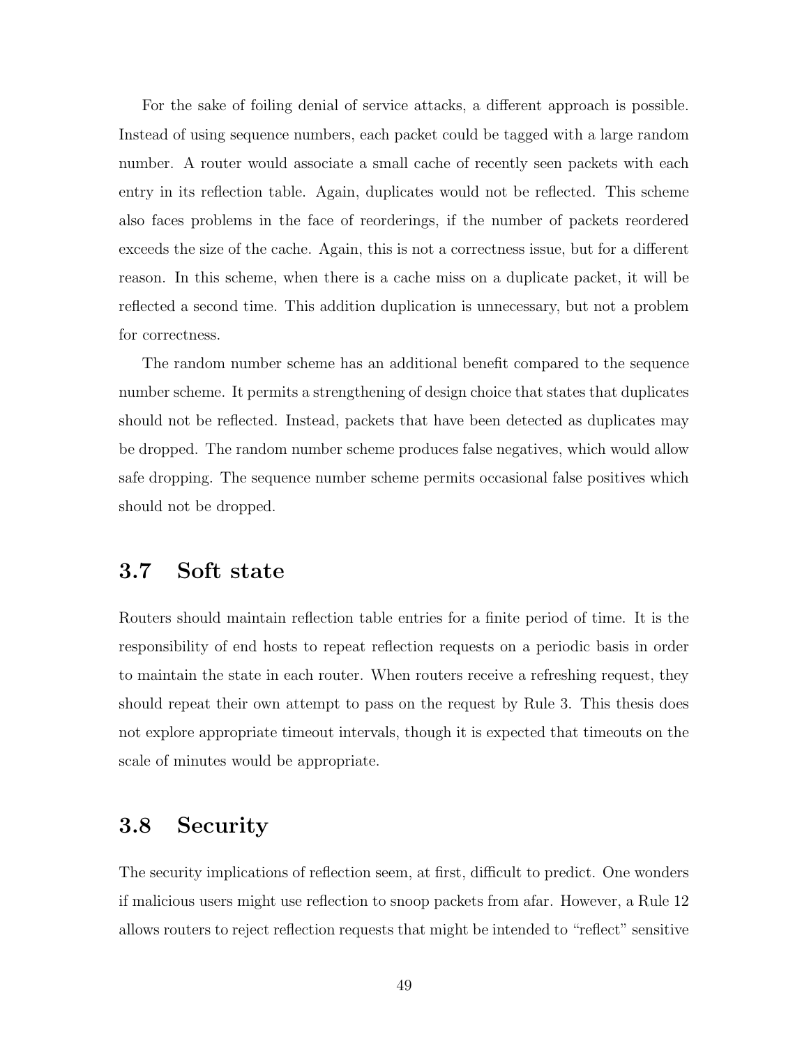For the sake of foiling denial of service attacks, a different approach is possible. Instead of using sequence numbers, each packet could be tagged with a large random number. A router would associate a small cache of recently seen packets with each entry in its reflection table. Again, duplicates would not be reflected. This scheme also faces problems in the face of reorderings, if the number of packets reordered exceeds the size of the cache. Again, this is not a correctness issue, but for a different reason. In this scheme, when there is a cache miss on a duplicate packet, it will be reflected a second time. This addition duplication is unnecessary, but not a problem for correctness.

The random number scheme has an additional benefit compared to the sequence number scheme. It permits a strengthening of design choice that states that duplicates should not be reflected. Instead, packets that have been detected as duplicates may be dropped. The random number scheme produces false negatives, which would allow safe dropping. The sequence number scheme permits occasional false positives which should not be dropped.

## 3.7 Soft state

Routers should maintain reflection table entries for a finite period of time. It is the responsibility of end hosts to repeat reflection requests on a periodic basis in order to maintain the state in each router. When routers receive a refreshing request, they should repeat their own attempt to pass on the request by Rule 3. This thesis does not explore appropriate timeout intervals, though it is expected that timeouts on the scale of minutes would be appropriate.

## 3.8 Security

The security implications of reflection seem, at first, difficult to predict. One wonders if malicious users might use reflection to snoop packets from afar. However, a Rule 12 allows routers to reject reflection requests that might be intended to "reflect" sensitive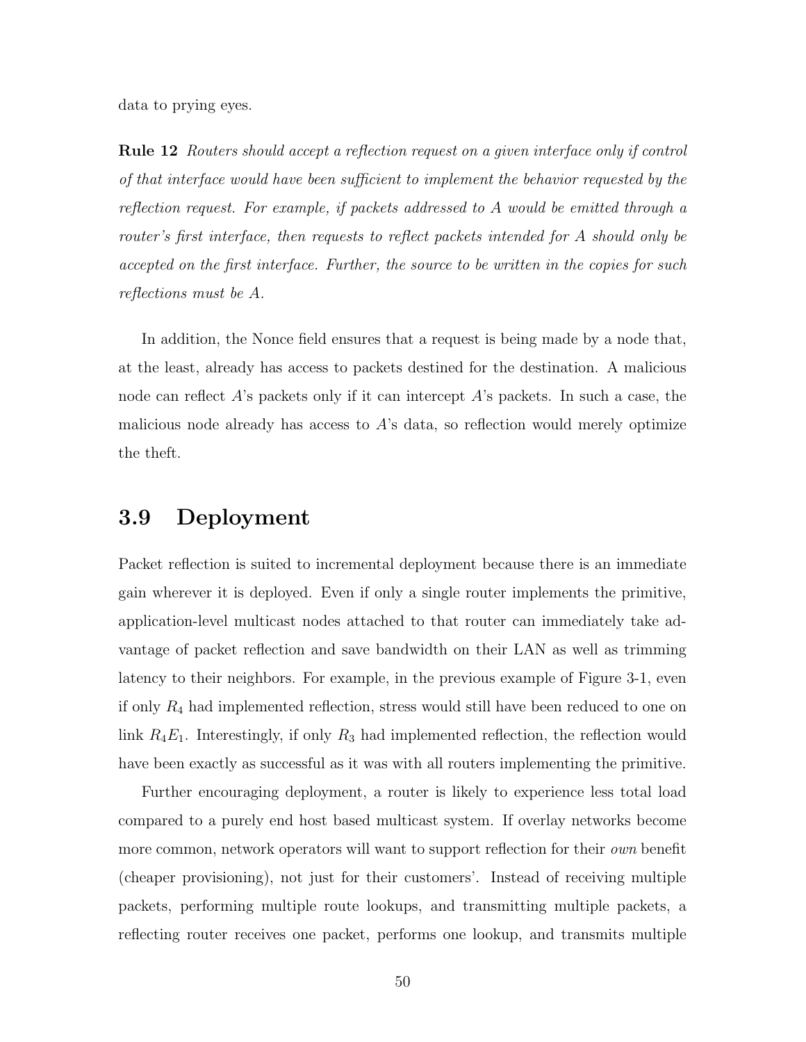data to prying eyes.

**Rule 12** *Routers should accept a reflection request on a given interface only if control of that interface would have been sufficient to implement the behavior requested by the reflection request. For example, if packets addressed to A would be emitted through a router's first interface, then requests to reflect packets intended for A should only be accepted on the first interface. Further, the source to be written in the copies for such reflections must be A.*

In addition, the Nonce field ensures that a request is being made by a node that, at the least, already has access to packets destined for the destination. A malicious node can reflect $A$'s packets only if it can intercept $A$'s packets. In such a case, the malicious node already has access to $A$'s data, so reflection would merely optimize the theft.

## 3.9 Deployment

Packet reflection is suited to incremental deployment because there is an immediate gain wherever it is deployed. Even if only a single router implements the primitive, application-level multicast nodes attached to that router can immediately take advantage of packet reflection and save bandwidth on their LAN as well as trimming latency to their neighbors. For example, in the previous example of Figure 3-1, even if only $R_4$ had implemented reflection, stress would still have been reduced to one on link $R_4E_1$. Interestingly, if only $R_3$ had implemented reflection, the reflection would have been exactly as successful as it was with all routers implementing the primitive.

Further encouraging deployment, a router is likely to experience less total load compared to a purely end host based multicast system. If overlay networks become more common, network operators will want to support reflection for their *own* benefit (cheaper provisioning), not just for their customers'. Instead of receiving multiple packets, performing multiple route lookups, and transmitting multiple packets, a reflecting router receives one packet, performs one lookup, and transmits multiple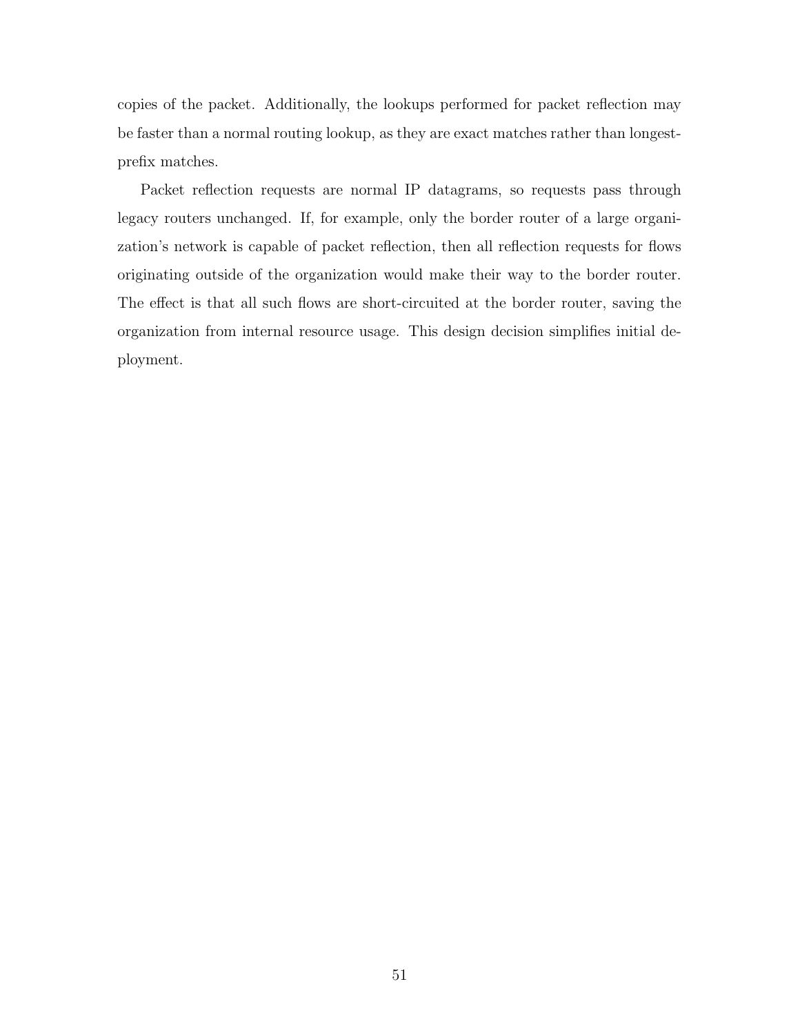copies of the packet. Additionally, the lookups performed for packet reflection may be faster than a normal routing lookup, as they are exact matches rather than longest-prefix matches.

Packet reflection requests are normal IP datagrams, so requests pass through legacy routers unchanged. If, for example, only the border router of a large organization's network is capable of packet reflection, then all reflection requests for flows originating outside of the organization would make their way to the border router. The effect is that all such flows are short-circuited at the border router, saving the organization from internal resource usage. This design decision simplifies initial deployment.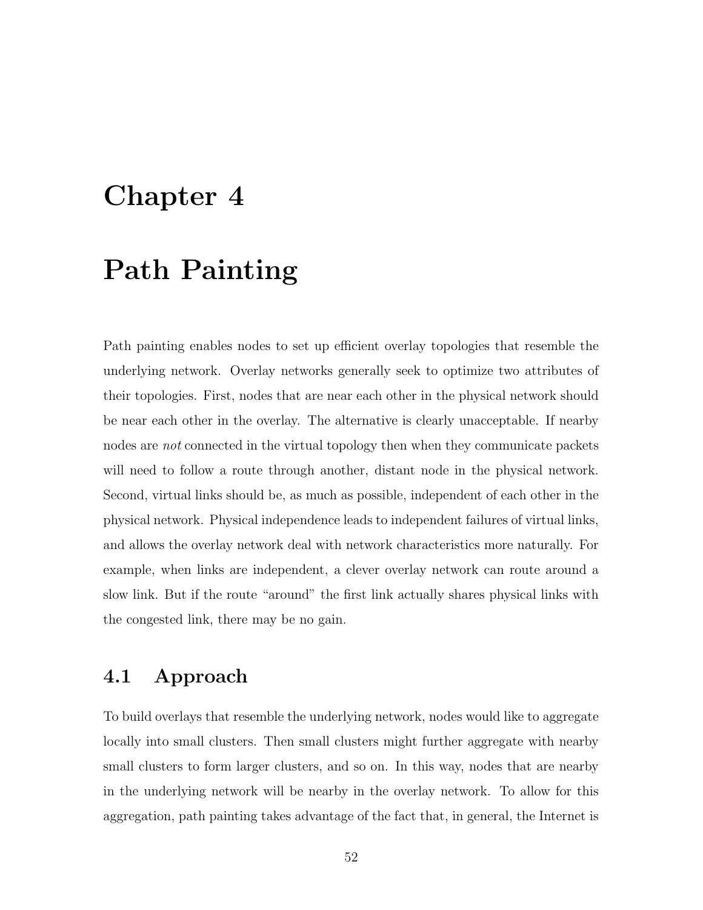# Chapter 4

# Path Painting

Path painting enables nodes to set up efficient overlay topologies that resemble the underlying network. Overlay networks generally seek to optimize two attributes of their topologies. First, nodes that are near each other in the physical network should be near each other in the overlay. The alternative is clearly unacceptable. If nearby nodes are *not* connected in the virtual topology then when they communicate packets will need to follow a route through another, distant node in the physical network. Second, virtual links should be, as much as possible, independent of each other in the physical network. Physical independence leads to independent failures of virtual links, and allows the overlay network deal with network characteristics more naturally. For example, when links are independent, a clever overlay network can route around a slow link. But if the route "around" the first link actually shares physical links with the congested link, there may be no gain.

## 4.1 Approach

To build overlays that resemble the underlying network, nodes would like to aggregate locally into small clusters. Then small clusters might further aggregate with nearby small clusters to form larger clusters, and so on. In this way, nodes that are nearby in the underlying network will be nearby in the overlay network. To allow for this aggregation, path painting takes advantage of the fact that, in general, the Internet is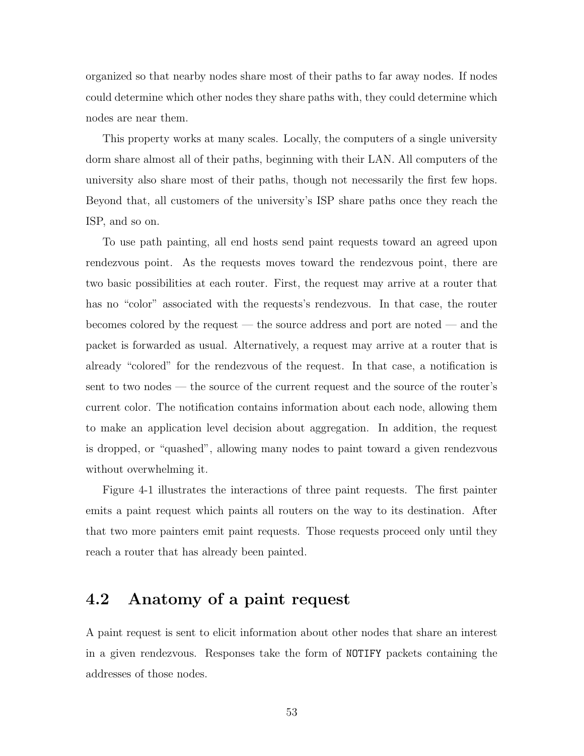organized so that nearby nodes share most of their paths to far away nodes. If nodes could determine which other nodes they share paths with, they could determine which nodes are near them.

This property works at many scales. Locally, the computers of a single university dorm share almost all of their paths, beginning with their LAN. All computers of the university also share most of their paths, though not necessarily the first few hops. Beyond that, all customers of the university's ISP share paths once they reach the ISP, and so on.

To use path painting, all end hosts send paint requests toward an agreed upon rendezvous point. As the requests moves toward the rendezvous point, there are two basic possibilities at each router. First, the request may arrive at a router that has no "color" associated with the requests's rendezvous. In that case, the router becomes colored by the request — the source address and port are noted — and the packet is forwarded as usual. Alternatively, a request may arrive at a router that is already "colored" for the rendezvous of the request. In that case, a notification is sent to two nodes — the source of the current request and the source of the router's current color. The notification contains information about each node, allowing them to make an application level decision about aggregation. In addition, the request is dropped, or "quashed", allowing many nodes to paint toward a given rendezvous without overwhelming it.

Figure 4-1 illustrates the interactions of three paint requests. The first painter emits a paint request which paints all routers on the way to its destination. After that two more painters emit paint requests. Those requests proceed only until they reach a router that has already been painted.

## 4.2 Anatomy of a paint request

A paint request is sent to elicit information about other nodes that share an interest in a given rendezvous. Responses take the form of `NOTIFY` packets containing the addresses of those nodes.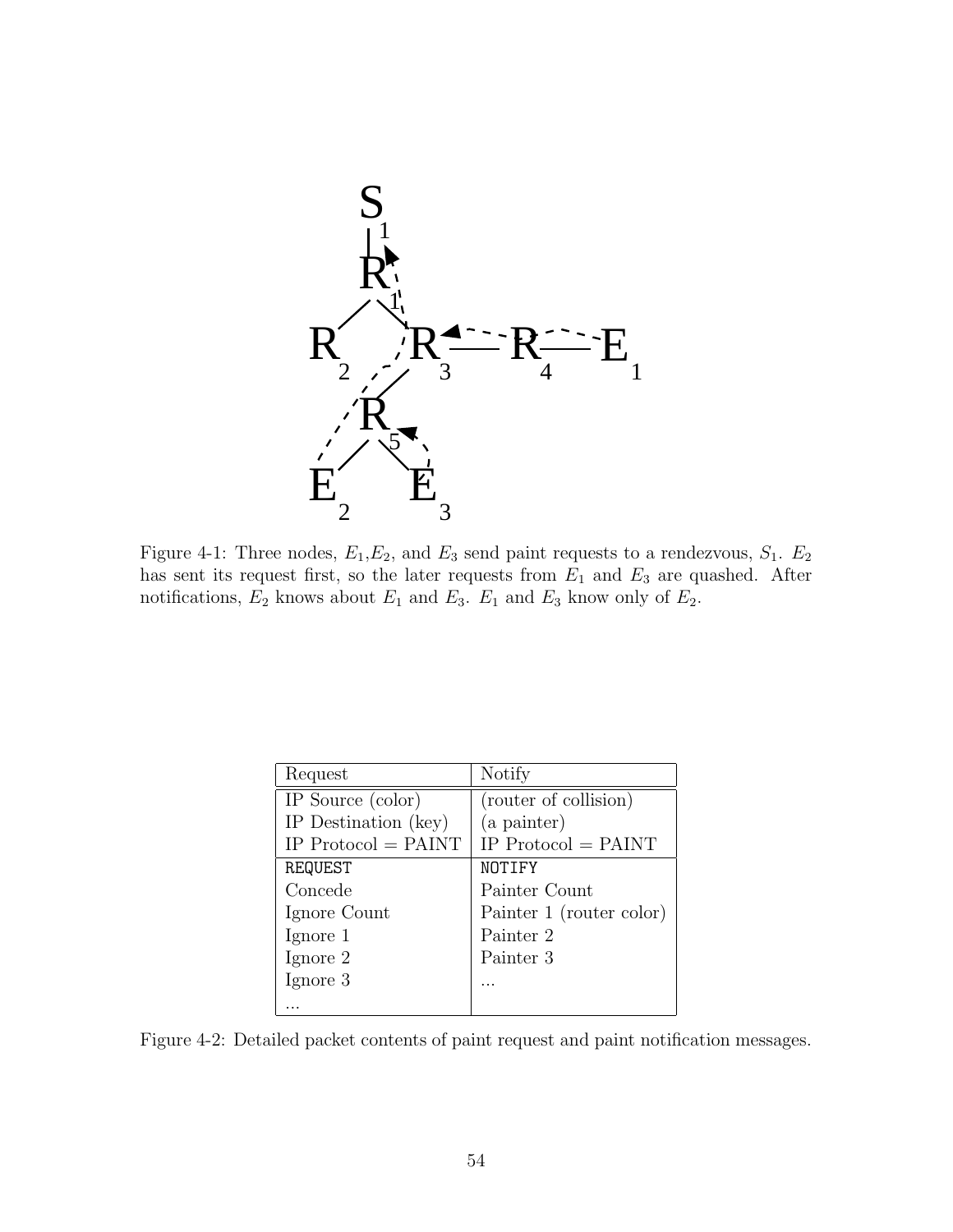Figure 4-1: Three nodes, $E_1$,$E_2$, and $E_3$ send paint requests to a rendezvous, $S_1$. $E_2$ has sent its request first, so the later requests from $E_1$ and $E_3$ are quashed. After notifications, $E_2$ knows about $E_1$ and $E_3$. $E_1$ and $E_3$ know only of $E_2$.

| Request | Notify |
|---|---|
| IP Source (color) | (router of collision) |
| IP Destination (key) | (a painter) |
| IP Protocol = PAINT | IP Protocol = PAINT |
| `REQUEST` | `NOTIFY` |
| Concede | Painter Count |
| Ignore Count | Painter 1 (router color) |
| Ignore 1 | Painter 2 |
| Ignore 2 | Painter 3 |
| Ignore 3 | ... |
| ... | |

Figure 4-2: Detailed packet contents of paint request and paint notification messages.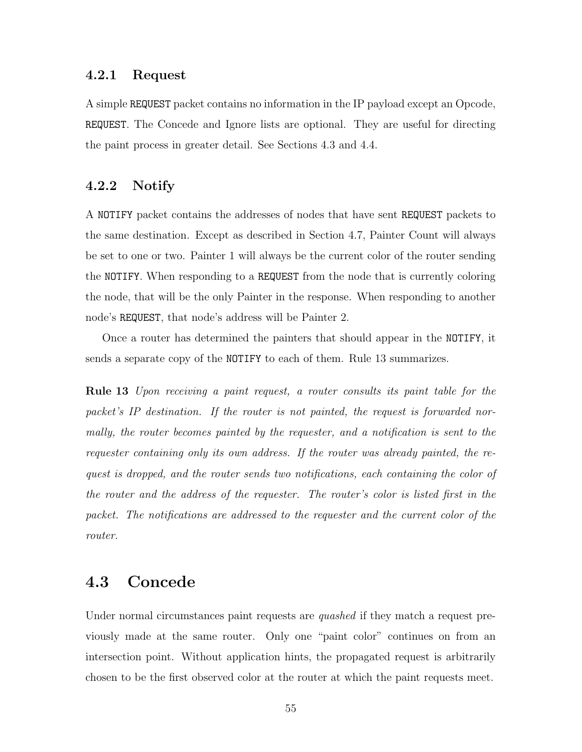### 4.2.1 Request

A simple `REQUEST` packet contains no information in the IP payload except an Opcode, `REQUEST`. The Concede and Ignore lists are optional. They are useful for directing the paint process in greater detail. See Sections 4.3 and 4.4.

### 4.2.2 Notify

A `NOTIFY` packet contains the addresses of nodes that have sent `REQUEST` packets to the same destination. Except as described in Section 4.7, Painter Count will always be set to one or two. Painter 1 will always be the current color of the router sending the `NOTIFY`. When responding to a `REQUEST` from the node that is currently coloring the node, that will be the only Painter in the response. When responding to another node's `REQUEST`, that node's address will be Painter 2.

Once a router has determined the painters that should appear in the `NOTIFY`, it sends a separate copy of the `NOTIFY` to each of them. Rule 13 summarizes.

**Rule 13** *Upon receiving a paint request, a router consults its paint table for the packet's IP destination. If the router is not painted, the request is forwarded normally, the router becomes painted by the requester, and a notification is sent to the requester containing only its own address. If the router was already painted, the request is dropped, and the router sends two notifications, each containing the color of the router and the address of the requester. The router's color is listed first in the packet. The notifications are addressed to the requester and the current color of the router.*

## 4.3 Concede

Under normal circumstances paint requests are *quashed* if they match a request previously made at the same router. Only one "paint color" continues on from an intersection point. Without application hints, the propagated request is arbitrarily chosen to be the first observed color at the router at which the paint requests meet.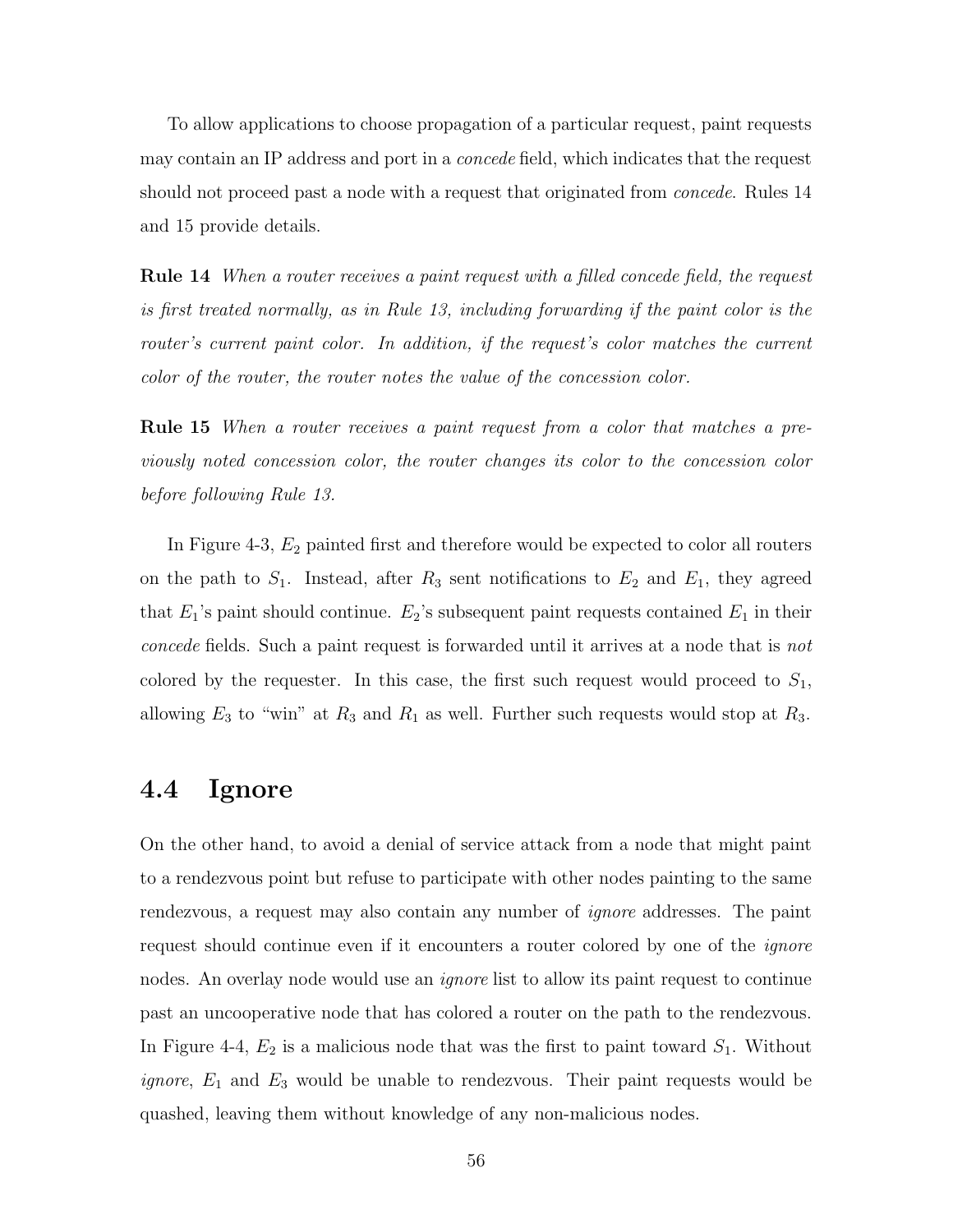To allow applications to choose propagation of a particular request, paint requests may contain an IP address and port in a *concede* field, which indicates that the request should not proceed past a node with a request that originated from *concede*. Rules 14 and 15 provide details.

**Rule 14** *When a router receives a paint request with a filled concede field, the request is first treated normally, as in Rule 13, including forwarding if the paint color is the router's current paint color. In addition, if the request's color matches the current color of the router, the router notes the value of the concession color.*

**Rule 15** *When a router receives a paint request from a color that matches a previously noted concession color, the router changes its color to the concession color before following Rule 13.*

In Figure 4-3, $E_2$ painted first and therefore would be expected to color all routers on the path to $S_1$. Instead, after $R_3$ sent notifications to $E_2$ and $E_1$, they agreed that $E_1$'s paint should continue. $E_2$'s subsequent paint requests contained $E_1$ in their *concede* fields. Such a paint request is forwarded until it arrives at a node that is *not* colored by the requester. In this case, the first such request would proceed to $S_1$, allowing $E_3$ to "win" at $R_3$ and $R_1$ as well. Further such requests would stop at $R_3$.

## 4.4 Ignore

On the other hand, to avoid a denial of service attack from a node that might paint to a rendezvous point but refuse to participate with other nodes painting to the same rendezvous, a request may also contain any number of *ignore* addresses. The paint request should continue even if it encounters a router colored by one of the *ignore* nodes. An overlay node would use an *ignore* list to allow its paint request to continue past an uncooperative node that has colored a router on the path to the rendezvous. In Figure 4-4, $E_2$ is a malicious node that was the first to paint toward $S_1$. Without *ignore*, $E_1$ and $E_3$ would be unable to rendezvous. Their paint requests would be quashed, leaving them without knowledge of any non-malicious nodes.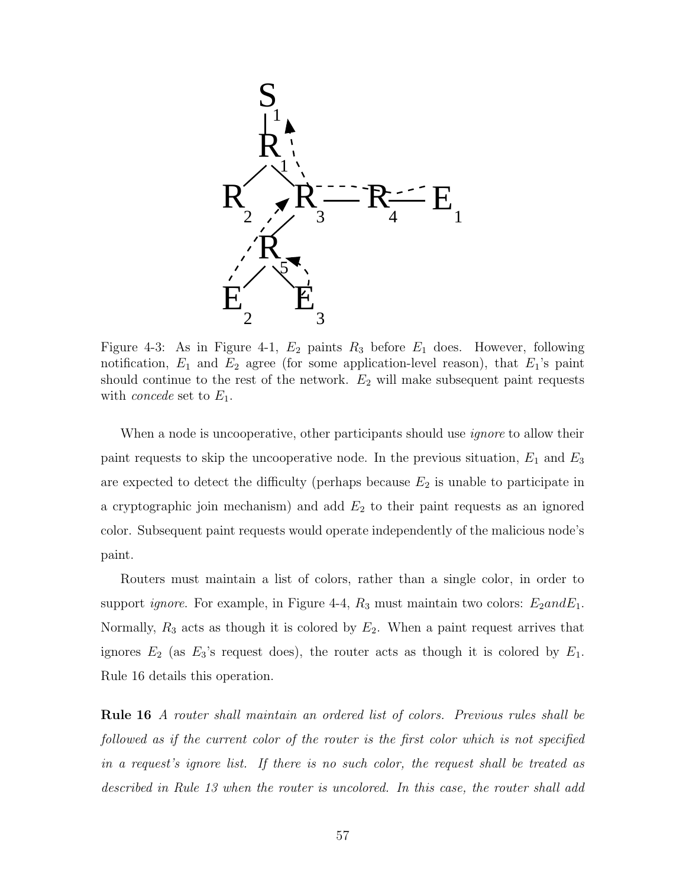Figure 4-3: As in Figure 4-1, $E_2$ paints $R_3$ before $E_1$ does. However, following notification, $E_1$ and $E_2$ agree (for some application-level reason), that $E_1$'s paint should continue to the rest of the network. $E_2$ will make subsequent paint requests with *concede* set to $E_1$.

When a node is uncooperative, other participants should use *ignore* to allow their paint requests to skip the uncooperative node. In the previous situation, $E_1$ and $E_3$ are expected to detect the difficulty (perhaps because $E_2$ is unable to participate in a cryptographic join mechanism) and add $E_2$ to their paint requests as an ignored color. Subsequent paint requests would operate independently of the malicious node's paint.

Routers must maintain a list of colors, rather than a single color, in order to support *ignore*. For example, in Figure 4-4, $R_3$ must maintain two colors: $E_2 and E_1$. Normally, $R_3$ acts as though it is colored by $E_2$. When a paint request arrives that ignores $E_2$ (as $E_3$'s request does), the router acts as though it is colored by $E_1$. Rule 16 details this operation.

**Rule 16** *A router shall maintain an ordered list of colors. Previous rules shall be followed as if the current color of the router is the first color which is not specified in a request's ignore list. If there is no such color, the request shall be treated as described in Rule 13 when the router is uncolored. In this case, the router shall add*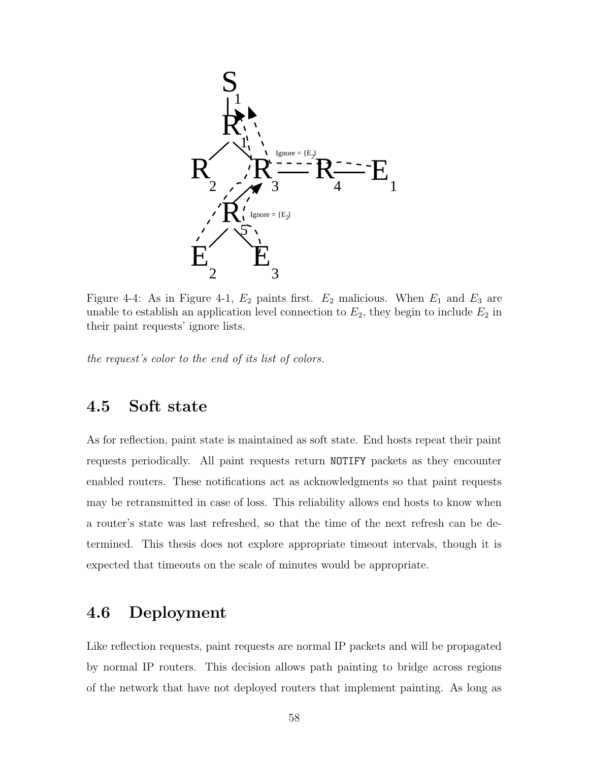Figure 4-4: As in Figure 4-1, $E_2$ paints first. $E_2$ malicious. When $E_1$ and $E_3$ are unable to establish an application level connection to $E_2$, they begin to include $E_2$ in their paint requests' ignore lists.

*the request's color to the end of its list of colors.*

## 4.5 Soft state

As for reflection, paint state is maintained as soft state. End hosts repeat their paint requests periodically. All paint requests return `NOTIFY` packets as they encounter enabled routers. These notifications act as acknowledgments so that paint requests may be retransmitted in case of loss. This reliability allows end hosts to know when a router's state was last refreshed, so that the time of the next refresh can be determined. This thesis does not explore appropriate timeout intervals, though it is expected that timeouts on the scale of minutes would be appropriate.

## 4.6 Deployment

Like reflection requests, paint requests are normal IP packets and will be propagated by normal IP routers. This decision allows path painting to bridge across regions of the network that have not deployed routers that implement painting. As long as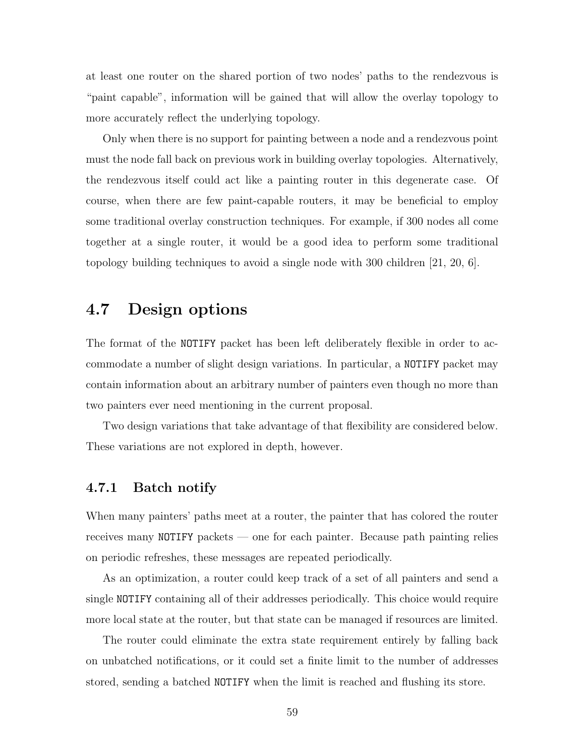at least one router on the shared portion of two nodes' paths to the rendezvous is "paint capable", information will be gained that will allow the overlay topology to more accurately reflect the underlying topology.

Only when there is no support for painting between a node and a rendezvous point must the node fall back on previous work in building overlay topologies. Alternatively, the rendezvous itself could act like a painting router in this degenerate case. Of course, when there are few paint-capable routers, it may be beneficial to employ some traditional overlay construction techniques. For example, if 300 nodes all come together at a single router, it would be a good idea to perform some traditional topology building techniques to avoid a single node with 300 children [21, 20, 6].

## 4.7 Design options

The format of the `NOTIFY` packet has been left deliberately flexible in order to accommodate a number of slight design variations. In particular, a `NOTIFY` packet may contain information about an arbitrary number of painters even though no more than two painters ever need mentioning in the current proposal.

Two design variations that take advantage of that flexibility are considered below. These variations are not explored in depth, however.

### 4.7.1 Batch notify

When many painters' paths meet at a router, the painter that has colored the router receives many `NOTIFY` packets — one for each painter. Because path painting relies on periodic refreshes, these messages are repeated periodically.

As an optimization, a router could keep track of a set of all painters and send a single `NOTIFY` containing all of their addresses periodically. This choice would require more local state at the router, but that state can be managed if resources are limited.

The router could eliminate the extra state requirement entirely by falling back on unbatched notifications, or it could set a finite limit to the number of addresses stored, sending a batched `NOTIFY` when the limit is reached and flushing its store.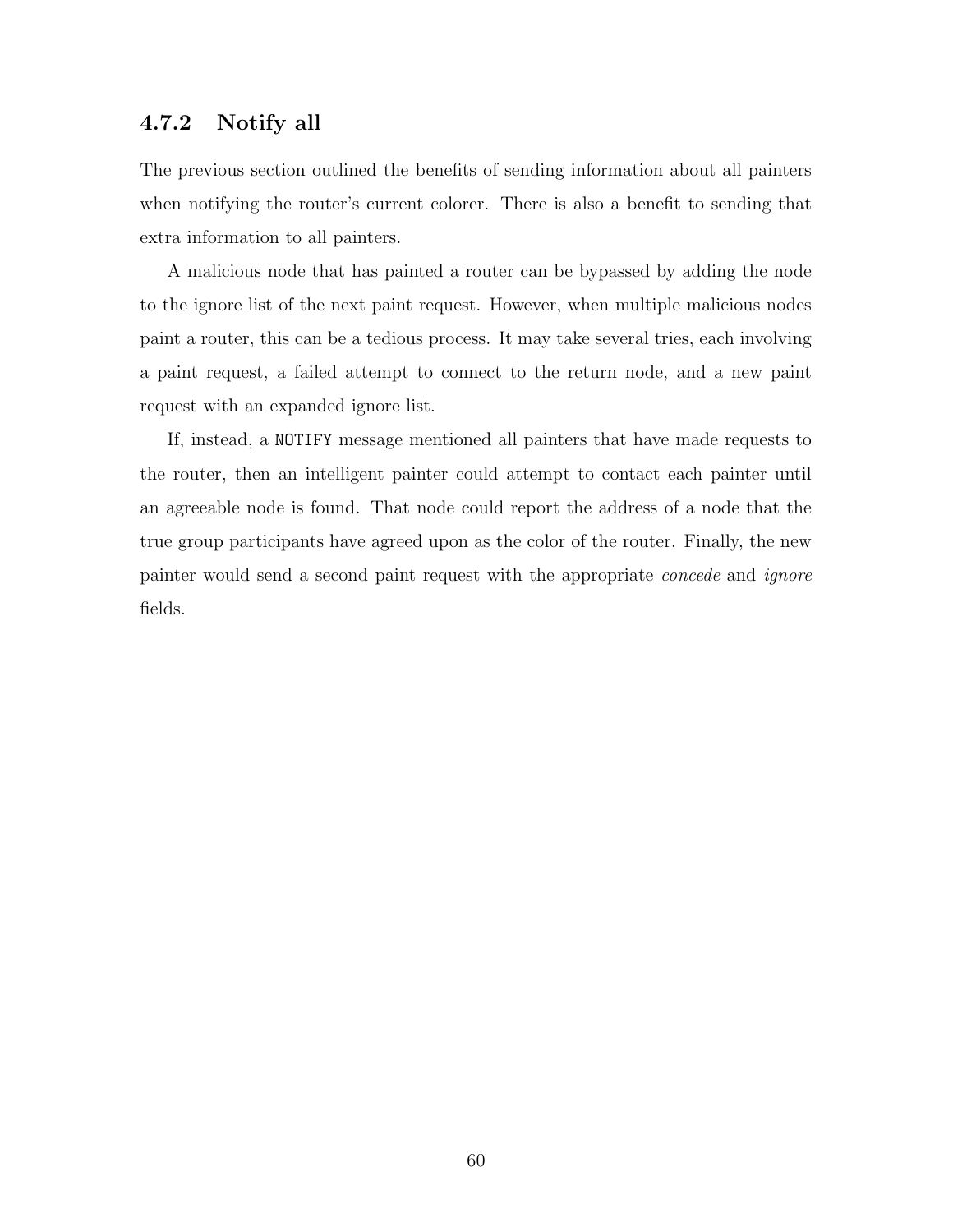### 4.7.2 Notify all

The previous section outlined the benefits of sending information about all painters when notifying the router's current colorer. There is also a benefit to sending that extra information to all painters.

A malicious node that has painted a router can be bypassed by adding the node to the ignore list of the next paint request. However, when multiple malicious nodes paint a router, this can be a tedious process. It may take several tries, each involving a paint request, a failed attempt to connect to the return node, and a new paint request with an expanded ignore list.

If, instead, a `NOTIFY` message mentioned all painters that have made requests to the router, then an intelligent painter could attempt to contact each painter until an agreeable node is found. That node could report the address of a node that the true group participants have agreed upon as the color of the router. Finally, the new painter would send a second paint request with the appropriate *concede* and *ignore* fields.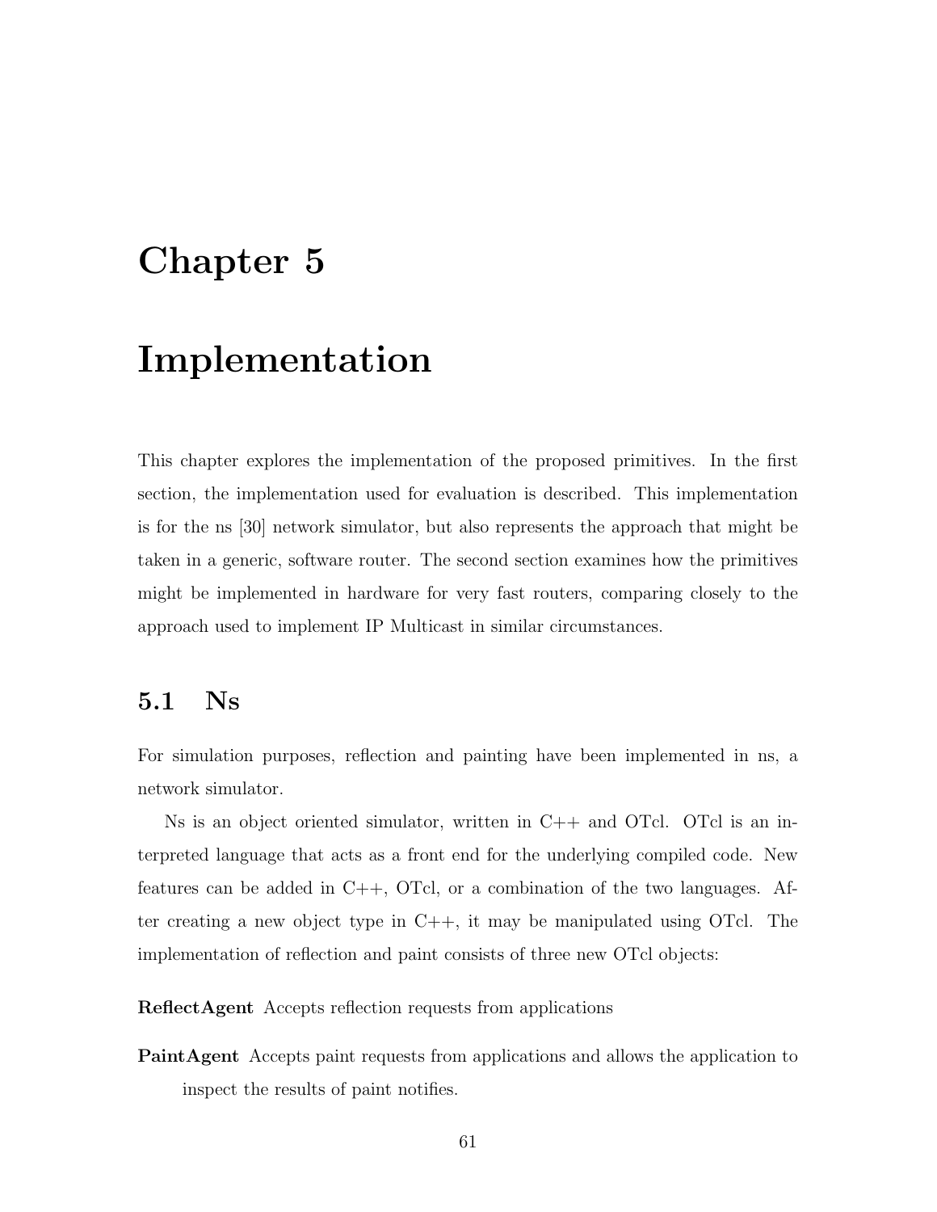# Chapter 5

# Implementation

This chapter explores the implementation of the proposed primitives. In the first section, the implementation used for evaluation is described. This implementation is for the ns [30] network simulator, but also represents the approach that might be taken in a generic, software router. The second section examines how the primitives might be implemented in hardware for very fast routers, comparing closely to the approach used to implement IP Multicast in similar circumstances.

## 5.1 Ns

For simulation purposes, reflection and painting have been implemented in ns, a network simulator.

Ns is an object oriented simulator, written in C++ and OTcl. OTcl is an interpreted language that acts as a front end for the underlying compiled code. New features can be added in C++, OTcl, or a combination of the two languages. After creating a new object type in C++, it may be manipulated using OTcl. The implementation of reflection and paint consists of three new OTcl objects:

**ReflectAgent** Accepts reflection requests from applications

**PaintAgent** Accepts paint requests from applications and allows the application to inspect the results of paint notifies.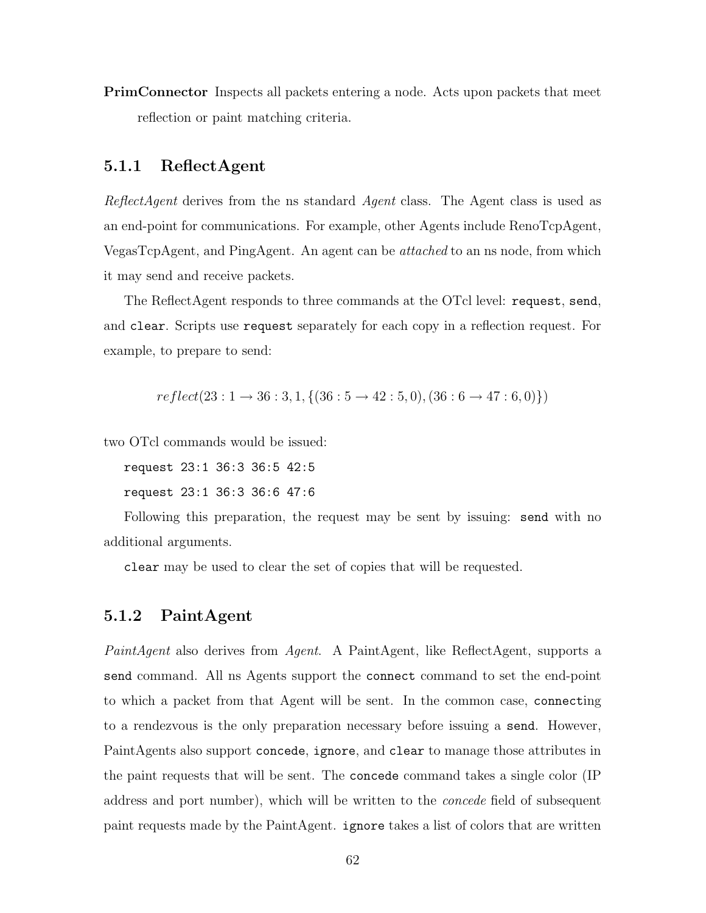**PrimConnector** Inspects all packets entering a node. Acts upon packets that meet reflection or paint matching criteria.

### 5.1.1 ReflectAgent

*ReflectAgent* derives from the ns standard *Agent* class. The Agent class is used as an end-point for communications. For example, other Agents include RenoTcpAgent, VegasTcpAgent, and PingAgent. An agent can be *attached* to an ns node, from which it may send and receive packets.

The ReflectAgent responds to three commands at the OTcl level: `request`, `send`, and `clear`. Scripts use `request` separately for each copy in a reflection request. For example, to prepare to send:

$$reflect(23:1 \rightarrow 36:3, 1, \{(36:5 \rightarrow 42:5, 0), (36:6 \rightarrow 47:6, 0)\})$$

two OTcl commands would be issued:

```
request 23:1 36:3 36:5 42:5
request 23:1 36:3 36:6 47:6
```

Following this preparation, the request may be sent by issuing: `send` with no additional arguments.

`clear` may be used to clear the set of copies that will be requested.

### 5.1.2 PaintAgent

*PaintAgent* also derives from *Agent*. A PaintAgent, like ReflectAgent, supports a `send` command. All ns Agents support the `connect` command to set the end-point to which a packet from that Agent will be sent. In the common case, `connect`ing to a rendezvous is the only preparation necessary before issuing a `send`. However, PaintAgents also support `concede`, `ignore`, and `clear` to manage those attributes in the paint requests that will be sent. The `concede` command takes a single color (IP address and port number), which will be written to the *concede* field of subsequent paint requests made by the PaintAgent. `ignore` takes a list of colors that are written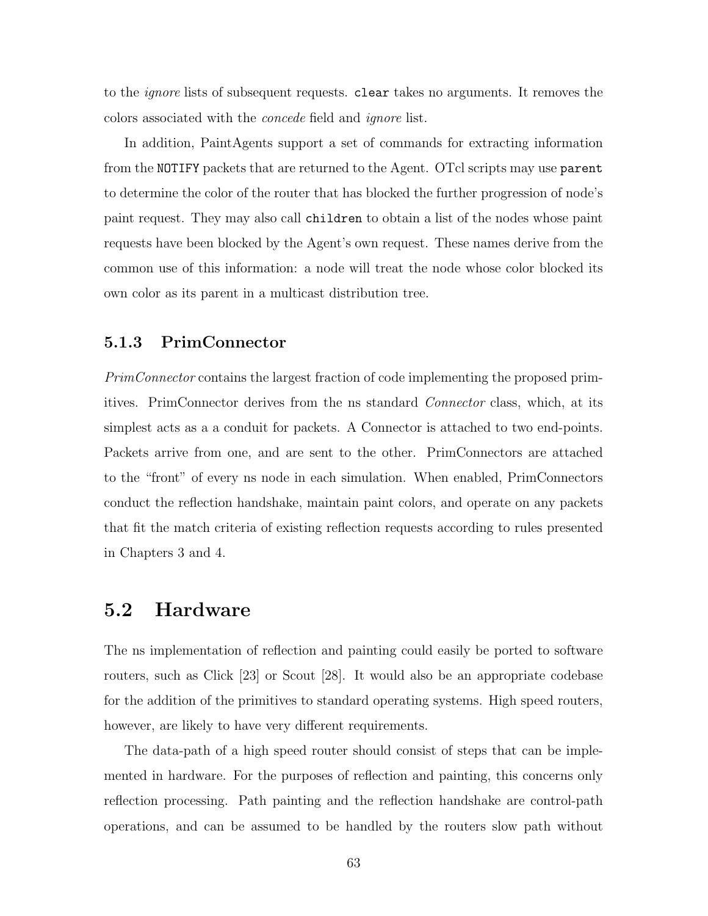to the *ignore* lists of subsequent requests. `clear` takes no arguments. It removes the colors associated with the *concede* field and *ignore* list.

In addition, PaintAgents support a set of commands for extracting information from the `NOTIFY` packets that are returned to the Agent. OTcl scripts may use `parent` to determine the color of the router that has blocked the further progression of node's paint request. They may also call `children` to obtain a list of the nodes whose paint requests have been blocked by the Agent's own request. These names derive from the common use of this information: a node will treat the node whose color blocked its own color as its parent in a multicast distribution tree.

### 5.1.3 PrimConnector

*PrimConnector* contains the largest fraction of code implementing the proposed primitives. PrimConnector derives from the ns standard *Connector* class, which, at its simplest acts as a a conduit for packets. A Connector is attached to two end-points. Packets arrive from one, and are sent to the other. PrimConnectors are attached to the "front" of every ns node in each simulation. When enabled, PrimConnectors conduct the reflection handshake, maintain paint colors, and operate on any packets that fit the match criteria of existing reflection requests according to rules presented in Chapters 3 and 4.

## 5.2 Hardware

The ns implementation of reflection and painting could easily be ported to software routers, such as Click [23] or Scout [28]. It would also be an appropriate codebase for the addition of the primitives to standard operating systems. High speed routers, however, are likely to have very different requirements.

The data-path of a high speed router should consist of steps that can be implemented in hardware. For the purposes of reflection and painting, this concerns only reflection processing. Path painting and the reflection handshake are control-path operations, and can be assumed to be handled by the routers slow path without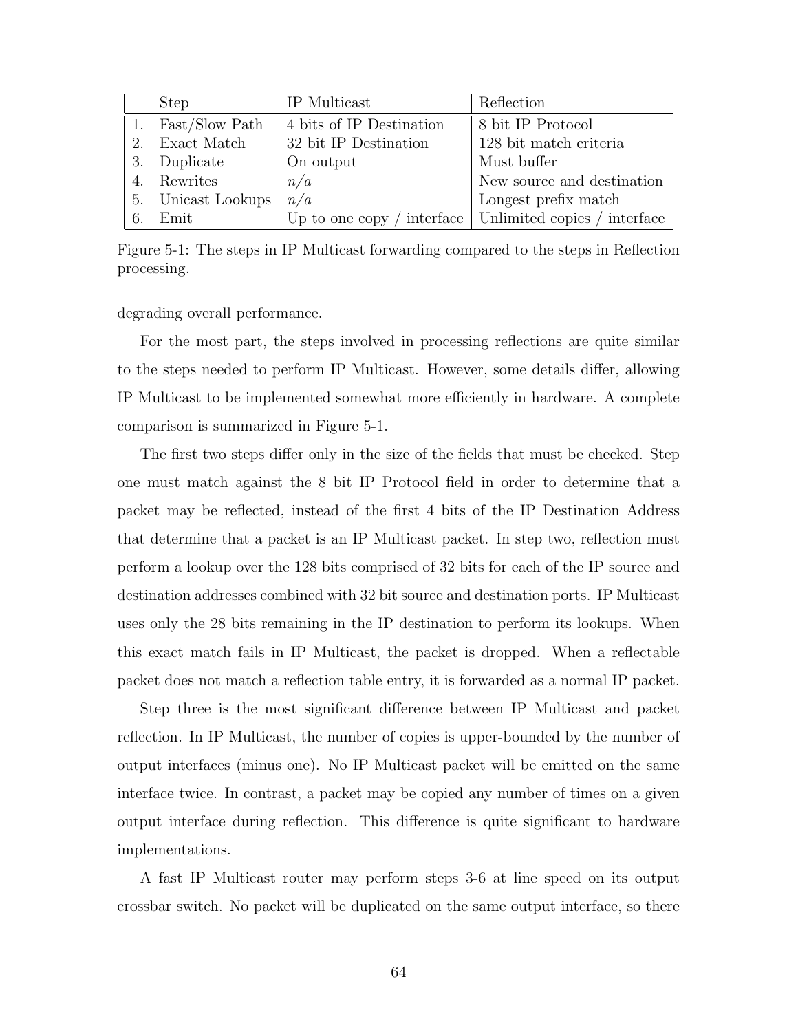| | Step | IP Multicast | Reflection |
|---|---|---|---|
| 1. | Fast/Slow Path | 4 bits of IP Destination | 8 bit IP Protocol |
| 2. | Exact Match | 32 bit IP Destination | 128 bit match criteria |
| 3. | Duplicate | On output | Must buffer |
| 4. | Rewrites | *n/a* | New source and destination |
| 5. | Unicast Lookups | *n/a* | Longest prefix match |
| 6. | Emit | Up to one copy / interface | Unlimited copies / interface |

Figure 5-1: The steps in IP Multicast forwarding compared to the steps in Reflection processing.

degrading overall performance.

For the most part, the steps involved in processing reflections are quite similar to the steps needed to perform IP Multicast. However, some details differ, allowing IP Multicast to be implemented somewhat more efficiently in hardware. A complete comparison is summarized in Figure 5-1.

The first two steps differ only in the size of the fields that must be checked. Step one must match against the 8 bit IP Protocol field in order to determine that a packet may be reflected, instead of the first 4 bits of the IP Destination Address that determine that a packet is an IP Multicast packet. In step two, reflection must perform a lookup over the 128 bits comprised of 32 bits for each of the IP source and destination addresses combined with 32 bit source and destination ports. IP Multicast uses only the 28 bits remaining in the IP destination to perform its lookups. When this exact match fails in IP Multicast, the packet is dropped. When a reflectable packet does not match a reflection table entry, it is forwarded as a normal IP packet.

Step three is the most significant difference between IP Multicast and packet reflection. In IP Multicast, the number of copies is upper-bounded by the number of output interfaces (minus one). No IP Multicast packet will be emitted on the same interface twice. In contrast, a packet may be copied any number of times on a given output interface during reflection. This difference is quite significant to hardware implementations.

A fast IP Multicast router may perform steps 3-6 at line speed on its output crossbar switch. No packet will be duplicated on the same output interface, so there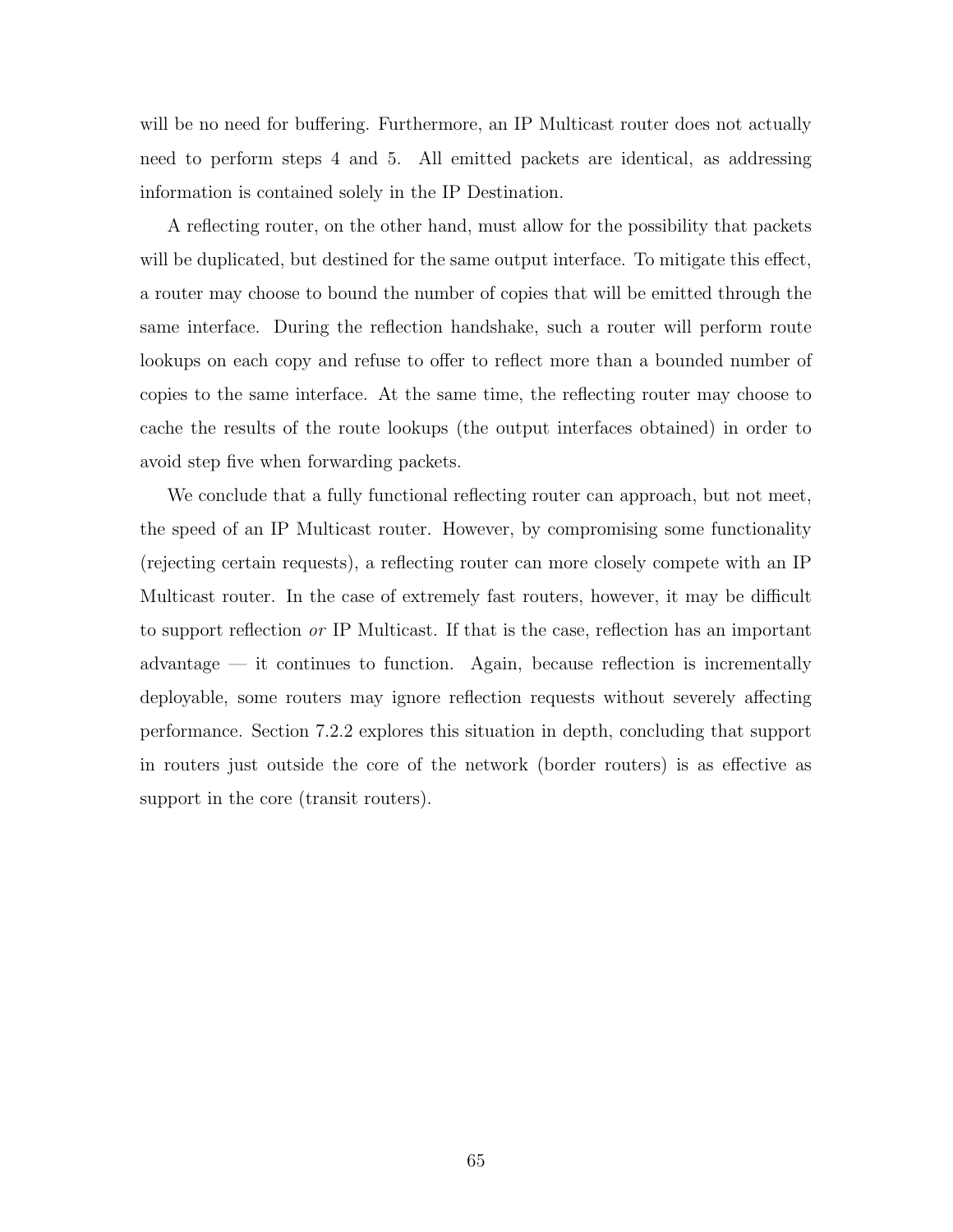will be no need for buffering. Furthermore, an IP Multicast router does not actually need to perform steps 4 and 5. All emitted packets are identical, as addressing information is contained solely in the IP Destination.

A reflecting router, on the other hand, must allow for the possibility that packets will be duplicated, but destined for the same output interface. To mitigate this effect, a router may choose to bound the number of copies that will be emitted through the same interface. During the reflection handshake, such a router will perform route lookups on each copy and refuse to offer to reflect more than a bounded number of copies to the same interface. At the same time, the reflecting router may choose to cache the results of the route lookups (the output interfaces obtained) in order to avoid step five when forwarding packets.

We conclude that a fully functional reflecting router can approach, but not meet, the speed of an IP Multicast router. However, by compromising some functionality (rejecting certain requests), a reflecting router can more closely compete with an IP Multicast router. In the case of extremely fast routers, however, it may be difficult to support reflection *or* IP Multicast. If that is the case, reflection has an important advantage — it continues to function. Again, because reflection is incrementally deployable, some routers may ignore reflection requests without severely affecting performance. Section 7.2.2 explores this situation in depth, concluding that support in routers just outside the core of the network (border routers) is as effective as support in the core (transit routers).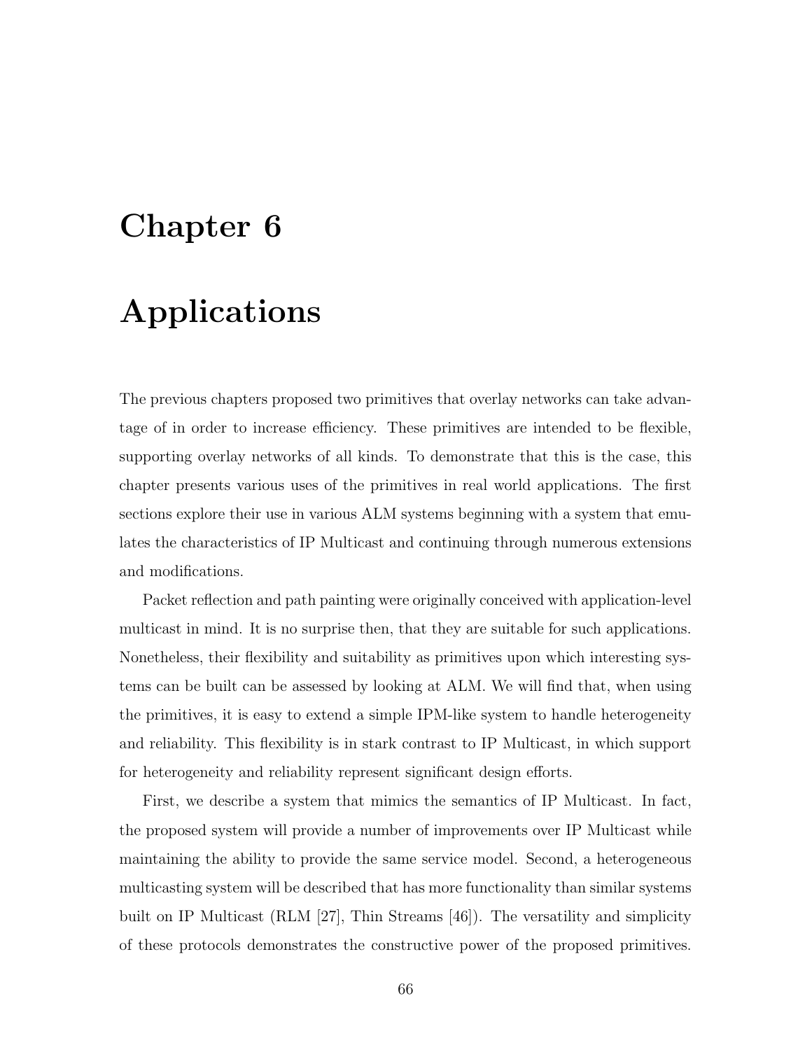# Chapter 6

# Applications

The previous chapters proposed two primitives that overlay networks can take advantage of in order to increase efficiency. These primitives are intended to be flexible, supporting overlay networks of all kinds. To demonstrate that this is the case, this chapter presents various uses of the primitives in real world applications. The first sections explore their use in various ALM systems beginning with a system that emulates the characteristics of IP Multicast and continuing through numerous extensions and modifications.

Packet reflection and path painting were originally conceived with application-level multicast in mind. It is no surprise then, that they are suitable for such applications. Nonetheless, their flexibility and suitability as primitives upon which interesting systems can be built can be assessed by looking at ALM. We will find that, when using the primitives, it is easy to extend a simple IPM-like system to handle heterogeneity and reliability. This flexibility is in stark contrast to IP Multicast, in which support for heterogeneity and reliability represent significant design efforts.

First, we describe a system that mimics the semantics of IP Multicast. In fact, the proposed system will provide a number of improvements over IP Multicast while maintaining the ability to provide the same service model. Second, a heterogeneous multicasting system will be described that has more functionality than similar systems built on IP Multicast (RLM [27], Thin Streams [46]). The versatility and simplicity of these protocols demonstrates the constructive power of the proposed primitives.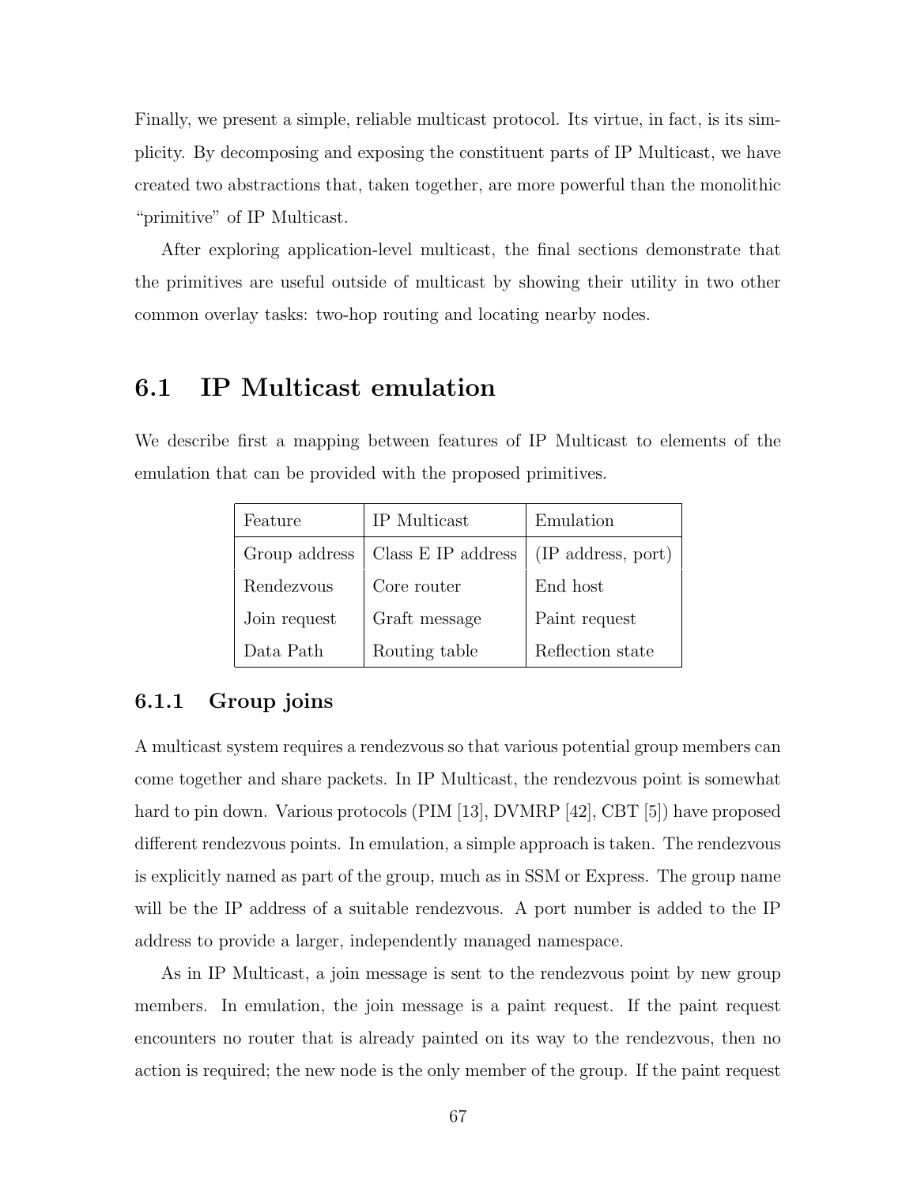Finally, we present a simple, reliable multicast protocol. Its virtue, in fact, is its simplicity. By decomposing and exposing the constituent parts of IP Multicast, we have created two abstractions that, taken together, are more powerful than the monolithic "primitive" of IP Multicast.

After exploring application-level multicast, the final sections demonstrate that the primitives are useful outside of multicast by showing their utility in two other common overlay tasks: two-hop routing and locating nearby nodes.

## 6.1 IP Multicast emulation

We describe first a mapping between features of IP Multicast to elements of the emulation that can be provided with the proposed primitives.

| Feature | IP Multicast | Emulation |
|---|---|---|
| Group address | Class E IP address | (IP address, port) |
| Rendezvous | Core router | End host |
| Join request | Graft message | Paint request |
| Data Path | Routing table | Reflection state |

### 6.1.1 Group joins

A multicast system requires a rendezvous so that various potential group members can come together and share packets. In IP Multicast, the rendezvous point is somewhat hard to pin down. Various protocols (PIM [13], DVMRP [42], CBT [5]) have proposed different rendezvous points. In emulation, a simple approach is taken. The rendezvous is explicitly named as part of the group, much as in SSM or Express. The group name will be the IP address of a suitable rendezvous. A port number is added to the IP address to provide a larger, independently managed namespace.

As in IP Multicast, a join message is sent to the rendezvous point by new group members. In emulation, the join message is a paint request. If the paint request encounters no router that is already painted on its way to the rendezvous, then no action is required; the new node is the only member of the group. If the paint request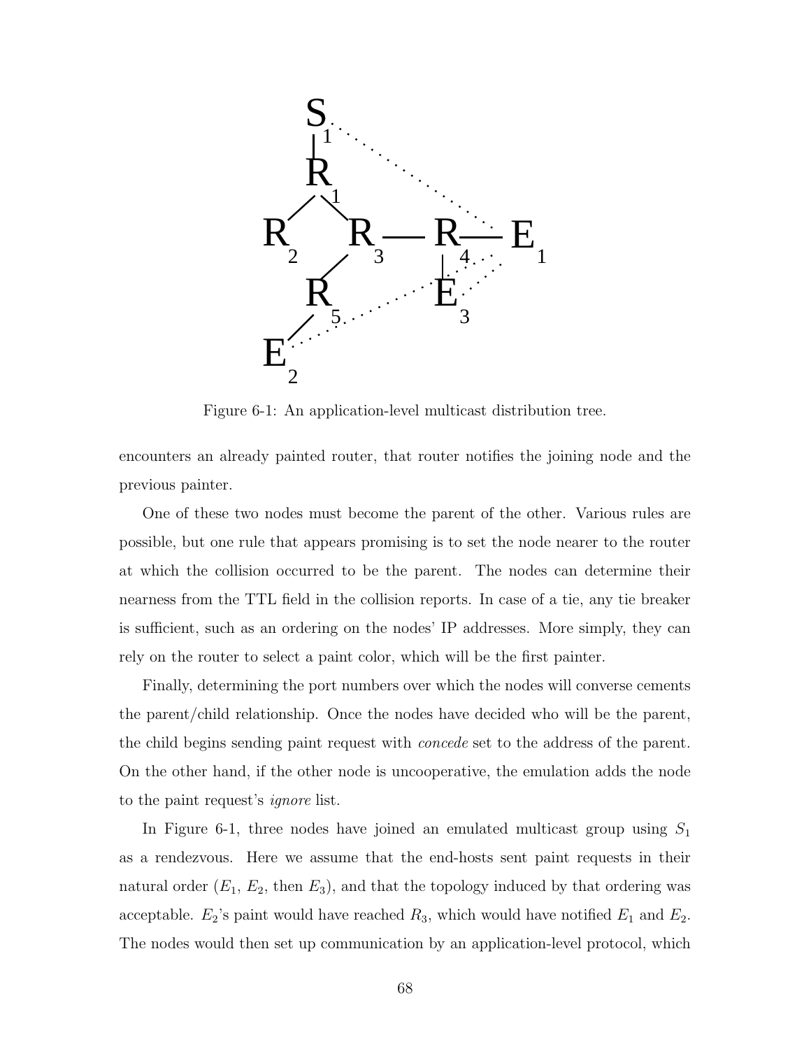Figure 6-1: An application-level multicast distribution tree.

encounters an already painted router, that router notifies the joining node and the previous painter.

One of these two nodes must become the parent of the other. Various rules are possible, but one rule that appears promising is to set the node nearer to the router at which the collision occurred to be the parent. The nodes can determine their nearness from the TTL field in the collision reports. In case of a tie, any tie breaker is sufficient, such as an ordering on the nodes' IP addresses. More simply, they can rely on the router to select a paint color, which will be the first painter.

Finally, determining the port numbers over which the nodes will converse cements the parent/child relationship. Once the nodes have decided who will be the parent, the child begins sending paint request with *concede* set to the address of the parent. On the other hand, if the other node is uncooperative, the emulation adds the node to the paint request's *ignore* list.

In Figure 6-1, three nodes have joined an emulated multicast group using $S_1$ as a rendezvous. Here we assume that the end-hosts sent paint requests in their natural order ($E_1$, $E_2$, then $E_3$), and that the topology induced by that ordering was acceptable. $E_2$'s paint would have reached $R_3$, which would have notified $E_1$ and $E_2$. The nodes would then set up communication by an application-level protocol, which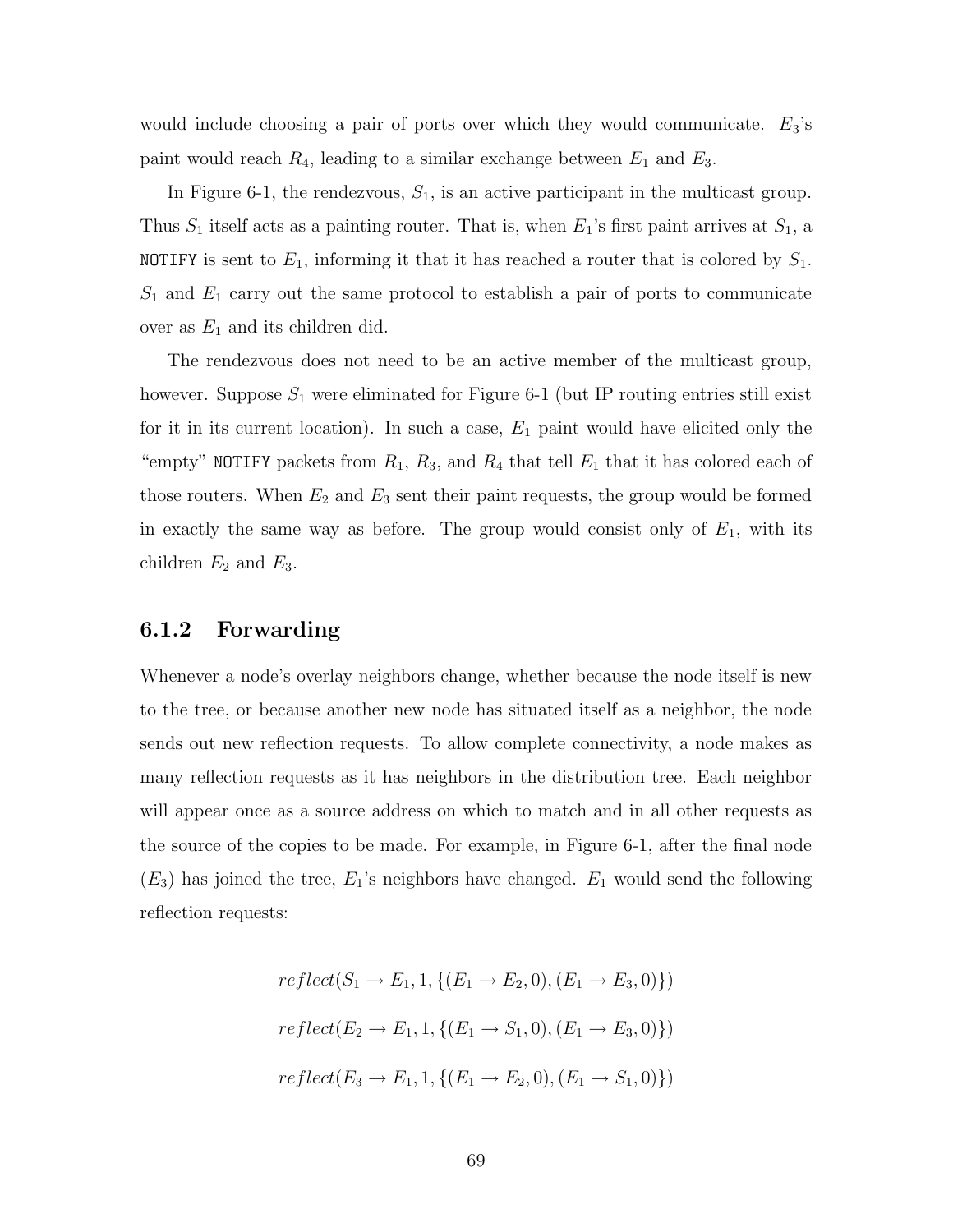would include choosing a pair of ports over which they would communicate. $E_3$'s paint would reach $R_4$, leading to a similar exchange between $E_1$ and $E_3$.

In Figure 6-1, the rendezvous, $S_1$, is an active participant in the multicast group. Thus $S_1$ itself acts as a painting router. That is, when $E_1$'s first paint arrives at $S_1$, a `NOTIFY` is sent to $E_1$, informing it that it has reached a router that is colored by $S_1$. $S_1$ and $E_1$ carry out the same protocol to establish a pair of ports to communicate over as $E_1$ and its children did.

The rendezvous does not need to be an active member of the multicast group, however. Suppose $S_1$ were eliminated for Figure 6-1 (but IP routing entries still exist for it in its current location). In such a case, $E_1$ paint would have elicited only the "empty" `NOTIFY` packets from $R_1$, $R_3$, and $R_4$ that tell $E_1$ that it has colored each of those routers. When $E_2$ and $E_3$ sent their paint requests, the group would be formed in exactly the same way as before. The group would consist only of $E_1$, with its children $E_2$ and $E_3$.

### 6.1.2 Forwarding

Whenever a node's overlay neighbors change, whether because the node itself is new to the tree, or because another new node has situated itself as a neighbor, the node sends out new reflection requests. To allow complete connectivity, a node makes as many reflection requests as it has neighbors in the distribution tree. Each neighbor will appear once as a source address on which to match and in all other requests as the source of the copies to be made. For example, in Figure 6-1, after the final node ($E_3$) has joined the tree, $E_1$'s neighbors have changed. $E_1$ would send the following reflection requests:

$$reflect(S_1 \rightarrow E_1, 1, \{(E_1 \rightarrow E_2, 0), (E_1 \rightarrow E_3, 0)\})$$

$$reflect(E_2 \rightarrow E_1, 1, \{(E_1 \rightarrow S_1, 0), (E_1 \rightarrow E_3, 0)\})$$

$$reflect(E_3 \rightarrow E_1, 1, \{(E_1 \rightarrow E_2, 0), (E_1 \rightarrow S_1, 0)\})$$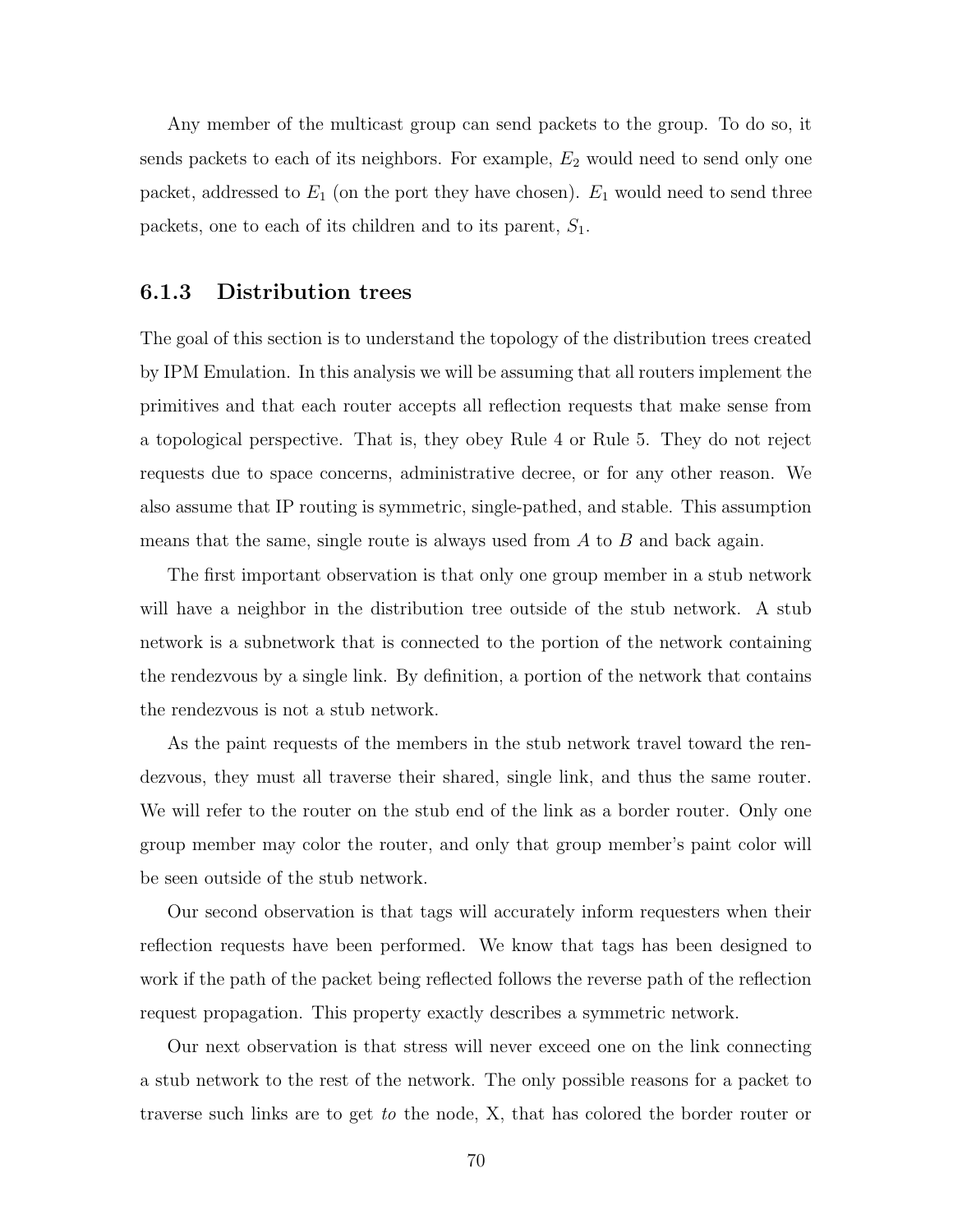Any member of the multicast group can send packets to the group. To do so, it sends packets to each of its neighbors. For example, $E_2$ would need to send only one packet, addressed to $E_1$ (on the port they have chosen). $E_1$ would need to send three packets, one to each of its children and to its parent, $S_1$.

### 6.1.3 Distribution trees

The goal of this section is to understand the topology of the distribution trees created by IPM Emulation. In this analysis we will be assuming that all routers implement the primitives and that each router accepts all reflection requests that make sense from a topological perspective. That is, they obey Rule 4 or Rule 5. They do not reject requests due to space concerns, administrative decree, or for any other reason. We also assume that IP routing is symmetric, single-pathed, and stable. This assumption means that the same, single route is always used from $A$ to $B$ and back again.

The first important observation is that only one group member in a stub network will have a neighbor in the distribution tree outside of the stub network. A stub network is a subnetwork that is connected to the portion of the network containing the rendezvous by a single link. By definition, a portion of the network that contains the rendezvous is not a stub network.

As the paint requests of the members in the stub network travel toward the rendezvous, they must all traverse their shared, single link, and thus the same router. We will refer to the router on the stub end of the link as a border router. Only one group member may color the router, and only that group member's paint color will be seen outside of the stub network.

Our second observation is that tags will accurately inform requesters when their reflection requests have been performed. We know that tags has been designed to work if the path of the packet being reflected follows the reverse path of the reflection request propagation. This property exactly describes a symmetric network.

Our next observation is that stress will never exceed one on the link connecting a stub network to the rest of the network. The only possible reasons for a packet to traverse such links are to get *to* the node, X, that has colored the border router or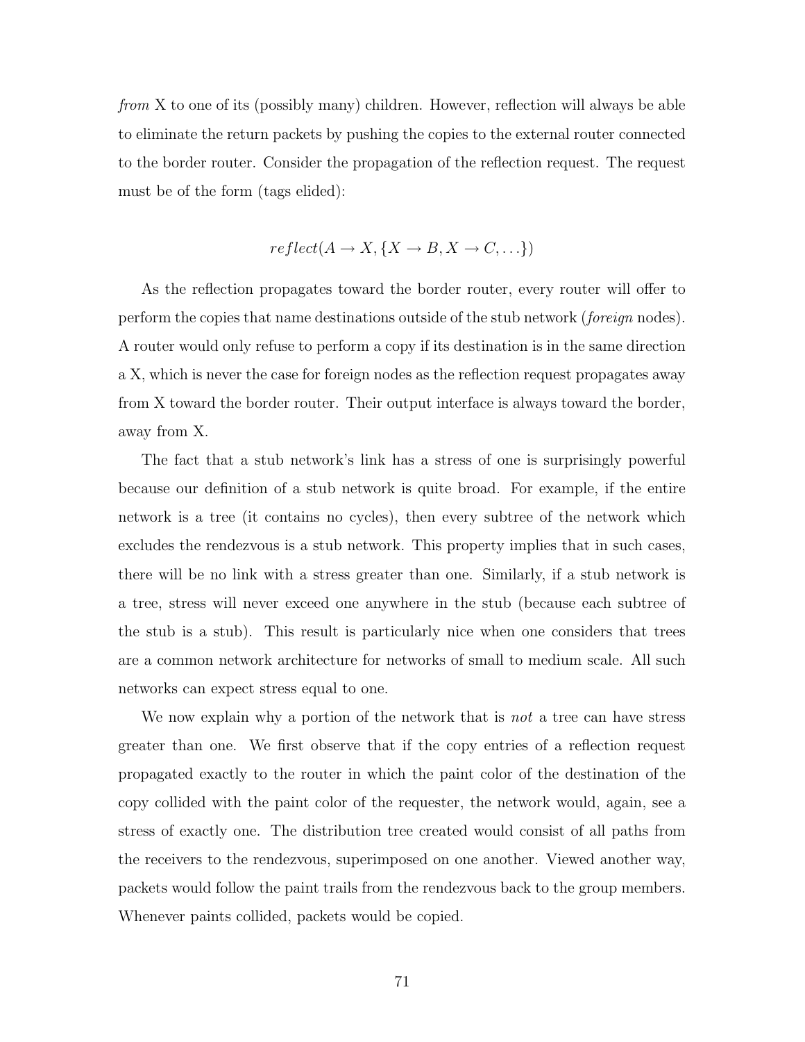*from* X to one of its (possibly many) children. However, reflection will always be able to eliminate the return packets by pushing the copies to the external router connected to the border router. Consider the propagation of the reflection request. The request must be of the form (tags elided):

$$reflect(A \rightarrow X, \{X \rightarrow B, X \rightarrow C, \ldots\})$$

As the reflection propagates toward the border router, every router will offer to perform the copies that name destinations outside of the stub network (*foreign* nodes). A router would only refuse to perform a copy if its destination is in the same direction a X, which is never the case for foreign nodes as the reflection request propagates away from X toward the border router. Their output interface is always toward the border, away from X.

The fact that a stub network's link has a stress of one is surprisingly powerful because our definition of a stub network is quite broad. For example, if the entire network is a tree (it contains no cycles), then every subtree of the network which excludes the rendezvous is a stub network. This property implies that in such cases, there will be no link with a stress greater than one. Similarly, if a stub network is a tree, stress will never exceed one anywhere in the stub (because each subtree of the stub is a stub). This result is particularly nice when one considers that trees are a common network architecture for networks of small to medium scale. All such networks can expect stress equal to one.

We now explain why a portion of the network that is *not* a tree can have stress greater than one. We first observe that if the copy entries of a reflection request propagated exactly to the router in which the paint color of the destination of the copy collided with the paint color of the requester, the network would, again, see a stress of exactly one. The distribution tree created would consist of all paths from the receivers to the rendezvous, superimposed on one another. Viewed another way, packets would follow the paint trails from the rendezvous back to the group members. Whenever paints collided, packets would be copied.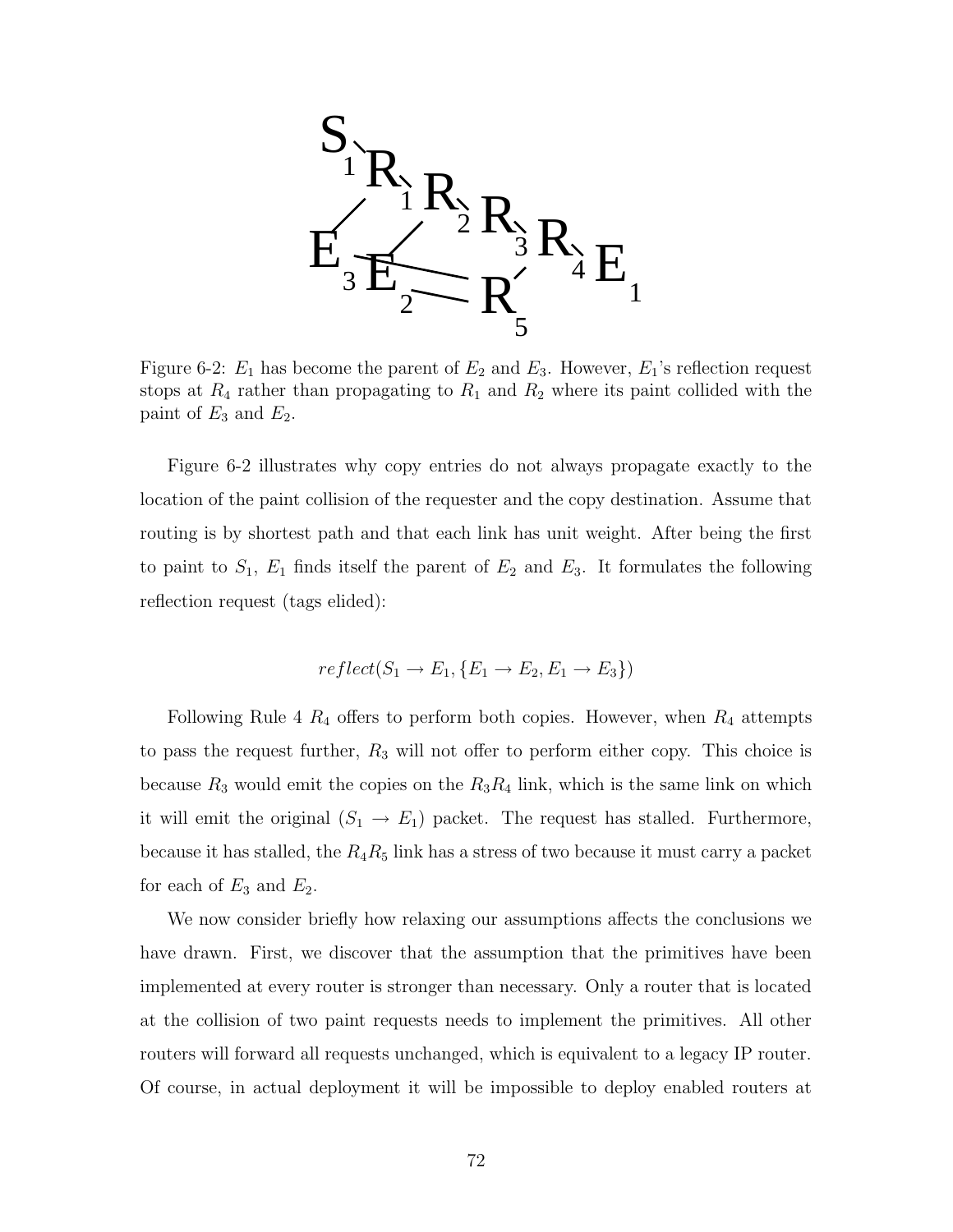Figure 6-2: $E_1$ has become the parent of $E_2$ and $E_3$. However, $E_1$'s reflection request stops at $R_4$ rather than propagating to $R_1$ and $R_2$ where its paint collided with the paint of $E_3$ and $E_2$.

Figure 6-2 illustrates why copy entries do not always propagate exactly to the location of the paint collision of the requester and the copy destination. Assume that routing is by shortest path and that each link has unit weight. After being the first to paint to $S_1$, $E_1$ finds itself the parent of $E_2$ and $E_3$. It formulates the following reflection request (tags elided):

$$reflect(S_1 \rightarrow E_1, \{E_1 \rightarrow E_2, E_1 \rightarrow E_3\})$$

Following Rule 4 $R_4$ offers to perform both copies. However, when $R_4$ attempts to pass the request further, $R_3$ will not offer to perform either copy. This choice is because $R_3$ would emit the copies on the $R_3R_4$ link, which is the same link on which it will emit the original ($S_1 \rightarrow E_1$) packet. The request has stalled. Furthermore, because it has stalled, the $R_4R_5$ link has a stress of two because it must carry a packet for each of $E_3$ and $E_2$.

We now consider briefly how relaxing our assumptions affects the conclusions we have drawn. First, we discover that the assumption that the primitives have been implemented at every router is stronger than necessary. Only a router that is located at the collision of two paint requests needs to implement the primitives. All other routers will forward all requests unchanged, which is equivalent to a legacy IP router. Of course, in actual deployment it will be impossible to deploy enabled routers at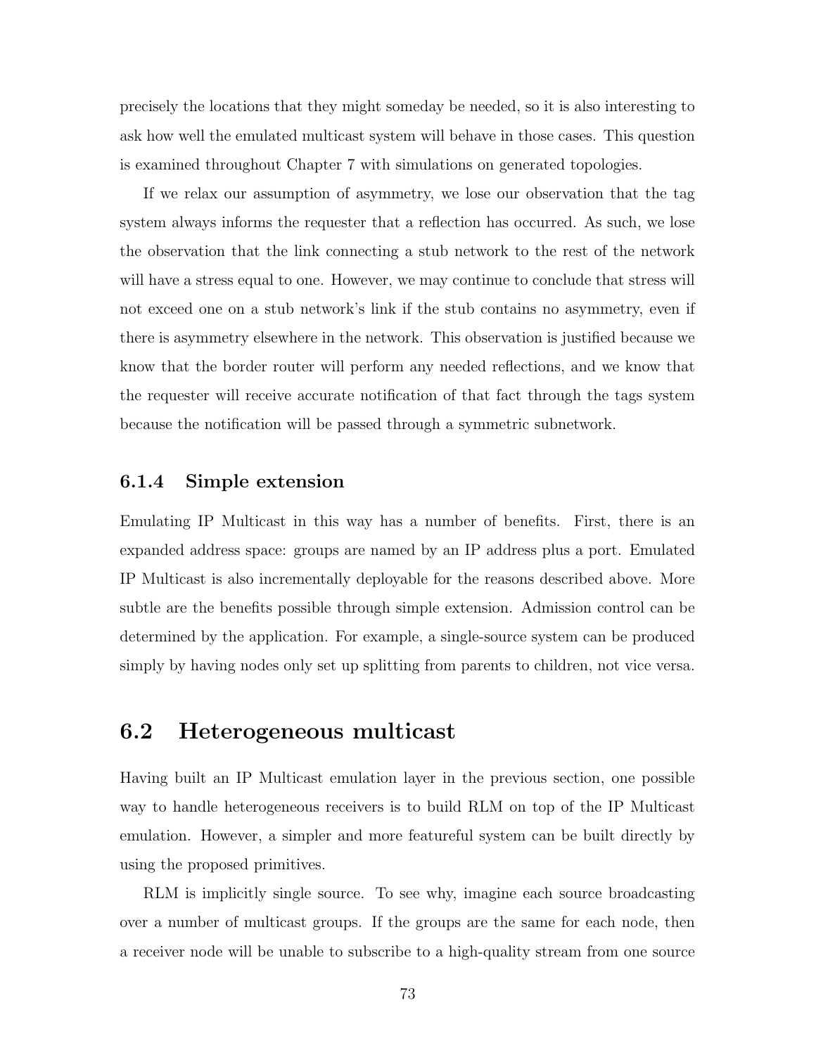precisely the locations that they might someday be needed, so it is also interesting to ask how well the emulated multicast system will behave in those cases. This question is examined throughout Chapter 7 with simulations on generated topologies.

If we relax our assumption of asymmetry, we lose our observation that the tag system always informs the requester that a reflection has occurred. As such, we lose the observation that the link connecting a stub network to the rest of the network will have a stress equal to one. However, we may continue to conclude that stress will not exceed one on a stub network's link if the stub contains no asymmetry, even if there is asymmetry elsewhere in the network. This observation is justified because we know that the border router will perform any needed reflections, and we know that the requester will receive accurate notification of that fact through the tags system because the notification will be passed through a symmetric subnetwork.

### 6.1.4 Simple extension

Emulating IP Multicast in this way has a number of benefits. First, there is an expanded address space: groups are named by an IP address plus a port. Emulated IP Multicast is also incrementally deployable for the reasons described above. More subtle are the benefits possible through simple extension. Admission control can be determined by the application. For example, a single-source system can be produced simply by having nodes only set up splitting from parents to children, not vice versa.

## 6.2 Heterogeneous multicast

Having built an IP Multicast emulation layer in the previous section, one possible way to handle heterogeneous receivers is to build RLM on top of the IP Multicast emulation. However, a simpler and more featureful system can be built directly by using the proposed primitives.

RLM is implicitly single source. To see why, imagine each source broadcasting over a number of multicast groups. If the groups are the same for each node, then a receiver node will be unable to subscribe to a high-quality stream from one source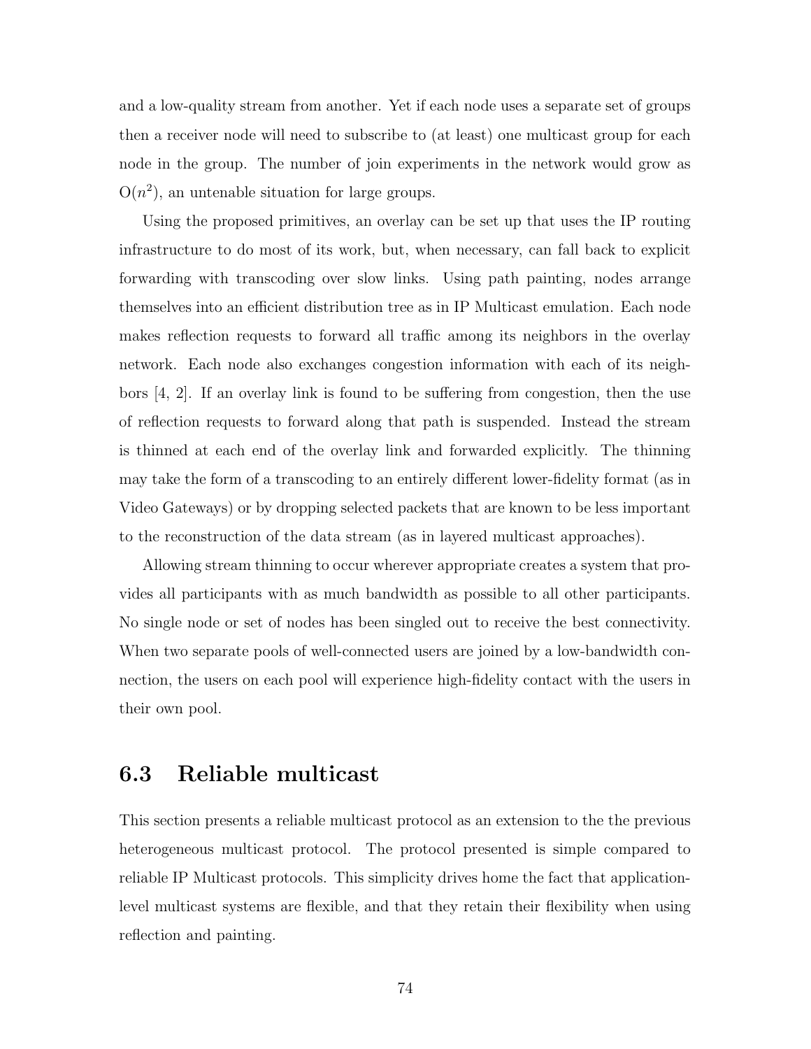and a low-quality stream from another. Yet if each node uses a separate set of groups then a receiver node will need to subscribe to (at least) one multicast group for each node in the group. The number of join experiments in the network would grow as $O(n^2)$, an untenable situation for large groups.

Using the proposed primitives, an overlay can be set up that uses the IP routing infrastructure to do most of its work, but, when necessary, can fall back to explicit forwarding with transcoding over slow links. Using path painting, nodes arrange themselves into an efficient distribution tree as in IP Multicast emulation. Each node makes reflection requests to forward all traffic among its neighbors in the overlay network. Each node also exchanges congestion information with each of its neighbors [4, 2]. If an overlay link is found to be suffering from congestion, then the use of reflection requests to forward along that path is suspended. Instead the stream is thinned at each end of the overlay link and forwarded explicitly. The thinning may take the form of a transcoding to an entirely different lower-fidelity format (as in Video Gateways) or by dropping selected packets that are known to be less important to the reconstruction of the data stream (as in layered multicast approaches).

Allowing stream thinning to occur wherever appropriate creates a system that provides all participants with as much bandwidth as possible to all other participants. No single node or set of nodes has been singled out to receive the best connectivity. When two separate pools of well-connected users are joined by a low-bandwidth connection, the users on each pool will experience high-fidelity contact with the users in their own pool.

## 6.3 Reliable multicast

This section presents a reliable multicast protocol as an extension to the the previous heterogeneous multicast protocol. The protocol presented is simple compared to reliable IP Multicast protocols. This simplicity drives home the fact that application-level multicast systems are flexible, and that they retain their flexibility when using reflection and painting.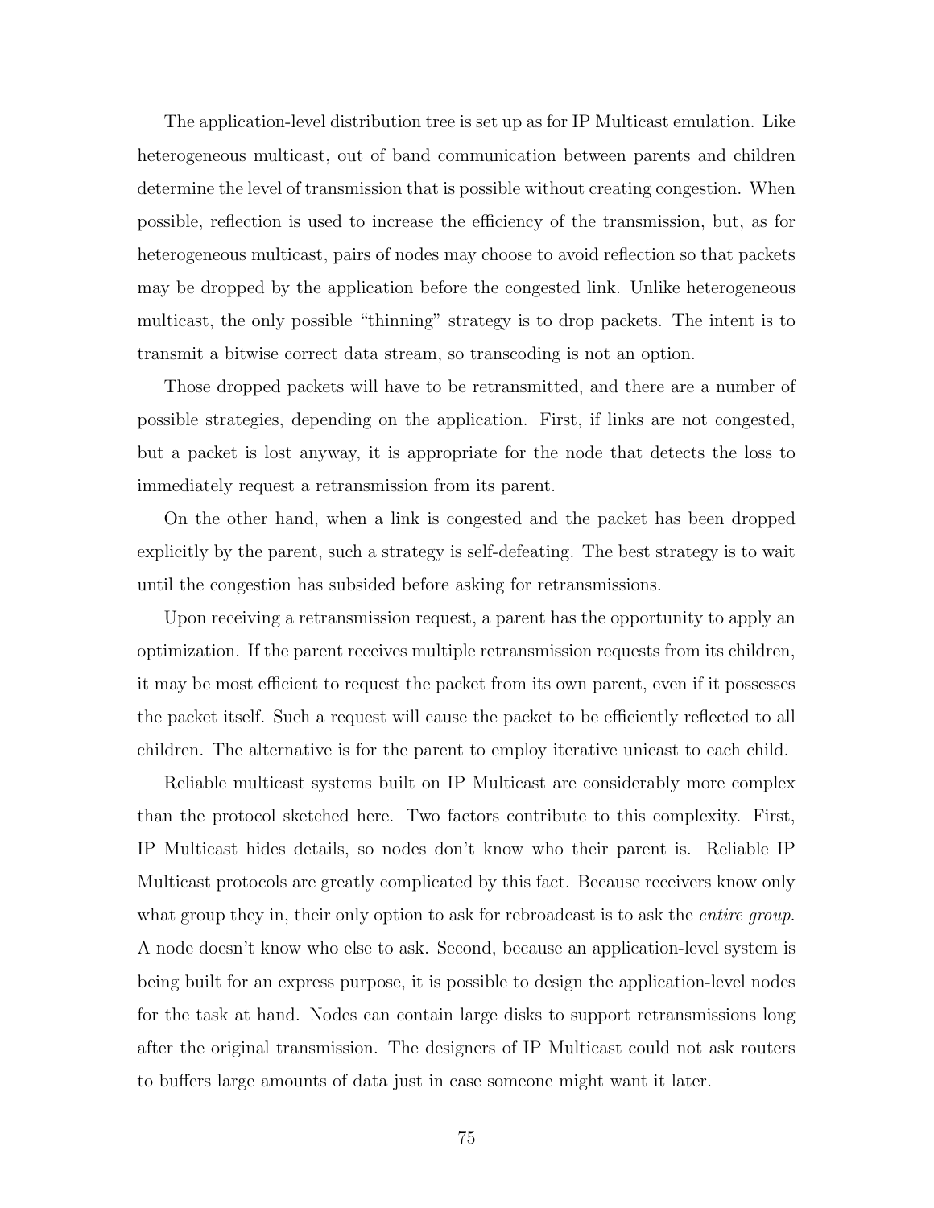The application-level distribution tree is set up as for IP Multicast emulation. Like heterogeneous multicast, out of band communication between parents and children determine the level of transmission that is possible without creating congestion. When possible, reflection is used to increase the efficiency of the transmission, but, as for heterogeneous multicast, pairs of nodes may choose to avoid reflection so that packets may be dropped by the application before the congested link. Unlike heterogeneous multicast, the only possible "thinning" strategy is to drop packets. The intent is to transmit a bitwise correct data stream, so transcoding is not an option.

Those dropped packets will have to be retransmitted, and there are a number of possible strategies, depending on the application. First, if links are not congested, but a packet is lost anyway, it is appropriate for the node that detects the loss to immediately request a retransmission from its parent.

On the other hand, when a link is congested and the packet has been dropped explicitly by the parent, such a strategy is self-defeating. The best strategy is to wait until the congestion has subsided before asking for retransmissions.

Upon receiving a retransmission request, a parent has the opportunity to apply an optimization. If the parent receives multiple retransmission requests from its children, it may be most efficient to request the packet from its own parent, even if it possesses the packet itself. Such a request will cause the packet to be efficiently reflected to all children. The alternative is for the parent to employ iterative unicast to each child.

Reliable multicast systems built on IP Multicast are considerably more complex than the protocol sketched here. Two factors contribute to this complexity. First, IP Multicast hides details, so nodes don't know who their parent is. Reliable IP Multicast protocols are greatly complicated by this fact. Because receivers know only what group they in, their only option to ask for rebroadcast is to ask the *entire group*. A node doesn't know who else to ask. Second, because an application-level system is being built for an express purpose, it is possible to design the application-level nodes for the task at hand. Nodes can contain large disks to support retransmissions long after the original transmission. The designers of IP Multicast could not ask routers to buffers large amounts of data just in case someone might want it later.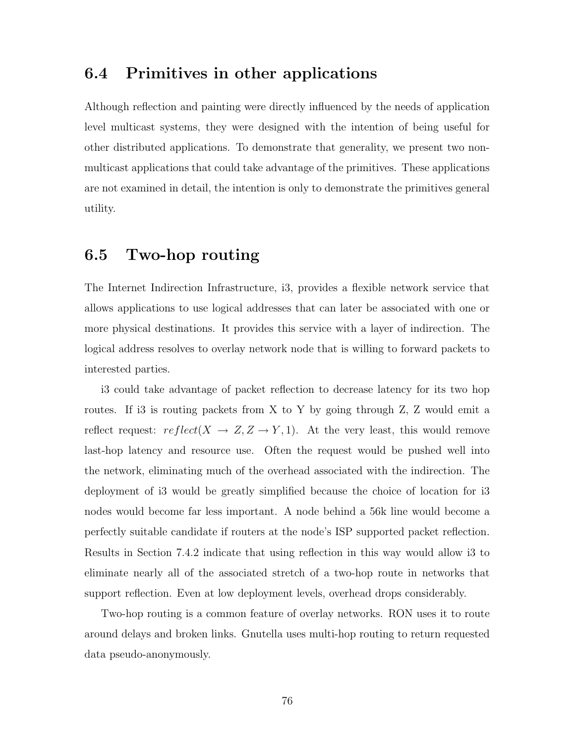## 6.4 Primitives in other applications

Although reflection and painting were directly influenced by the needs of application level multicast systems, they were designed with the intention of being useful for other distributed applications. To demonstrate that generality, we present two non-multicast applications that could take advantage of the primitives. These applications are not examined in detail, the intention is only to demonstrate the primitives general utility.

## 6.5 Two-hop routing

The Internet Indirection Infrastructure, i3, provides a flexible network service that allows applications to use logical addresses that can later be associated with one or more physical destinations. It provides this service with a layer of indirection. The logical address resolves to overlay network node that is willing to forward packets to interested parties.

i3 could take advantage of packet reflection to decrease latency for its two hop routes. If i3 is routing packets from X to Y by going through Z, Z would emit a reflect request: $reflect(X \rightarrow Z, Z \rightarrow Y, 1)$. At the very least, this would remove last-hop latency and resource use. Often the request would be pushed well into the network, eliminating much of the overhead associated with the indirection. The deployment of i3 would be greatly simplified because the choice of location for i3 nodes would become far less important. A node behind a 56k line would become a perfectly suitable candidate if routers at the node's ISP supported packet reflection. Results in Section 7.4.2 indicate that using reflection in this way would allow i3 to eliminate nearly all of the associated stretch of a two-hop route in networks that support reflection. Even at low deployment levels, overhead drops considerably.

Two-hop routing is a common feature of overlay networks. RON uses it to route around delays and broken links. Gnutella uses multi-hop routing to return requested data pseudo-anonymously.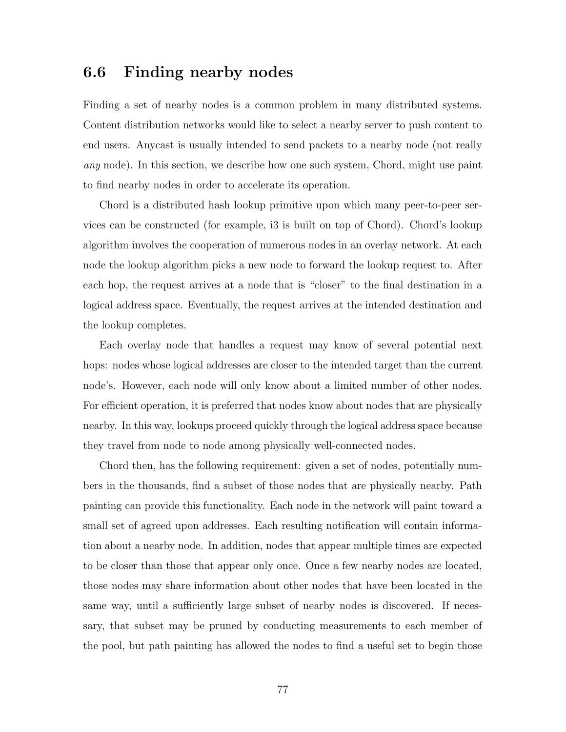## 6.6 Finding nearby nodes

Finding a set of nearby nodes is a common problem in many distributed systems. Content distribution networks would like to select a nearby server to push content to end users. Anycast is usually intended to send packets to a nearby node (not really *any* node). In this section, we describe how one such system, Chord, might use paint to find nearby nodes in order to accelerate its operation.

Chord is a distributed hash lookup primitive upon which many peer-to-peer services can be constructed (for example, i3 is built on top of Chord). Chord's lookup algorithm involves the cooperation of numerous nodes in an overlay network. At each node the lookup algorithm picks a new node to forward the lookup request to. After each hop, the request arrives at a node that is "closer" to the final destination in a logical address space. Eventually, the request arrives at the intended destination and the lookup completes.

Each overlay node that handles a request may know of several potential next hops: nodes whose logical addresses are closer to the intended target than the current node's. However, each node will only know about a limited number of other nodes. For efficient operation, it is preferred that nodes know about nodes that are physically nearby. In this way, lookups proceed quickly through the logical address space because they travel from node to node among physically well-connected nodes.

Chord then, has the following requirement: given a set of nodes, potentially numbers in the thousands, find a subset of those nodes that are physically nearby. Path painting can provide this functionality. Each node in the network will paint toward a small set of agreed upon addresses. Each resulting notification will contain information about a nearby node. In addition, nodes that appear multiple times are expected to be closer than those that appear only once. Once a few nearby nodes are located, those nodes may share information about other nodes that have been located in the same way, until a sufficiently large subset of nearby nodes is discovered. If necessary, that subset may be pruned by conducting measurements to each member of the pool, but path painting has allowed the nodes to find a useful set to begin those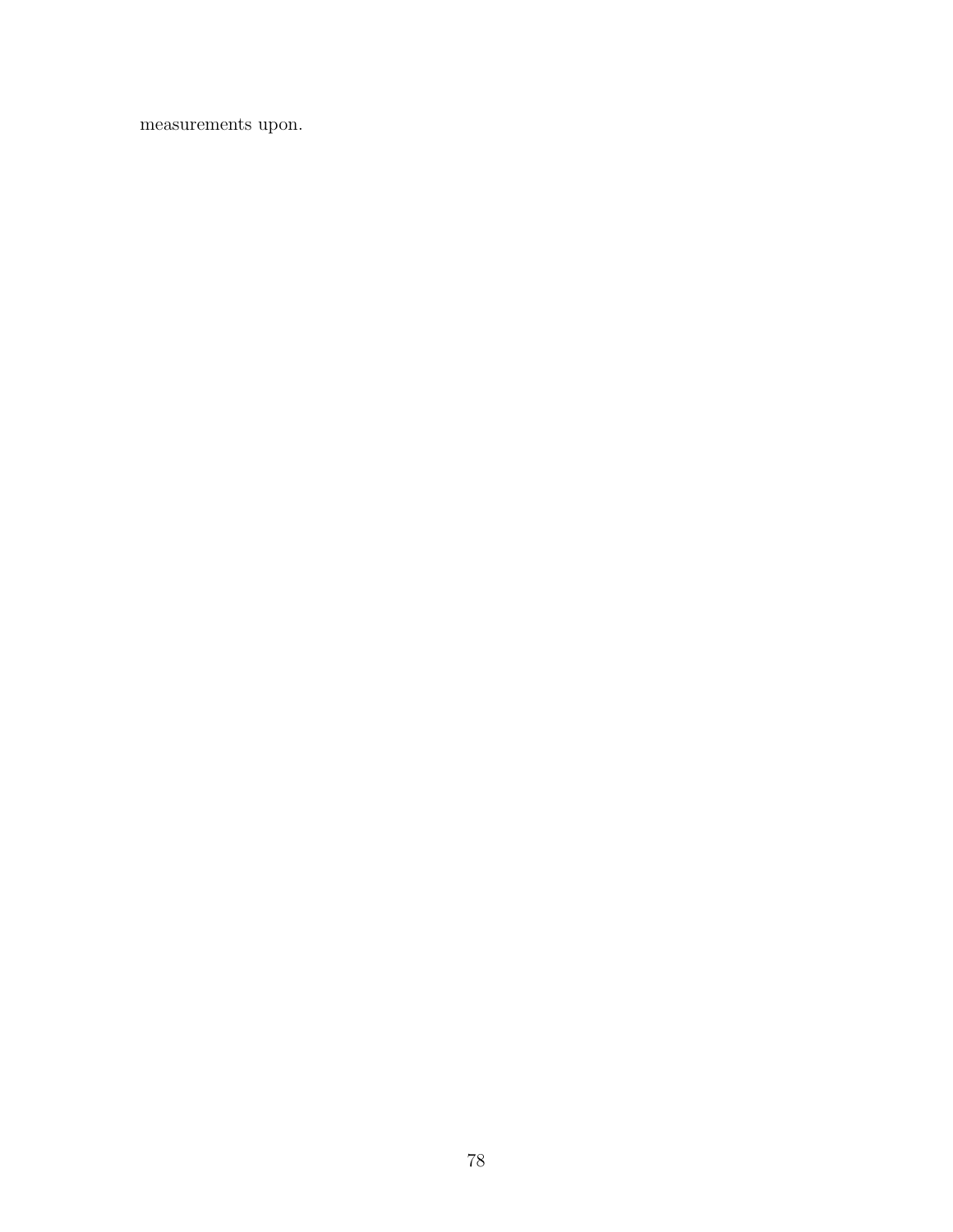measurements upon.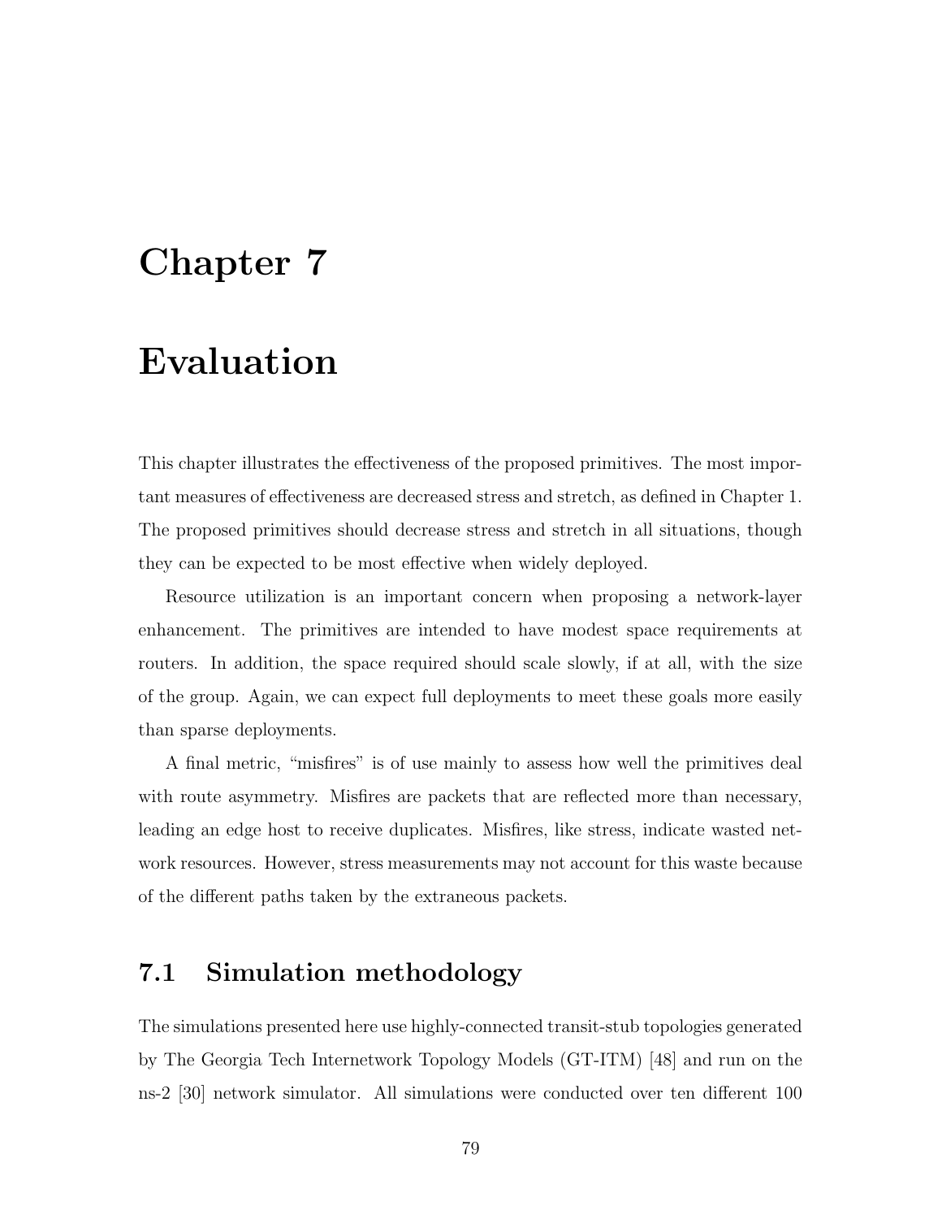# Chapter 7

# Evaluation

This chapter illustrates the effectiveness of the proposed primitives. The most important measures of effectiveness are decreased stress and stretch, as defined in Chapter 1. The proposed primitives should decrease stress and stretch in all situations, though they can be expected to be most effective when widely deployed.

Resource utilization is an important concern when proposing a network-layer enhancement. The primitives are intended to have modest space requirements at routers. In addition, the space required should scale slowly, if at all, with the size of the group. Again, we can expect full deployments to meet these goals more easily than sparse deployments.

A final metric, "misfires" is of use mainly to assess how well the primitives deal with route asymmetry. Misfires are packets that are reflected more than necessary, leading an edge host to receive duplicates. Misfires, like stress, indicate wasted network resources. However, stress measurements may not account for this waste because of the different paths taken by the extraneous packets.

## 7.1 Simulation methodology

The simulations presented here use highly-connected transit-stub topologies generated by The Georgia Tech Internetwork Topology Models (GT-ITM) [48] and run on the ns-2 [30] network simulator. All simulations were conducted over ten different 100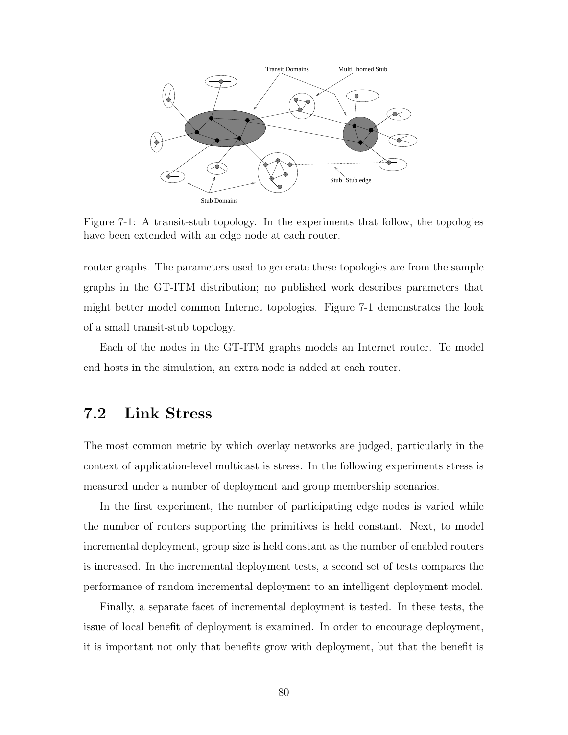Figure 7-1: A transit-stub topology. In the experiments that follow, the topologies have been extended with an edge node at each router.

router graphs. The parameters used to generate these topologies are from the sample graphs in the GT-ITM distribution; no published work describes parameters that might better model common Internet topologies. Figure 7-1 demonstrates the look of a small transit-stub topology.

Each of the nodes in the GT-ITM graphs models an Internet router. To model end hosts in the simulation, an extra node is added at each router.

## 7.2 Link Stress

The most common metric by which overlay networks are judged, particularly in the context of application-level multicast is stress. In the following experiments stress is measured under a number of deployment and group membership scenarios.

In the first experiment, the number of participating edge nodes is varied while the number of routers supporting the primitives is held constant. Next, to model incremental deployment, group size is held constant as the number of enabled routers is increased. In the incremental deployment tests, a second set of tests compares the performance of random incremental deployment to an intelligent deployment model.

Finally, a separate facet of incremental deployment is tested. In these tests, the issue of local benefit of deployment is examined. In order to encourage deployment, it is important not only that benefits grow with deployment, but that the benefit is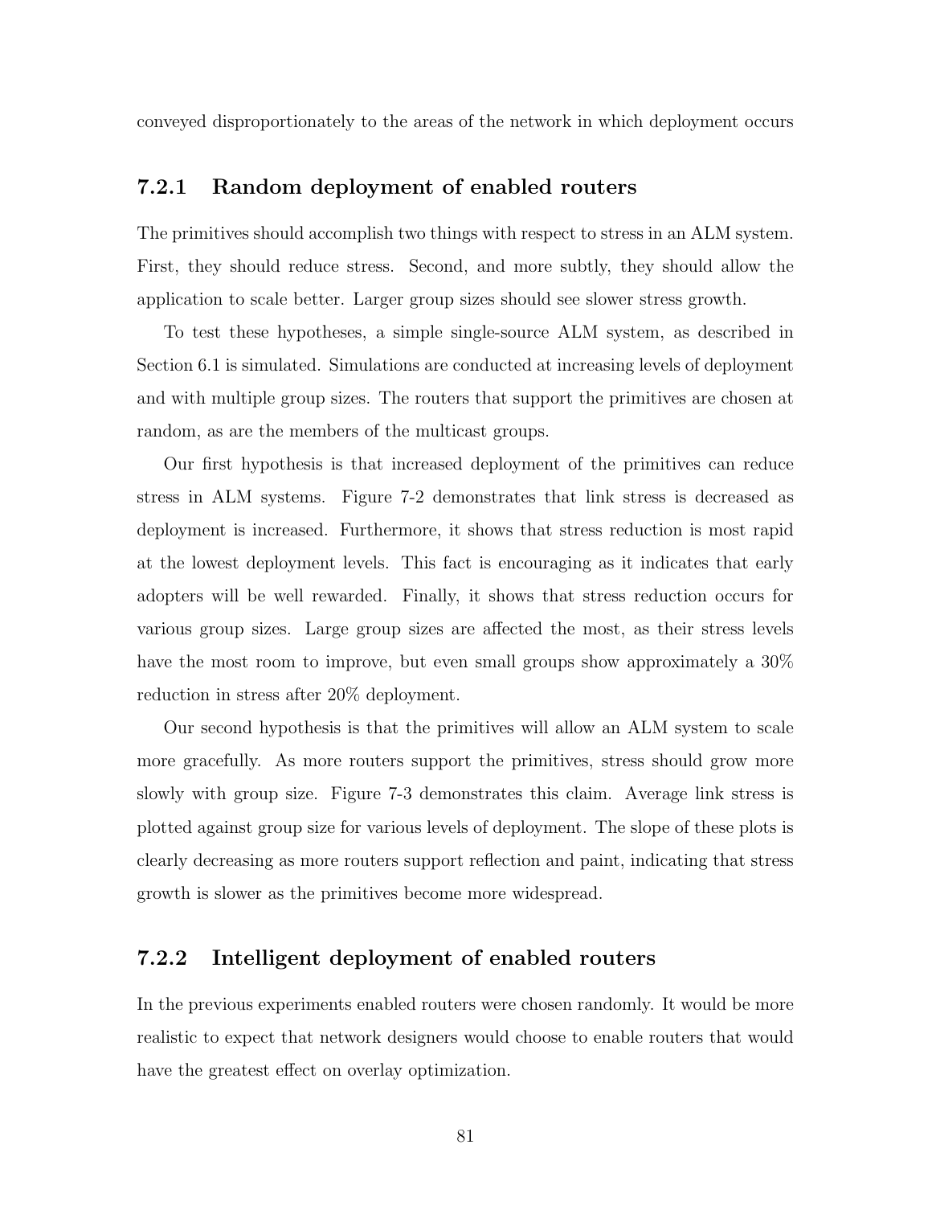conveyed disproportionately to the areas of the network in which deployment occurs

### 7.2.1 Random deployment of enabled routers

The primitives should accomplish two things with respect to stress in an ALM system. First, they should reduce stress. Second, and more subtly, they should allow the application to scale better. Larger group sizes should see slower stress growth.

To test these hypotheses, a simple single-source ALM system, as described in Section 6.1 is simulated. Simulations are conducted at increasing levels of deployment and with multiple group sizes. The routers that support the primitives are chosen at random, as are the members of the multicast groups.

Our first hypothesis is that increased deployment of the primitives can reduce stress in ALM systems. Figure 7-2 demonstrates that link stress is decreased as deployment is increased. Furthermore, it shows that stress reduction is most rapid at the lowest deployment levels. This fact is encouraging as it indicates that early adopters will be well rewarded. Finally, it shows that stress reduction occurs for various group sizes. Large group sizes are affected the most, as their stress levels have the most room to improve, but even small groups show approximately a 30% reduction in stress after 20% deployment.

Our second hypothesis is that the primitives will allow an ALM system to scale more gracefully. As more routers support the primitives, stress should grow more slowly with group size. Figure 7-3 demonstrates this claim. Average link stress is plotted against group size for various levels of deployment. The slope of these plots is clearly decreasing as more routers support reflection and paint, indicating that stress growth is slower as the primitives become more widespread.

### 7.2.2 Intelligent deployment of enabled routers

In the previous experiments enabled routers were chosen randomly. It would be more realistic to expect that network designers would choose to enable routers that would have the greatest effect on overlay optimization.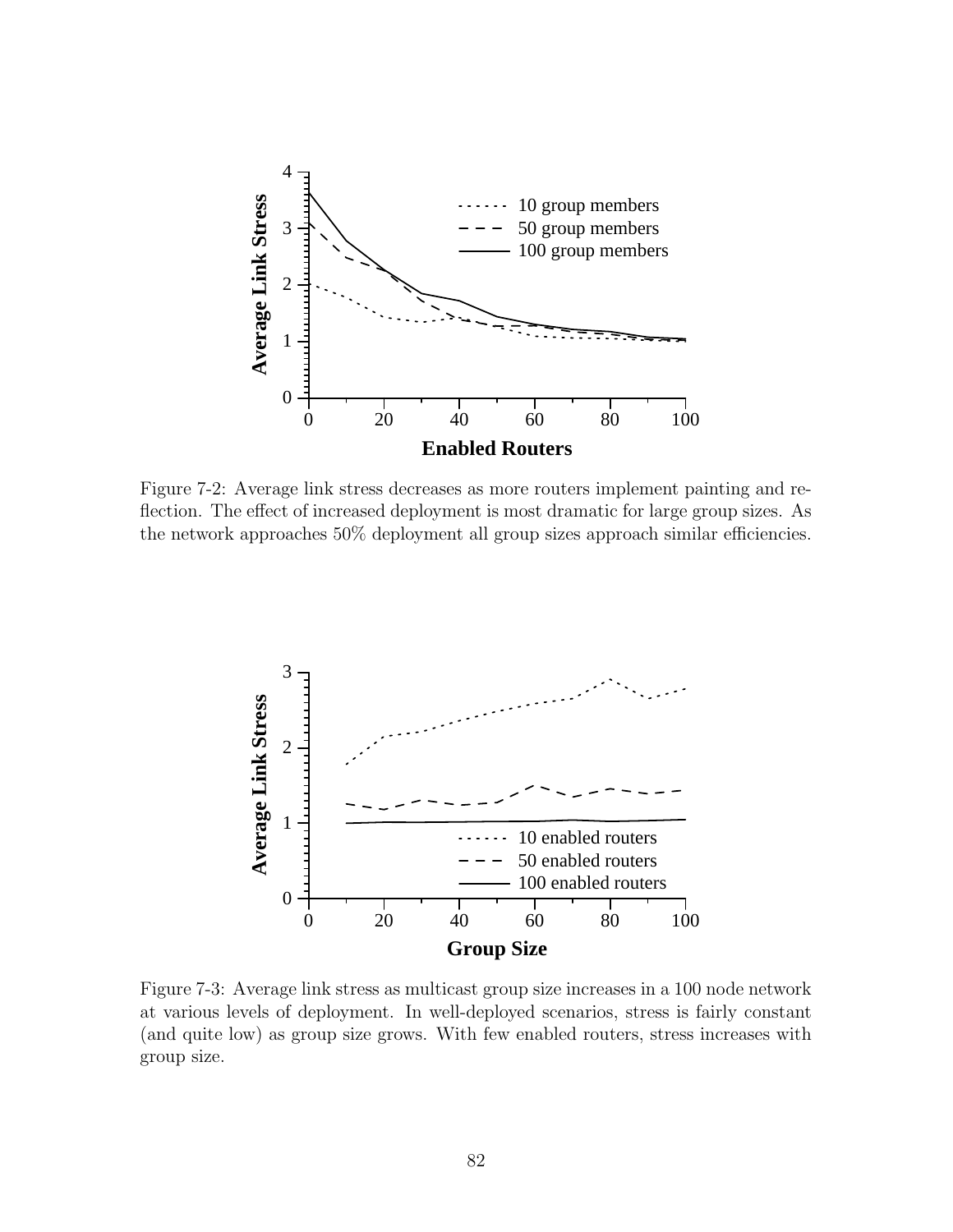Figure 7-2: Average link stress decreases as more routers implement painting and reflection. The effect of increased deployment is most dramatic for large group sizes. As the network approaches 50% deployment all group sizes approach similar efficiencies.

Figure 7-3: Average link stress as multicast group size increases in a 100 node network at various levels of deployment. In well-deployed scenarios, stress is fairly constant (and quite low) as group size grows. With few enabled routers, stress increases with group size.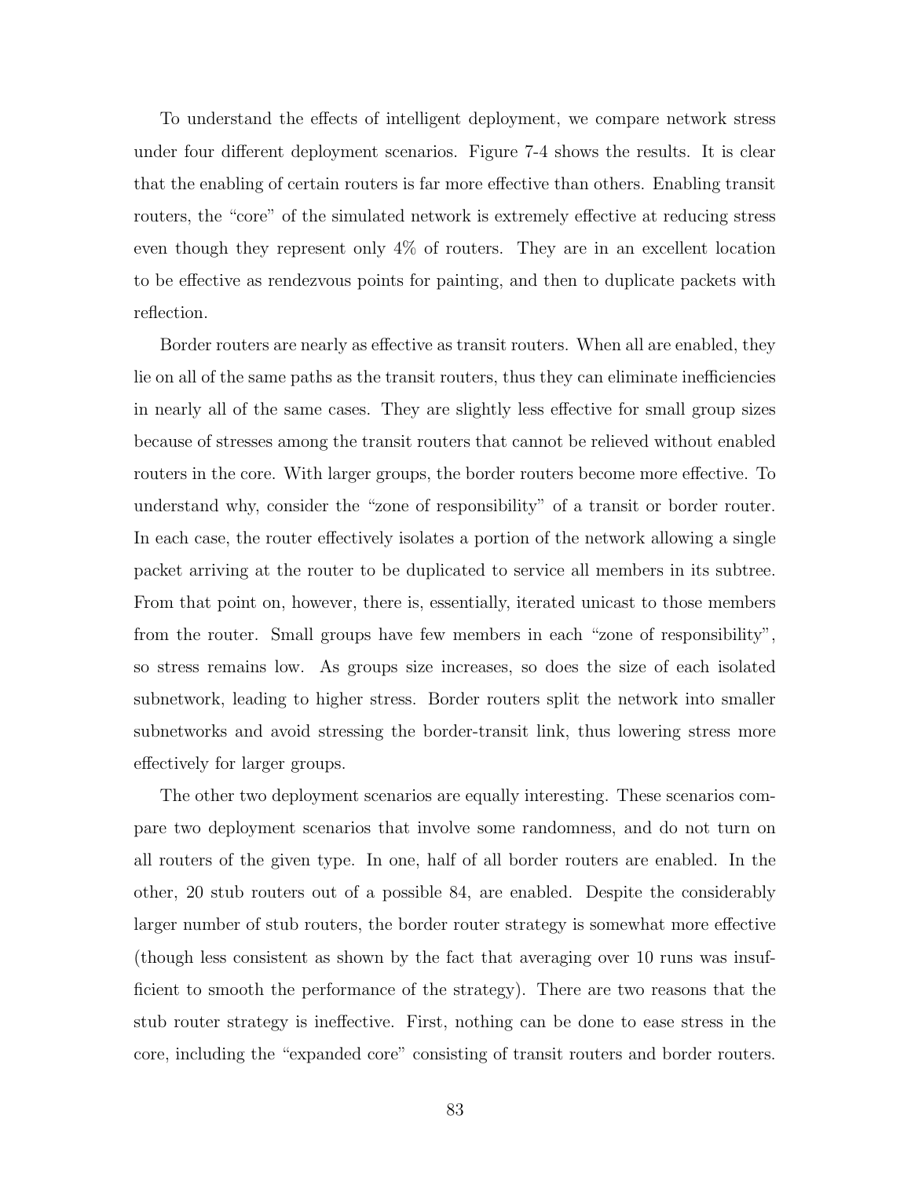To understand the effects of intelligent deployment, we compare network stress under four different deployment scenarios. Figure 7-4 shows the results. It is clear that the enabling of certain routers is far more effective than others. Enabling transit routers, the "core" of the simulated network is extremely effective at reducing stress even though they represent only 4% of routers. They are in an excellent location to be effective as rendezvous points for painting, and then to duplicate packets with reflection.

Border routers are nearly as effective as transit routers. When all are enabled, they lie on all of the same paths as the transit routers, thus they can eliminate inefficiencies in nearly all of the same cases. They are slightly less effective for small group sizes because of stresses among the transit routers that cannot be relieved without enabled routers in the core. With larger groups, the border routers become more effective. To understand why, consider the "zone of responsibility" of a transit or border router. In each case, the router effectively isolates a portion of the network allowing a single packet arriving at the router to be duplicated to service all members in its subtree. From that point on, however, there is, essentially, iterated unicast to those members from the router. Small groups have few members in each "zone of responsibility", so stress remains low. As groups size increases, so does the size of each isolated subnetwork, leading to higher stress. Border routers split the network into smaller subnetworks and avoid stressing the border-transit link, thus lowering stress more effectively for larger groups.

The other two deployment scenarios are equally interesting. These scenarios compare two deployment scenarios that involve some randomness, and do not turn on all routers of the given type. In one, half of all border routers are enabled. In the other, 20 stub routers out of a possible 84, are enabled. Despite the considerably larger number of stub routers, the border router strategy is somewhat more effective (though less consistent as shown by the fact that averaging over 10 runs was insufficient to smooth the performance of the strategy). There are two reasons that the stub router strategy is ineffective. First, nothing can be done to ease stress in the core, including the "expanded core" consisting of transit routers and border routers.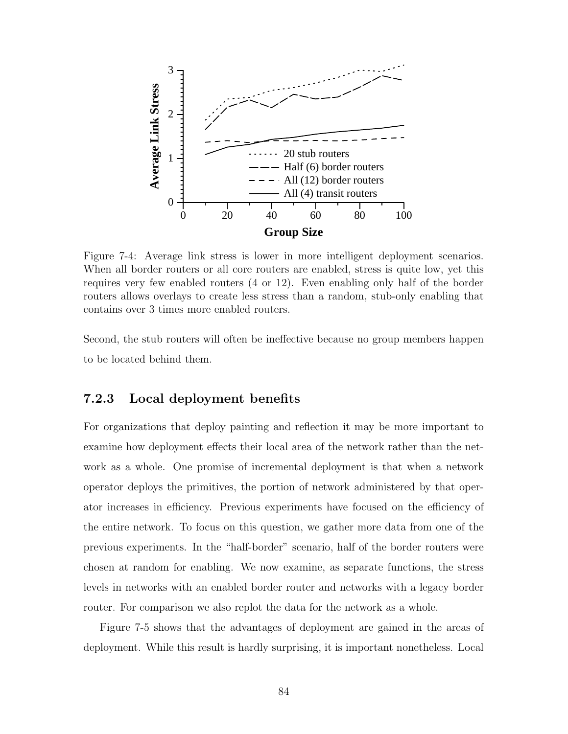Figure 7-4: Average link stress is lower in more intelligent deployment scenarios. When all border routers or all core routers are enabled, stress is quite low, yet this requires very few enabled routers (4 or 12). Even enabling only half of the border routers allows overlays to create less stress than a random, stub-only enabling that contains over 3 times more enabled routers.

Second, the stub routers will often be ineffective because no group members happen to be located behind them.

### 7.2.3 Local deployment benefits

For organizations that deploy painting and reflection it may be more important to examine how deployment effects their local area of the network rather than the network as a whole. One promise of incremental deployment is that when a network operator deploys the primitives, the portion of network administered by that operator increases in efficiency. Previous experiments have focused on the efficiency of the entire network. To focus on this question, we gather more data from one of the previous experiments. In the "half-border" scenario, half of the border routers were chosen at random for enabling. We now examine, as separate functions, the stress levels in networks with an enabled border router and networks with a legacy border router. For comparison we also replot the data for the network as a whole.

Figure 7-5 shows that the advantages of deployment are gained in the areas of deployment. While this result is hardly surprising, it is important nonetheless. Local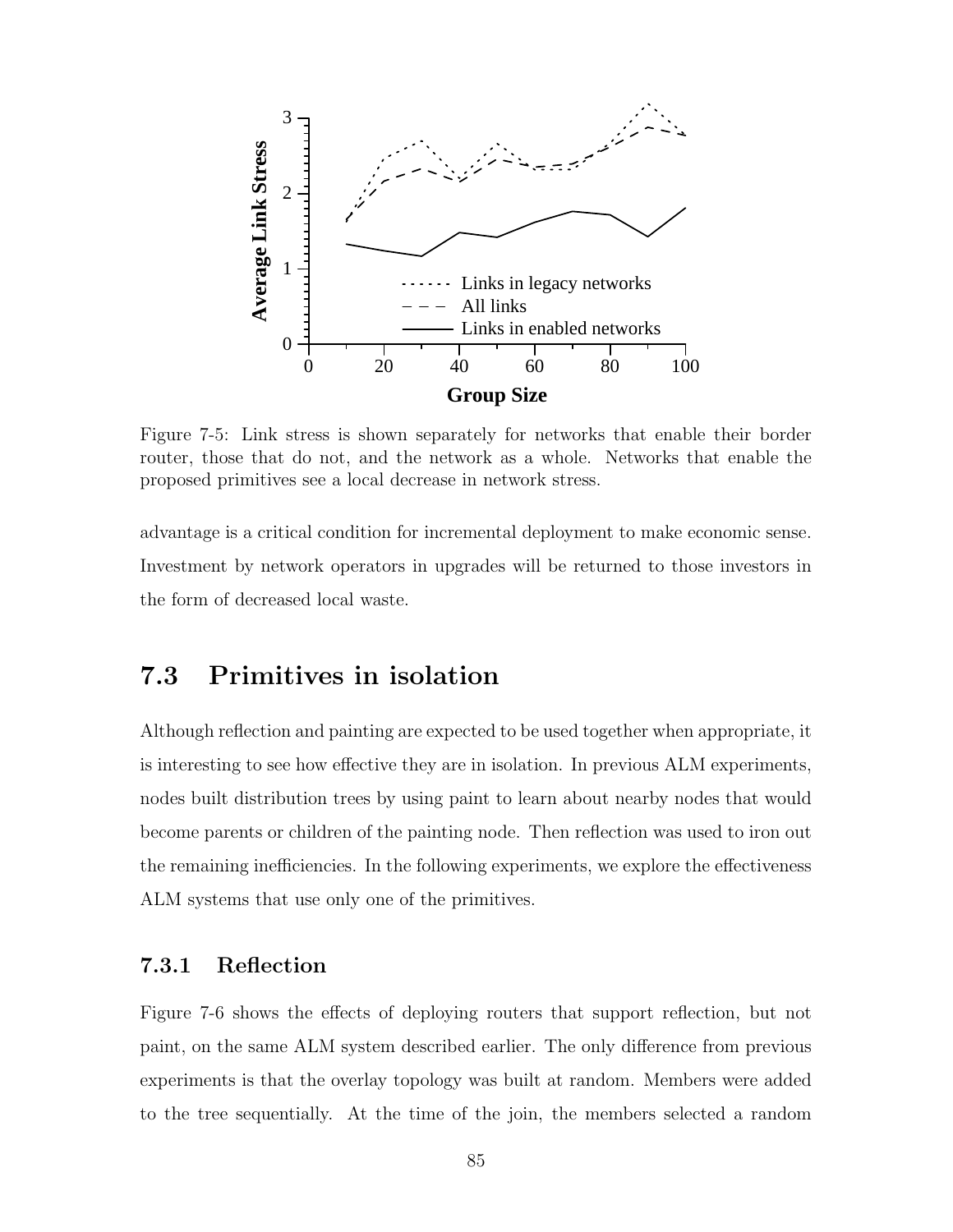Figure 7-5: Link stress is shown separately for networks that enable their border router, those that do not, and the network as a whole. Networks that enable the proposed primitives see a local decrease in network stress.

advantage is a critical condition for incremental deployment to make economic sense. Investment by network operators in upgrades will be returned to those investors in the form of decreased local waste.

## 7.3 Primitives in isolation

Although reflection and painting are expected to be used together when appropriate, it is interesting to see how effective they are in isolation. In previous ALM experiments, nodes built distribution trees by using paint to learn about nearby nodes that would become parents or children of the painting node. Then reflection was used to iron out the remaining inefficiencies. In the following experiments, we explore the effectiveness ALM systems that use only one of the primitives.

### 7.3.1 Reflection

Figure 7-6 shows the effects of deploying routers that support reflection, but not paint, on the same ALM system described earlier. The only difference from previous experiments is that the overlay topology was built at random. Members were added to the tree sequentially. At the time of the join, the members selected a random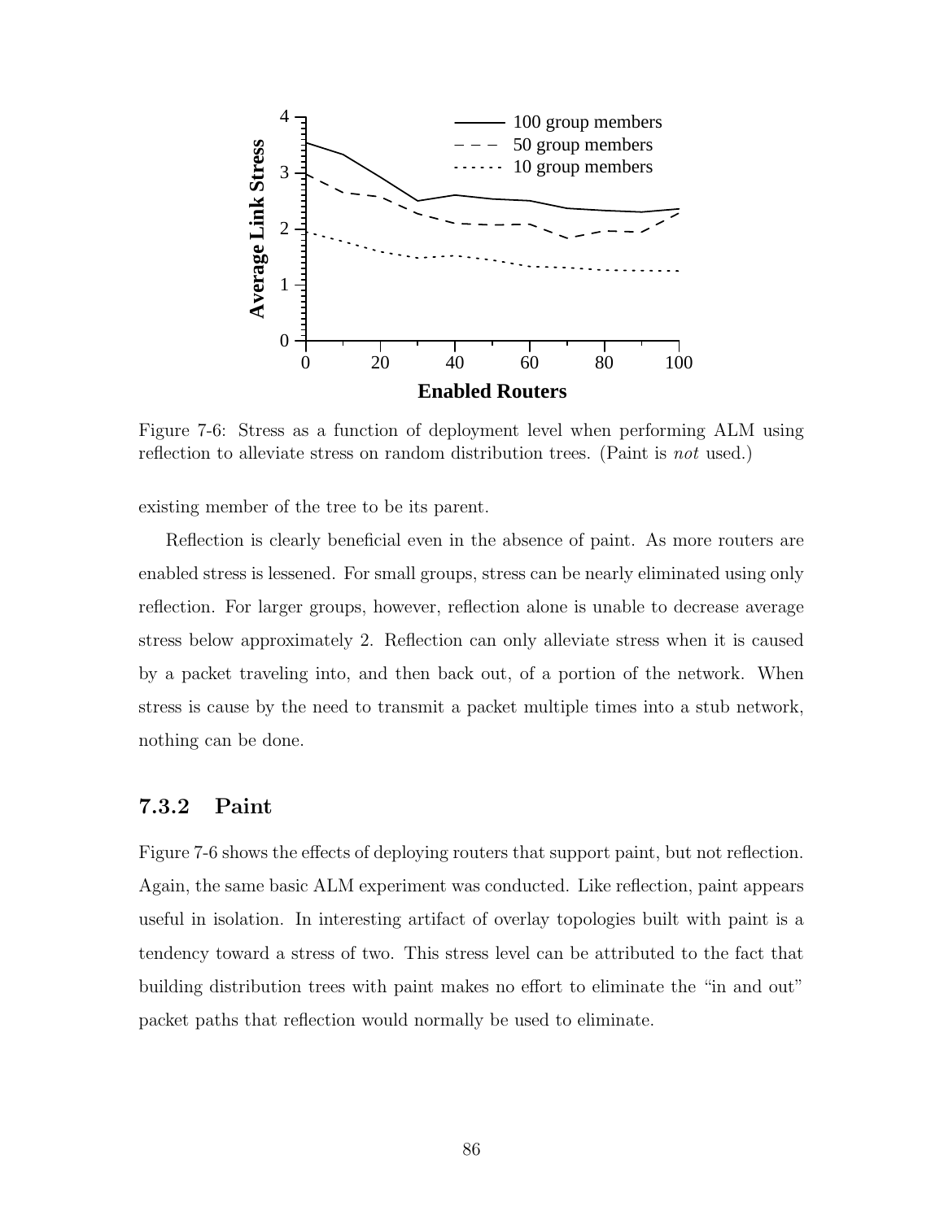Figure 7-6: Stress as a function of deployment level when performing ALM using reflection to alleviate stress on random distribution trees. (Paint is *not* used.)

existing member of the tree to be its parent.

Reflection is clearly beneficial even in the absence of paint. As more routers are enabled stress is lessened. For small groups, stress can be nearly eliminated using only reflection. For larger groups, however, reflection alone is unable to decrease average stress below approximately 2. Reflection can only alleviate stress when it is caused by a packet traveling into, and then back out, of a portion of the network. When stress is cause by the need to transmit a packet multiple times into a stub network, nothing can be done.

### 7.3.2 Paint

Figure 7-6 shows the effects of deploying routers that support paint, but not reflection. Again, the same basic ALM experiment was conducted. Like reflection, paint appears useful in isolation. In interesting artifact of overlay topologies built with paint is a tendency toward a stress of two. This stress level can be attributed to the fact that building distribution trees with paint makes no effort to eliminate the "in and out" packet paths that reflection would normally be used to eliminate.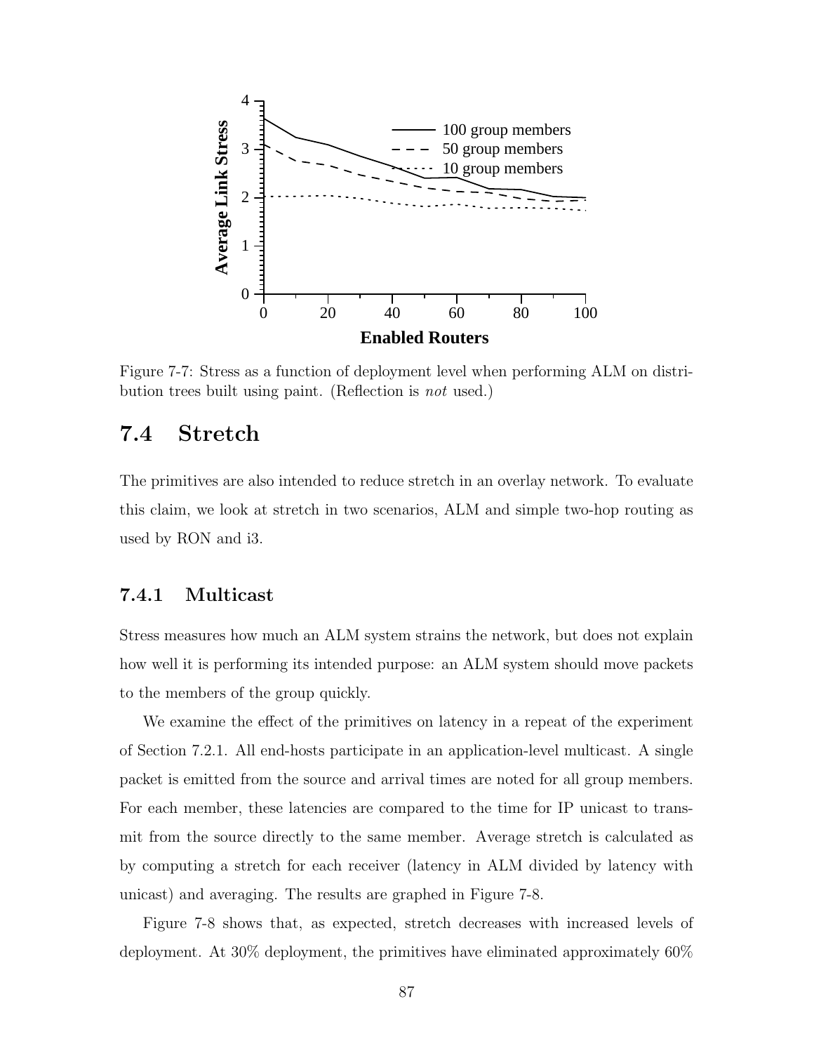Figure 7-7: Stress as a function of deployment level when performing ALM on distribution trees built using paint. (Reflection is *not* used.)

## 7.4 Stretch

The primitives are also intended to reduce stretch in an overlay network. To evaluate this claim, we look at stretch in two scenarios, ALM and simple two-hop routing as used by RON and i3.

### 7.4.1 Multicast

Stress measures how much an ALM system strains the network, but does not explain how well it is performing its intended purpose: an ALM system should move packets to the members of the group quickly.

We examine the effect of the primitives on latency in a repeat of the experiment of Section 7.2.1. All end-hosts participate in an application-level multicast. A single packet is emitted from the source and arrival times are noted for all group members. For each member, these latencies are compared to the time for IP unicast to transmit from the source directly to the same member. Average stretch is calculated as by computing a stretch for each receiver (latency in ALM divided by latency with unicast) and averaging. The results are graphed in Figure 7-8.

Figure 7-8 shows that, as expected, stretch decreases with increased levels of deployment. At 30% deployment, the primitives have eliminated approximately 60%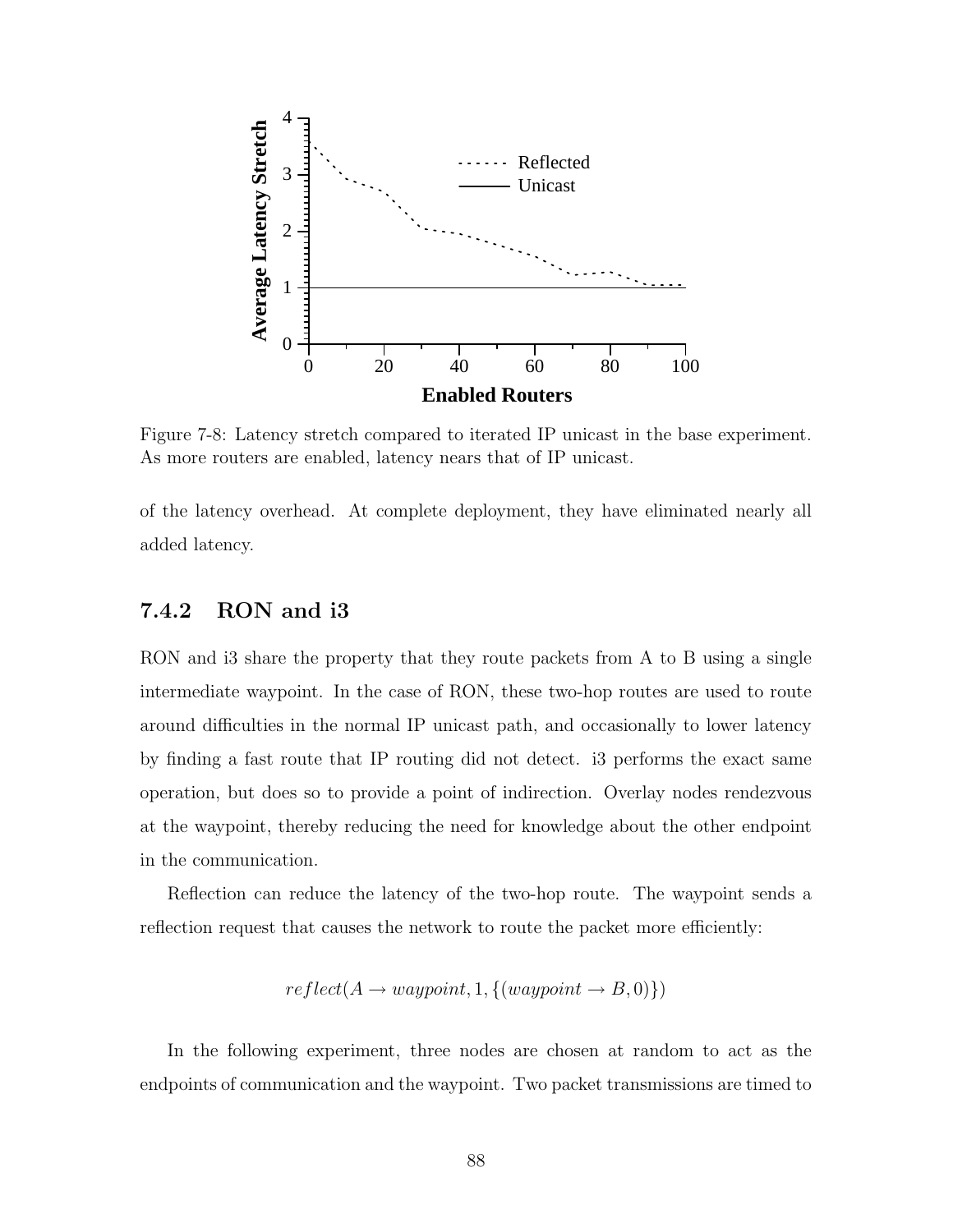Figure 7-8: Latency stretch compared to iterated IP unicast in the base experiment. As more routers are enabled, latency nears that of IP unicast.

of the latency overhead. At complete deployment, they have eliminated nearly all added latency.

### 7.4.2 RON and i3

RON and i3 share the property that they route packets from A to B using a single intermediate waypoint. In the case of RON, these two-hop routes are used to route around difficulties in the normal IP unicast path, and occasionally to lower latency by finding a fast route that IP routing did not detect. i3 performs the exact same operation, but does so to provide a point of indirection. Overlay nodes rendezvous at the waypoint, thereby reducing the need for knowledge about the other endpoint in the communication.

Reflection can reduce the latency of the two-hop route. The waypoint sends a reflection request that causes the network to route the packet more efficiently:

$$reflect(A \rightarrow waypoint, 1, \{(waypoint \rightarrow B, 0)\})$$

In the following experiment, three nodes are chosen at random to act as the endpoints of communication and the waypoint. Two packet transmissions are timed to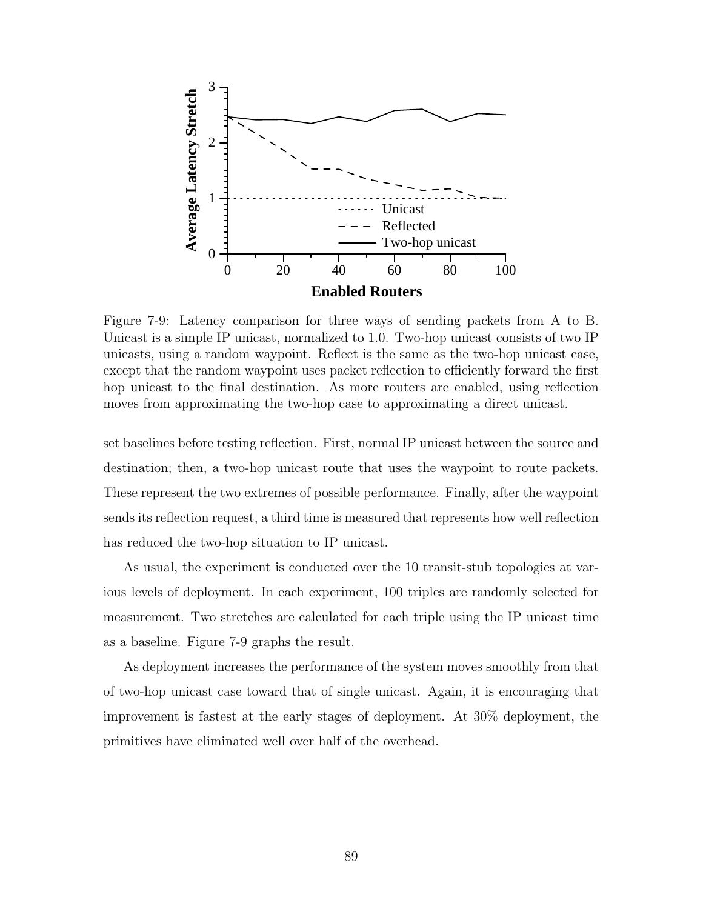Figure 7-9: Latency comparison for three ways of sending packets from A to B. Unicast is a simple IP unicast, normalized to 1.0. Two-hop unicast consists of two IP unicasts, using a random waypoint. Reflect is the same as the two-hop unicast case, except that the random waypoint uses packet reflection to efficiently forward the first hop unicast to the final destination. As more routers are enabled, using reflection moves from approximating the two-hop case to approximating a direct unicast.

set baselines before testing reflection. First, normal IP unicast between the source and destination; then, a two-hop unicast route that uses the waypoint to route packets. These represent the two extremes of possible performance. Finally, after the waypoint sends its reflection request, a third time is measured that represents how well reflection has reduced the two-hop situation to IP unicast.

As usual, the experiment is conducted over the 10 transit-stub topologies at various levels of deployment. In each experiment, 100 triples are randomly selected for measurement. Two stretches are calculated for each triple using the IP unicast time as a baseline. Figure 7-9 graphs the result.

As deployment increases the performance of the system moves smoothly from that of two-hop unicast case toward that of single unicast. Again, it is encouraging that improvement is fastest at the early stages of deployment. At 30% deployment, the primitives have eliminated well over half of the overhead.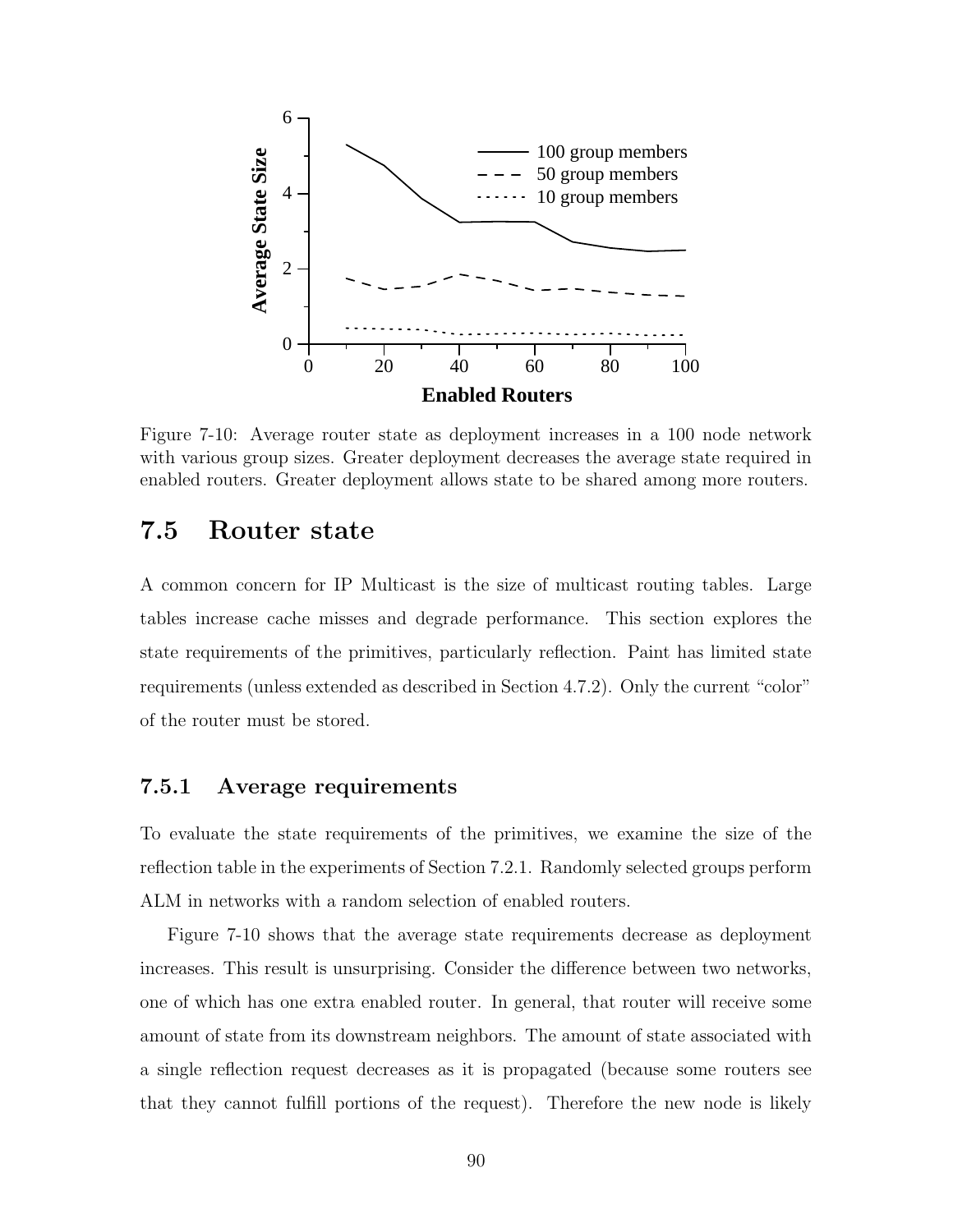Figure 7-10: Average router state as deployment increases in a 100 node network with various group sizes. Greater deployment decreases the average state required in enabled routers. Greater deployment allows state to be shared among more routers.

## 7.5 Router state

A common concern for IP Multicast is the size of multicast routing tables. Large tables increase cache misses and degrade performance. This section explores the state requirements of the primitives, particularly reflection. Paint has limited state requirements (unless extended as described in Section 4.7.2). Only the current "color" of the router must be stored.

### 7.5.1 Average requirements

To evaluate the state requirements of the primitives, we examine the size of the reflection table in the experiments of Section 7.2.1. Randomly selected groups perform ALM in networks with a random selection of enabled routers.

Figure 7-10 shows that the average state requirements decrease as deployment increases. This result is unsurprising. Consider the difference between two networks, one of which has one extra enabled router. In general, that router will receive some amount of state from its downstream neighbors. The amount of state associated with a single reflection request decreases as it is propagated (because some routers see that they cannot fulfill portions of the request). Therefore the new node is likely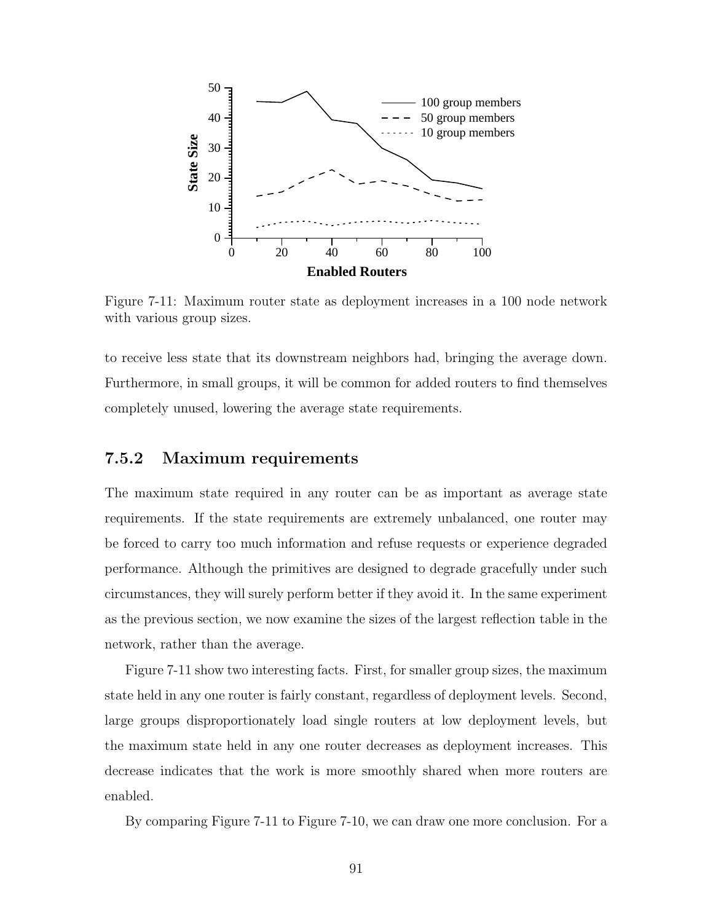Figure 7-11: Maximum router state as deployment increases in a 100 node network with various group sizes.

to receive less state that its downstream neighbors had, bringing the average down. Furthermore, in small groups, it will be common for added routers to find themselves completely unused, lowering the average state requirements.

### 7.5.2 Maximum requirements

The maximum state required in any router can be as important as average state requirements. If the state requirements are extremely unbalanced, one router may be forced to carry too much information and refuse requests or experience degraded performance. Although the primitives are designed to degrade gracefully under such circumstances, they will surely perform better if they avoid it. In the same experiment as the previous section, we now examine the sizes of the largest reflection table in the network, rather than the average.

Figure 7-11 show two interesting facts. First, for smaller group sizes, the maximum state held in any one router is fairly constant, regardless of deployment levels. Second, large groups disproportionately load single routers at low deployment levels, but the maximum state held in any one router decreases as deployment increases. This decrease indicates that the work is more smoothly shared when more routers are enabled.

By comparing Figure 7-11 to Figure 7-10, we can draw one more conclusion. For a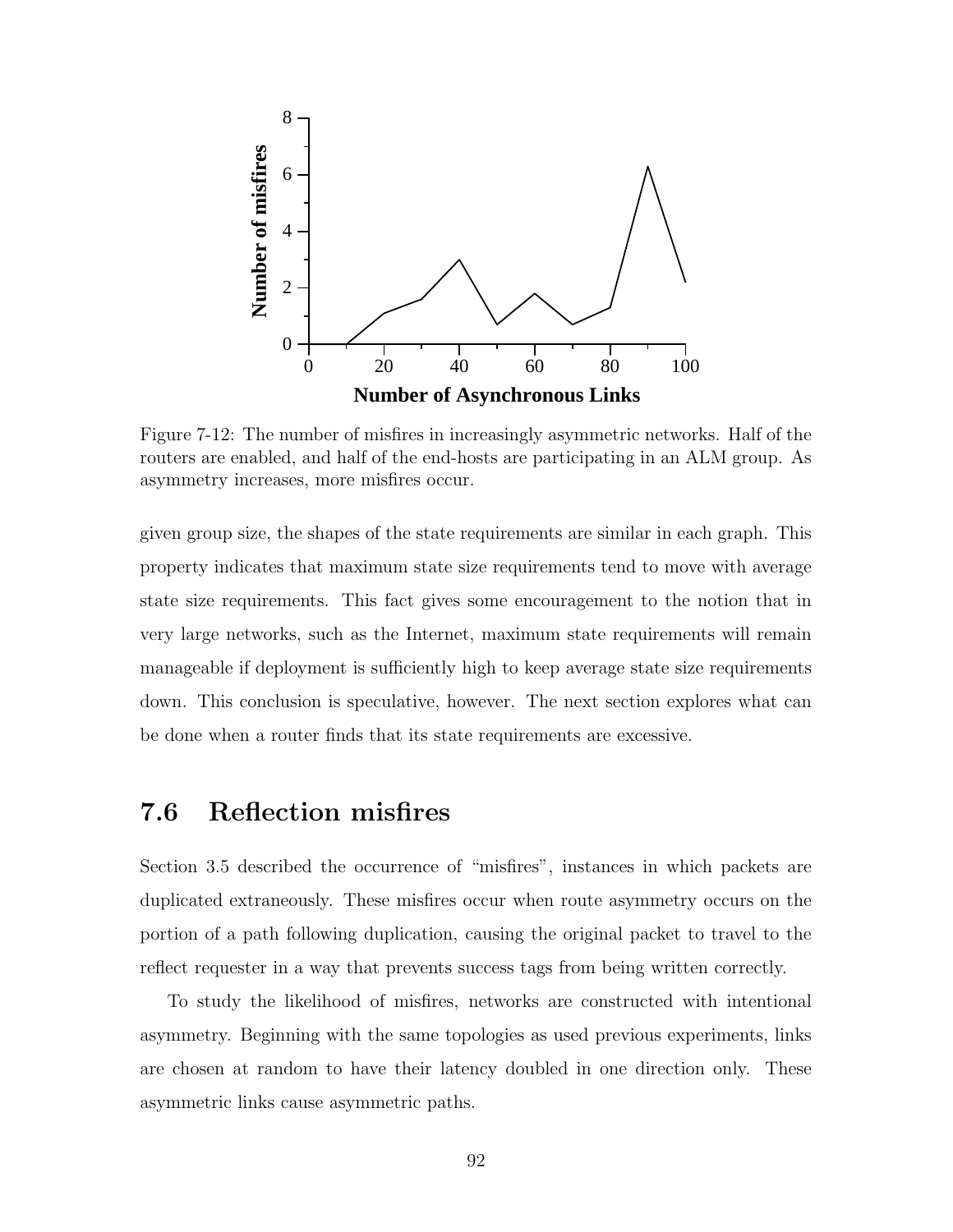Figure 7-12: The number of misfires in increasingly asymmetric networks. Half of the routers are enabled, and half of the end-hosts are participating in an ALM group. As asymmetry increases, more misfires occur.

given group size, the shapes of the state requirements are similar in each graph. This property indicates that maximum state size requirements tend to move with average state size requirements. This fact gives some encouragement to the notion that in very large networks, such as the Internet, maximum state requirements will remain manageable if deployment is sufficiently high to keep average state size requirements down. This conclusion is speculative, however. The next section explores what can be done when a router finds that its state requirements are excessive.

## 7.6 Reflection misfires

Section 3.5 described the occurrence of "misfires", instances in which packets are duplicated extraneously. These misfires occur when route asymmetry occurs on the portion of a path following duplication, causing the original packet to travel to the reflect requester in a way that prevents success tags from being written correctly.

To study the likelihood of misfires, networks are constructed with intentional asymmetry. Beginning with the same topologies as used previous experiments, links are chosen at random to have their latency doubled in one direction only. These asymmetric links cause asymmetric paths.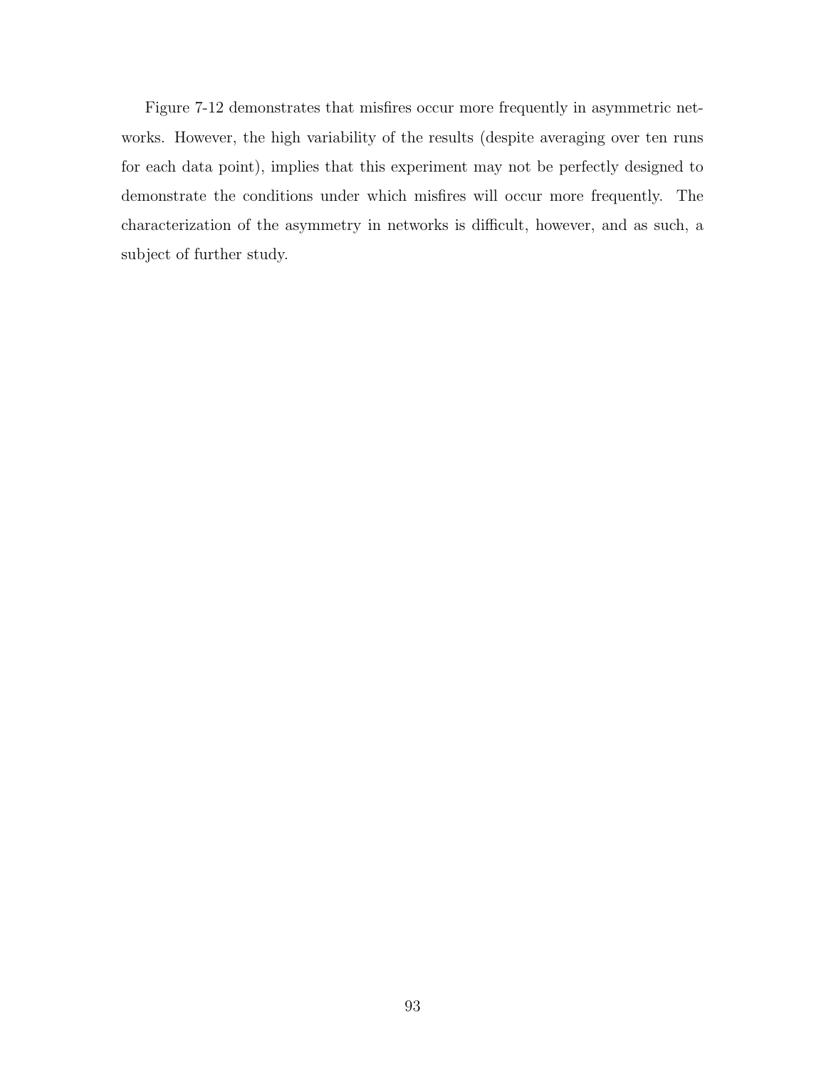Figure 7-12 demonstrates that misfires occur more frequently in asymmetric networks. However, the high variability of the results (despite averaging over ten runs for each data point), implies that this experiment may not be perfectly designed to demonstrate the conditions under which misfires will occur more frequently. The characterization of the asymmetry in networks is difficult, however, and as such, a subject of further study.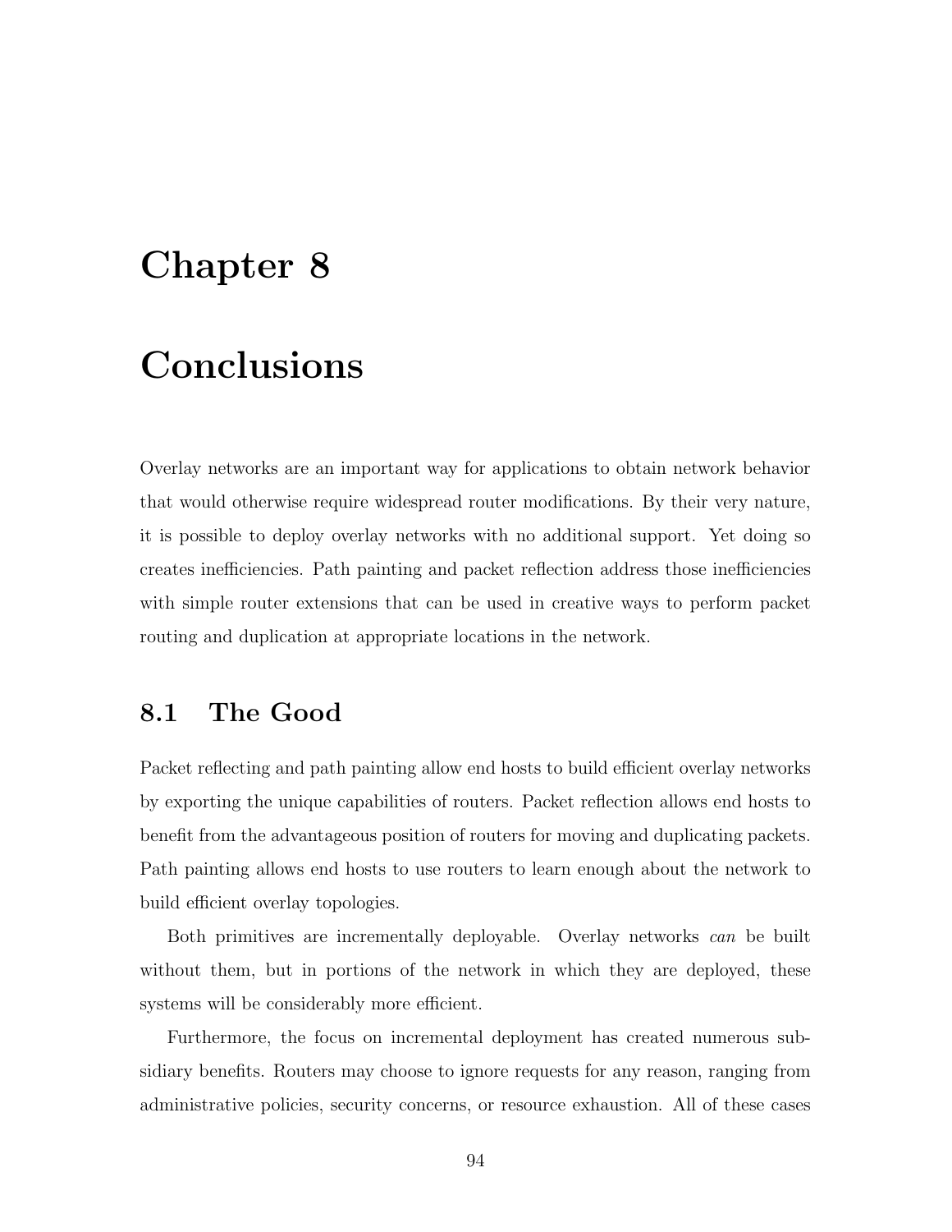# Chapter 8

# Conclusions

Overlay networks are an important way for applications to obtain network behavior that would otherwise require widespread router modifications. By their very nature, it is possible to deploy overlay networks with no additional support. Yet doing so creates inefficiencies. Path painting and packet reflection address those inefficiencies with simple router extensions that can be used in creative ways to perform packet routing and duplication at appropriate locations in the network.

## 8.1 The Good

Packet reflecting and path painting allow end hosts to build efficient overlay networks by exporting the unique capabilities of routers. Packet reflection allows end hosts to benefit from the advantageous position of routers for moving and duplicating packets. Path painting allows end hosts to use routers to learn enough about the network to build efficient overlay topologies.

Both primitives are incrementally deployable. Overlay networks *can* be built without them, but in portions of the network in which they are deployed, these systems will be considerably more efficient.

Furthermore, the focus on incremental deployment has created numerous subsidiary benefits. Routers may choose to ignore requests for any reason, ranging from administrative policies, security concerns, or resource exhaustion. All of these cases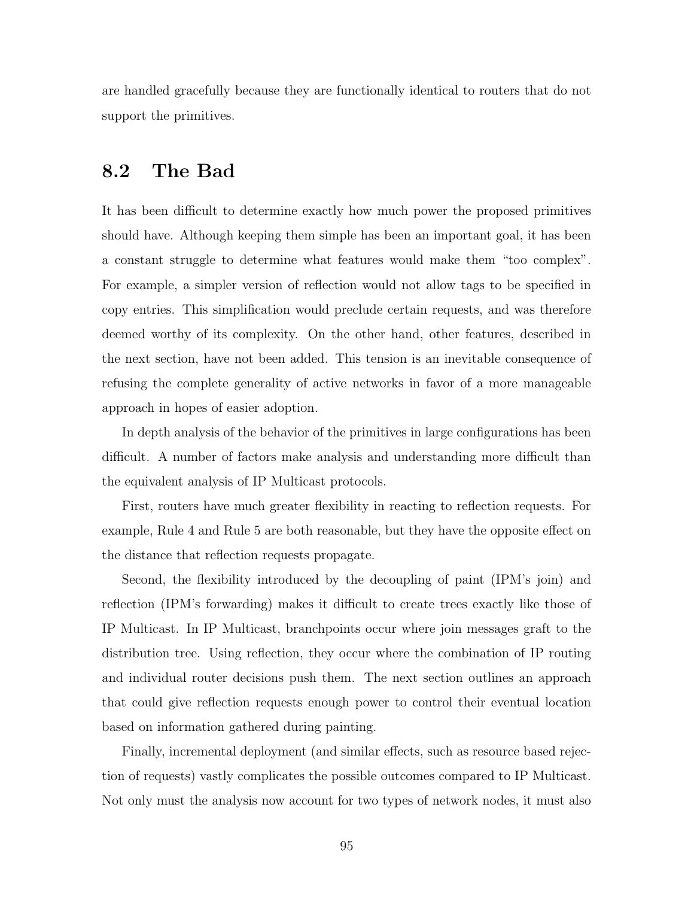are handled gracefully because they are functionally identical to routers that do not support the primitives.

## 8.2 The Bad

It has been difficult to determine exactly how much power the proposed primitives should have. Although keeping them simple has been an important goal, it has been a constant struggle to determine what features would make them "too complex". For example, a simpler version of reflection would not allow tags to be specified in copy entries. This simplification would preclude certain requests, and was therefore deemed worthy of its complexity. On the other hand, other features, described in the next section, have not been added. This tension is an inevitable consequence of refusing the complete generality of active networks in favor of a more manageable approach in hopes of easier adoption.

In depth analysis of the behavior of the primitives in large configurations has been difficult. A number of factors make analysis and understanding more difficult than the equivalent analysis of IP Multicast protocols.

First, routers have much greater flexibility in reacting to reflection requests. For example, Rule 4 and Rule 5 are both reasonable, but they have the opposite effect on the distance that reflection requests propagate.

Second, the flexibility introduced by the decoupling of paint (IPM's join) and reflection (IPM's forwarding) makes it difficult to create trees exactly like those of IP Multicast. In IP Multicast, branchpoints occur where join messages graft to the distribution tree. Using reflection, they occur where the combination of IP routing and individual router decisions push them. The next section outlines an approach that could give reflection requests enough power to control their eventual location based on information gathered during painting.

Finally, incremental deployment (and similar effects, such as resource based rejection of requests) vastly complicates the possible outcomes compared to IP Multicast. Not only must the analysis now account for two types of network nodes, it must also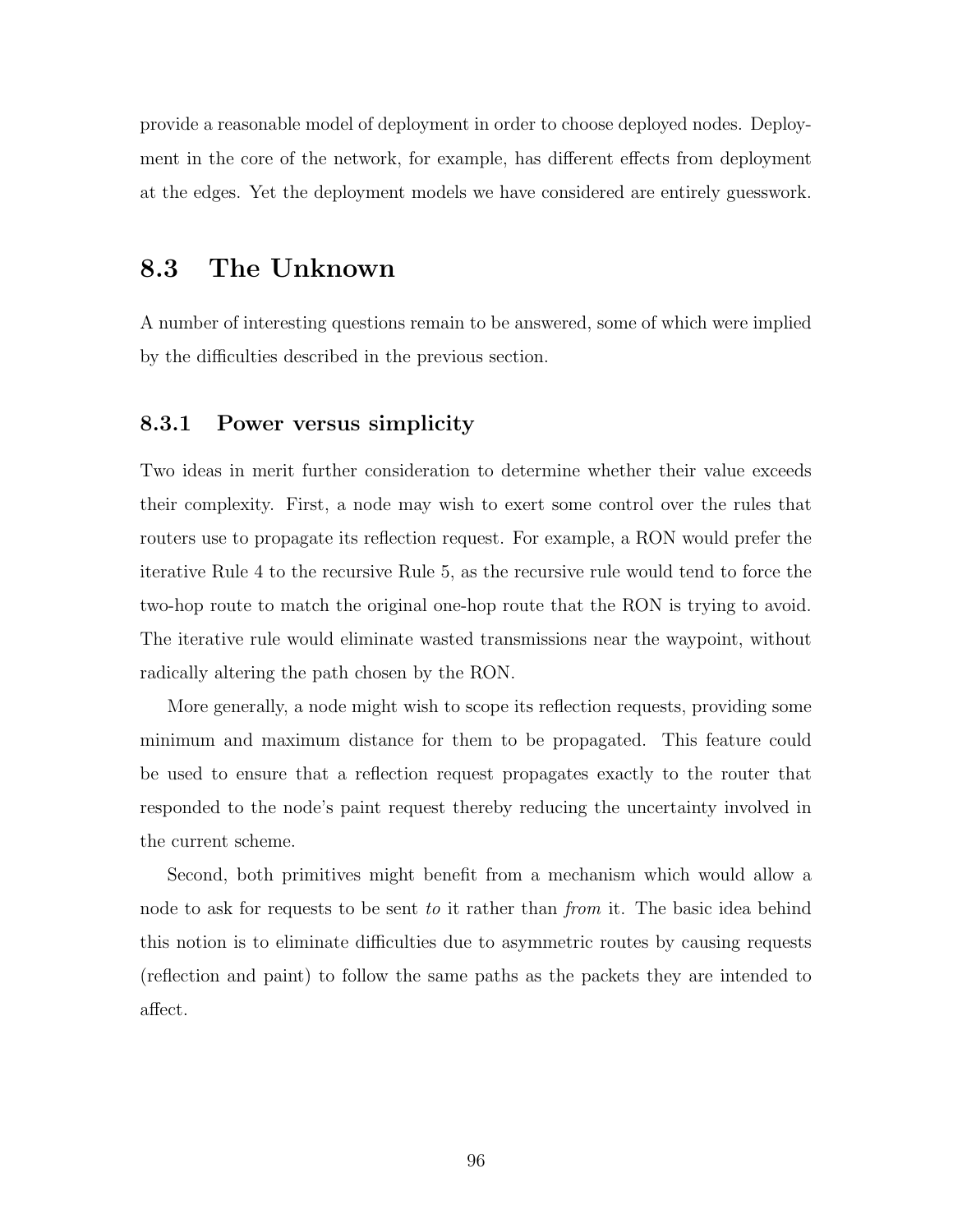provide a reasonable model of deployment in order to choose deployed nodes. Deployment in the core of the network, for example, has different effects from deployment at the edges. Yet the deployment models we have considered are entirely guesswork.

## 8.3 The Unknown

A number of interesting questions remain to be answered, some of which were implied by the difficulties described in the previous section.

### 8.3.1 Power versus simplicity

Two ideas in merit further consideration to determine whether their value exceeds their complexity. First, a node may wish to exert some control over the rules that routers use to propagate its reflection request. For example, a RON would prefer the iterative Rule 4 to the recursive Rule 5, as the recursive rule would tend to force the two-hop route to match the original one-hop route that the RON is trying to avoid. The iterative rule would eliminate wasted transmissions near the waypoint, without radically altering the path chosen by the RON.

More generally, a node might wish to scope its reflection requests, providing some minimum and maximum distance for them to be propagated. This feature could be used to ensure that a reflection request propagates exactly to the router that responded to the node's paint request thereby reducing the uncertainty involved in the current scheme.

Second, both primitives might benefit from a mechanism which would allow a node to ask for requests to be sent *to* it rather than *from* it. The basic idea behind this notion is to eliminate difficulties due to asymmetric routes by causing requests (reflection and paint) to follow the same paths as the packets they are intended to affect.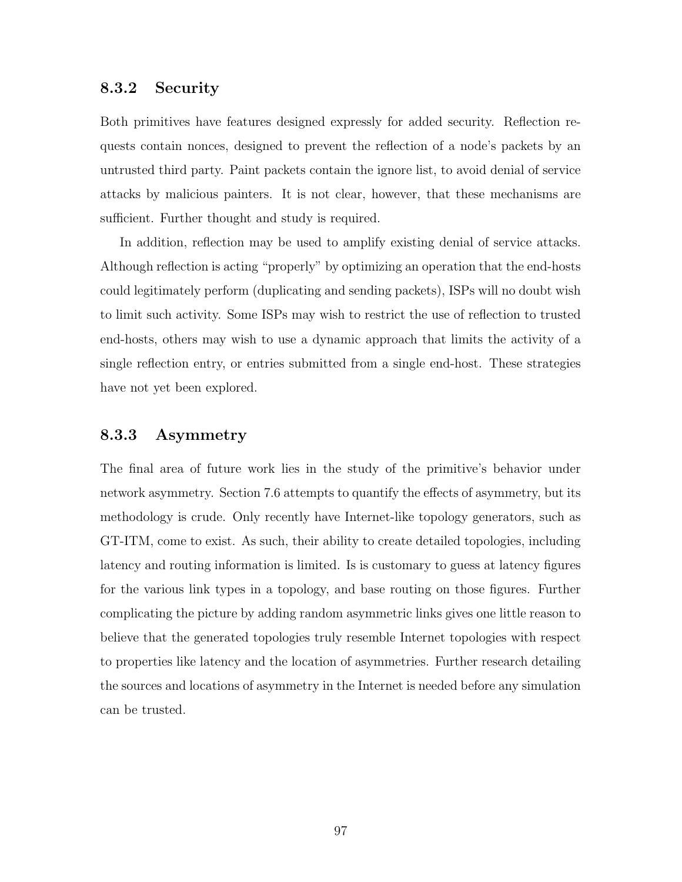### 8.3.2 Security

Both primitives have features designed expressly for added security. Reflection requests contain nonces, designed to prevent the reflection of a node's packets by an untrusted third party. Paint packets contain the ignore list, to avoid denial of service attacks by malicious painters. It is not clear, however, that these mechanisms are sufficient. Further thought and study is required.

In addition, reflection may be used to amplify existing denial of service attacks. Although reflection is acting "properly" by optimizing an operation that the end-hosts could legitimately perform (duplicating and sending packets), ISPs will no doubt wish to limit such activity. Some ISPs may wish to restrict the use of reflection to trusted end-hosts, others may wish to use a dynamic approach that limits the activity of a single reflection entry, or entries submitted from a single end-host. These strategies have not yet been explored.

### 8.3.3 Asymmetry

The final area of future work lies in the study of the primitive's behavior under network asymmetry. Section 7.6 attempts to quantify the effects of asymmetry, but its methodology is crude. Only recently have Internet-like topology generators, such as GT-ITM, come to exist. As such, their ability to create detailed topologies, including latency and routing information is limited. Is is customary to guess at latency figures for the various link types in a topology, and base routing on those figures. Further complicating the picture by adding random asymmetric links gives one little reason to believe that the generated topologies truly resemble Internet topologies with respect to properties like latency and the location of asymmetries. Further research detailing the sources and locations of asymmetry in the Internet is needed before any simulation can be trusted.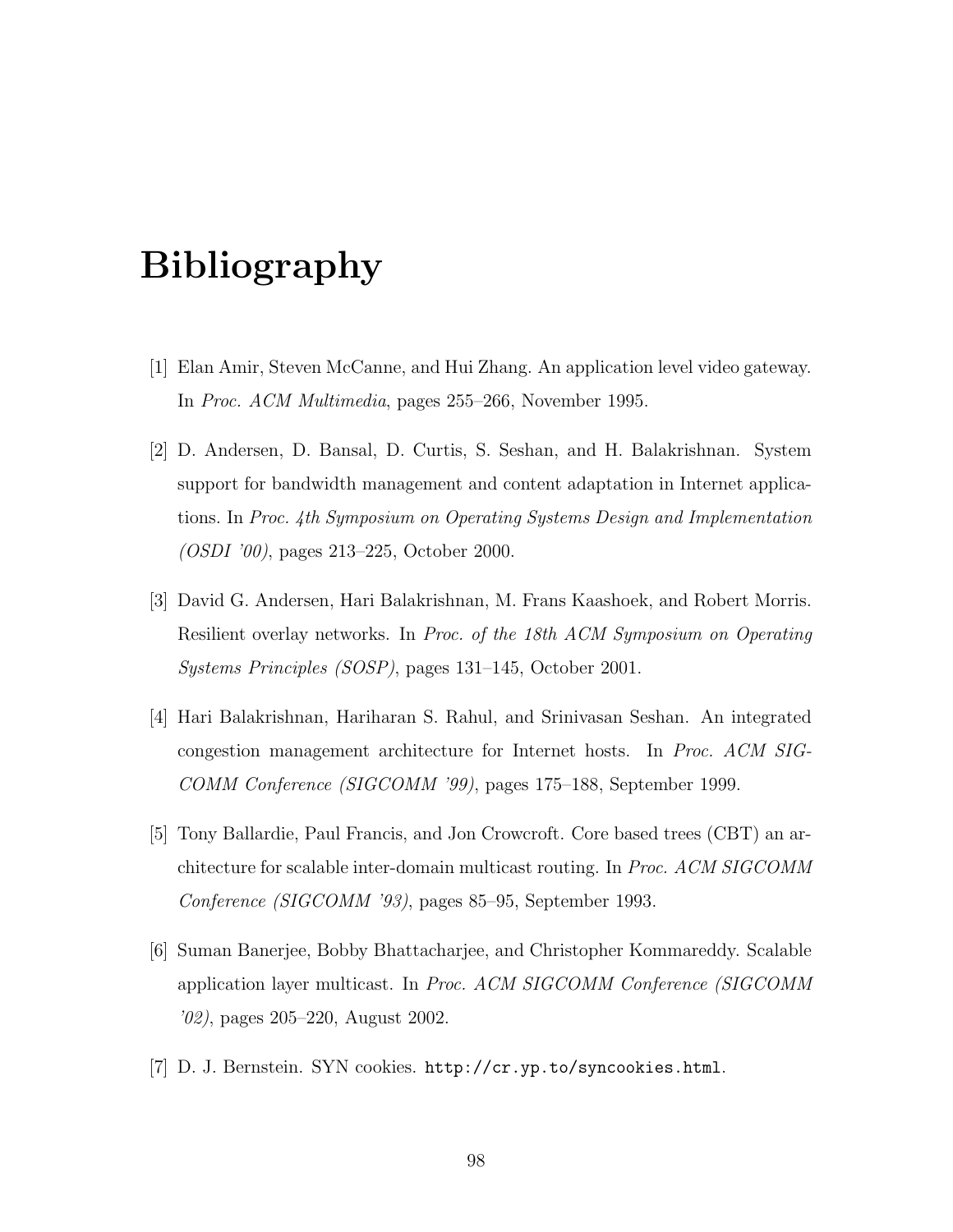# Bibliography

[1] Elan Amir, Steven McCanne, and Hui Zhang. An application level video gateway. In *Proc. ACM Multimedia*, pages 255–266, November 1995.

[2] D. Andersen, D. Bansal, D. Curtis, S. Seshan, and H. Balakrishnan. System support for bandwidth management and content adaptation in Internet applications. In *Proc. 4th Symposium on Operating Systems Design and Implementation (OSDI '00)*, pages 213–225, October 2000.

[3] David G. Andersen, Hari Balakrishnan, M. Frans Kaashoek, and Robert Morris. Resilient overlay networks. In *Proc. of the 18th ACM Symposium on Operating Systems Principles (SOSP)*, pages 131–145, October 2001.

[4] Hari Balakrishnan, Hariharan S. Rahul, and Srinivasan Seshan. An integrated congestion management architecture for Internet hosts. In *Proc. ACM SIGCOMM Conference (SIGCOMM '99)*, pages 175–188, September 1999.

[5] Tony Ballardie, Paul Francis, and Jon Crowcroft. Core based trees (CBT) an architecture for scalable inter-domain multicast routing. In *Proc. ACM SIGCOMM Conference (SIGCOMM '93)*, pages 85–95, September 1993.

[6] Suman Banerjee, Bobby Bhattacharjee, and Christopher Kommareddy. Scalable application layer multicast. In *Proc. ACM SIGCOMM Conference (SIGCOMM '02)*, pages 205–220, August 2002.

[7] D. J. Bernstein. SYN cookies. `http://cr.yp.to/syncookies.html`.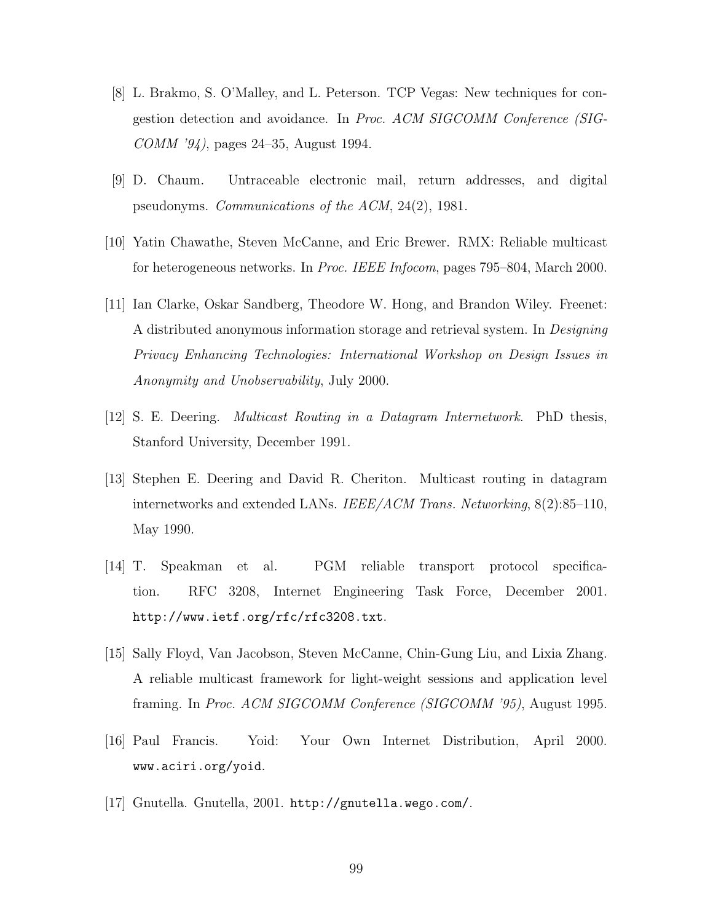[8] L. Brakmo, S. O'Malley, and L. Peterson. TCP Vegas: New techniques for congestion detection and avoidance. In *Proc. ACM SIGCOMM Conference (SIGCOMM '94)*, pages 24–35, August 1994.

[9] D. Chaum. Untraceable electronic mail, return addresses, and digital pseudonyms. *Communications of the ACM*, 24(2), 1981.

[10] Yatin Chawathe, Steven McCanne, and Eric Brewer. RMX: Reliable multicast for heterogeneous networks. In *Proc. IEEE Infocom*, pages 795–804, March 2000.

[11] Ian Clarke, Oskar Sandberg, Theodore W. Hong, and Brandon Wiley. Freenet: A distributed anonymous information storage and retrieval system. In *Designing Privacy Enhancing Technologies: International Workshop on Design Issues in Anonymity and Unobservability*, July 2000.

[12] S. E. Deering. *Multicast Routing in a Datagram Internetwork*. PhD thesis, Stanford University, December 1991.

[13] Stephen E. Deering and David R. Cheriton. Multicast routing in datagram internetworks and extended LANs. *IEEE/ACM Trans. Networking*, 8(2):85–110, May 1990.

[14] T. Speakman et al. PGM reliable transport protocol specification. RFC 3208, Internet Engineering Task Force, December 2001. `http://www.ietf.org/rfc/rfc3208.txt`.

[15] Sally Floyd, Van Jacobson, Steven McCanne, Chin-Gung Liu, and Lixia Zhang. A reliable multicast framework for light-weight sessions and application level framing. In *Proc. ACM SIGCOMM Conference (SIGCOMM '95)*, August 1995.

[16] Paul Francis. Yoid: Your Own Internet Distribution, April 2000. `www.aciri.org/yoid`.

[17] Gnutella. Gnutella, 2001. `http://gnutella.wego.com/`.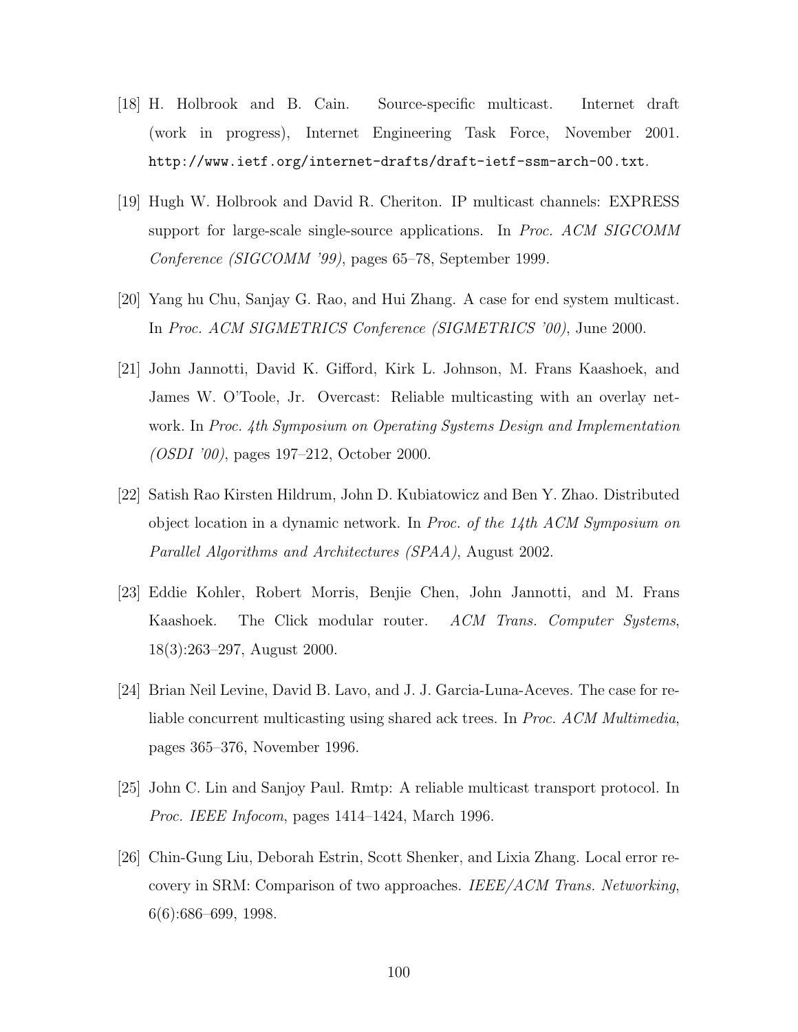[18] H. Holbrook and B. Cain. Source-specific multicast. Internet draft (work in progress), Internet Engineering Task Force, November 2001. `http://www.ietf.org/internet-drafts/draft-ietf-ssm-arch-00.txt`.

[19] Hugh W. Holbrook and David R. Cheriton. IP multicast channels: EXPRESS support for large-scale single-source applications. In *Proc. ACM SIGCOMM Conference (SIGCOMM '99)*, pages 65–78, September 1999.

[20] Yang hu Chu, Sanjay G. Rao, and Hui Zhang. A case for end system multicast. In *Proc. ACM SIGMETRICS Conference (SIGMETRICS '00)*, June 2000.

[21] John Jannotti, David K. Gifford, Kirk L. Johnson, M. Frans Kaashoek, and James W. O'Toole, Jr. Overcast: Reliable multicasting with an overlay network. In *Proc. 4th Symposium on Operating Systems Design and Implementation (OSDI '00)*, pages 197–212, October 2000.

[22] Satish Rao Kirsten Hildrum, John D. Kubiatowicz and Ben Y. Zhao. Distributed object location in a dynamic network. In *Proc. of the 14th ACM Symposium on Parallel Algorithms and Architectures (SPAA)*, August 2002.

[23] Eddie Kohler, Robert Morris, Benjie Chen, John Jannotti, and M. Frans Kaashoek. The Click modular router. *ACM Trans. Computer Systems*, 18(3):263–297, August 2000.

[24] Brian Neil Levine, David B. Lavo, and J. J. Garcia-Luna-Aceves. The case for reliable concurrent multicasting using shared ack trees. In *Proc. ACM Multimedia*, pages 365–376, November 1996.

[25] John C. Lin and Sanjoy Paul. Rmtp: A reliable multicast transport protocol. In *Proc. IEEE Infocom*, pages 1414–1424, March 1996.

[26] Chin-Gung Liu, Deborah Estrin, Scott Shenker, and Lixia Zhang. Local error recovery in SRM: Comparison of two approaches. *IEEE/ACM Trans. Networking*, 6(6):686–699, 1998.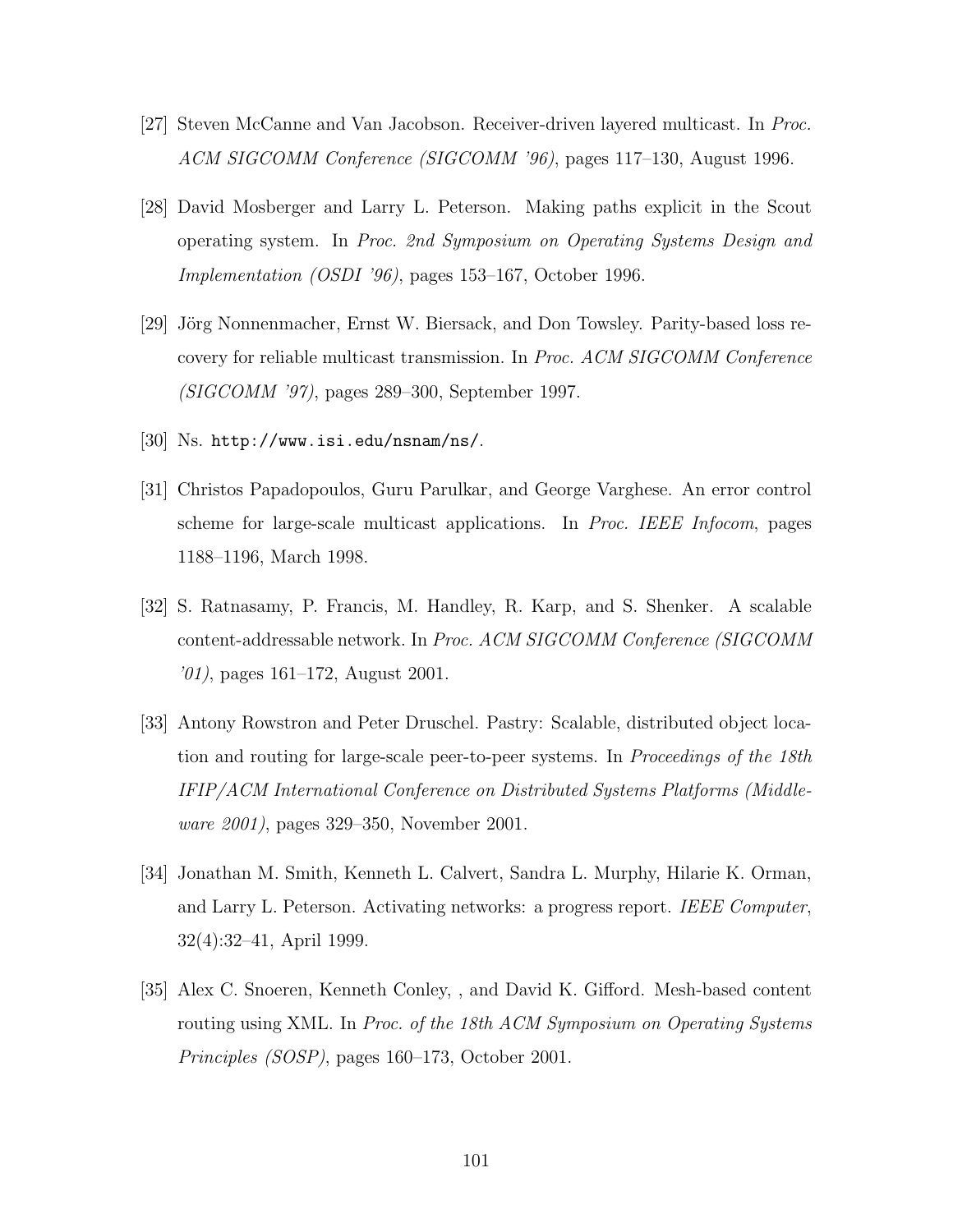[27] Steven McCanne and Van Jacobson. Receiver-driven layered multicast. In *Proc. ACM SIGCOMM Conference (SIGCOMM '96)*, pages 117–130, August 1996.

[28] David Mosberger and Larry L. Peterson. Making paths explicit in the Scout operating system. In *Proc. 2nd Symposium on Operating Systems Design and Implementation (OSDI '96)*, pages 153–167, October 1996.

[29] Jörg Nonnenmacher, Ernst W. Biersack, and Don Towsley. Parity-based loss recovery for reliable multicast transmission. In *Proc. ACM SIGCOMM Conference (SIGCOMM '97)*, pages 289–300, September 1997.

[30] Ns. `http://www.isi.edu/nsnam/ns/`.

[31] Christos Papadopoulos, Guru Parulkar, and George Varghese. An error control scheme for large-scale multicast applications. In *Proc. IEEE Infocom*, pages 1188–1196, March 1998.

[32] S. Ratnasamy, P. Francis, M. Handley, R. Karp, and S. Shenker. A scalable content-addressable network. In *Proc. ACM SIGCOMM Conference (SIGCOMM '01)*, pages 161–172, August 2001.

[33] Antony Rowstron and Peter Druschel. Pastry: Scalable, distributed object location and routing for large-scale peer-to-peer systems. In *Proceedings of the 18th IFIP/ACM International Conference on Distributed Systems Platforms (Middleware 2001)*, pages 329–350, November 2001.

[34] Jonathan M. Smith, Kenneth L. Calvert, Sandra L. Murphy, Hilarie K. Orman, and Larry L. Peterson. Activating networks: a progress report. *IEEE Computer*, 32(4):32–41, April 1999.

[35] Alex C. Snoeren, Kenneth Conley, , and David K. Gifford. Mesh-based content routing using XML. In *Proc. of the 18th ACM Symposium on Operating Systems Principles (SOSP)*, pages 160–173, October 2001.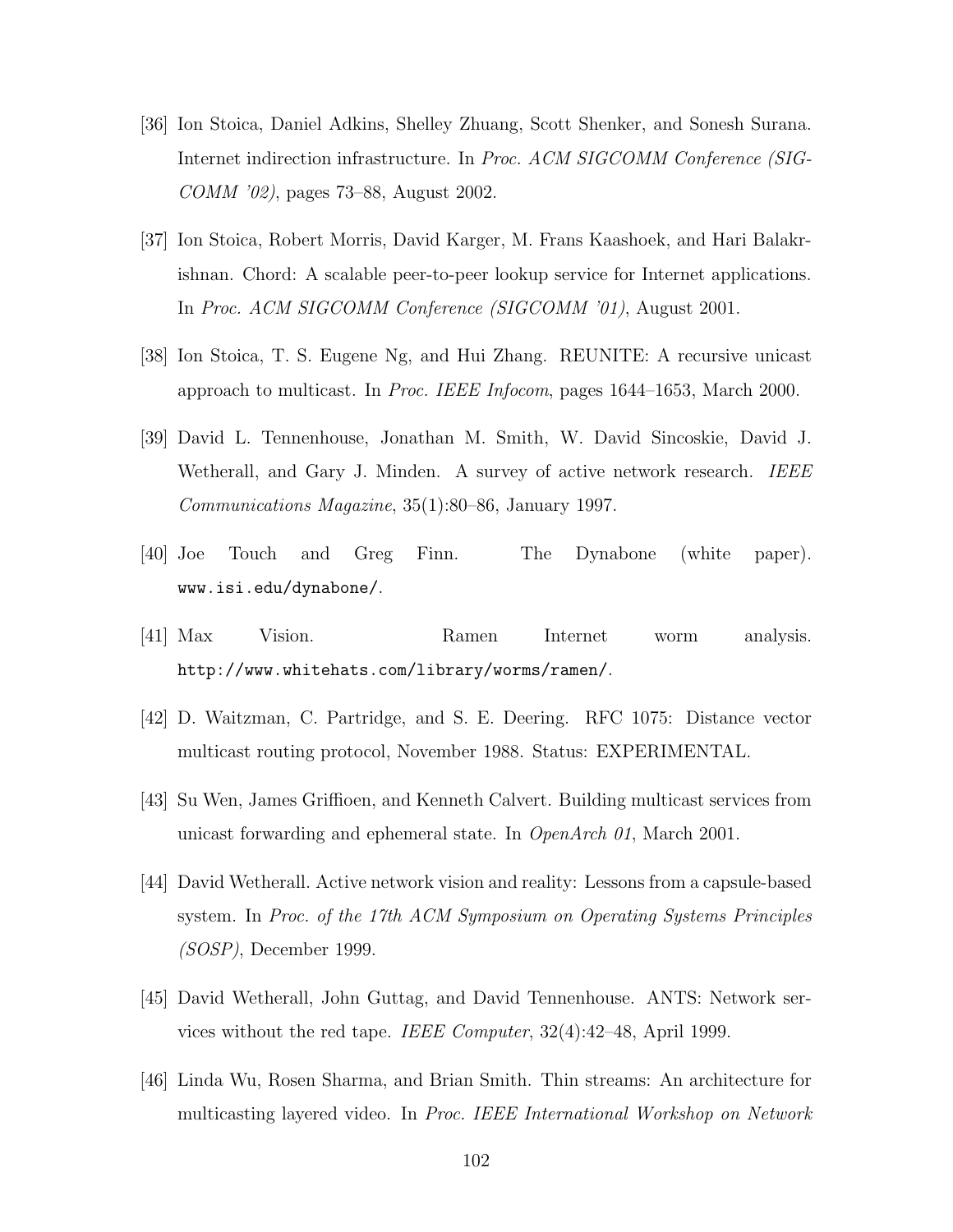[36] Ion Stoica, Daniel Adkins, Shelley Zhuang, Scott Shenker, and Sonesh Surana. Internet indirection infrastructure. In *Proc. ACM SIGCOMM Conference (SIGCOMM '02)*, pages 73–88, August 2002.

[37] Ion Stoica, Robert Morris, David Karger, M. Frans Kaashoek, and Hari Balakrishnan. Chord: A scalable peer-to-peer lookup service for Internet applications. In *Proc. ACM SIGCOMM Conference (SIGCOMM '01)*, August 2001.

[38] Ion Stoica, T. S. Eugene Ng, and Hui Zhang. REUNITE: A recursive unicast approach to multicast. In *Proc. IEEE Infocom*, pages 1644–1653, March 2000.

[39] David L. Tennenhouse, Jonathan M. Smith, W. David Sincoskie, David J. Wetherall, and Gary J. Minden. A survey of active network research. *IEEE Communications Magazine*, 35(1):80–86, January 1997.

[40] Joe Touch and Greg Finn. The Dynabone (white paper). `www.isi.edu/dynabone/`.

[41] Max Vision. Ramen Internet worm analysis. `http://www.whitehats.com/library/worms/ramen/`.

[42] D. Waitzman, C. Partridge, and S. E. Deering. RFC 1075: Distance vector multicast routing protocol, November 1988. Status: EXPERIMENTAL.

[43] Su Wen, James Griffioen, and Kenneth Calvert. Building multicast services from unicast forwarding and ephemeral state. In *OpenArch 01*, March 2001.

[44] David Wetherall. Active network vision and reality: Lessons from a capsule-based system. In *Proc. of the 17th ACM Symposium on Operating Systems Principles (SOSP)*, December 1999.

[45] David Wetherall, John Guttag, and David Tennenhouse. ANTS: Network services without the red tape. *IEEE Computer*, 32(4):42–48, April 1999.

[46] Linda Wu, Rosen Sharma, and Brian Smith. Thin streams: An architecture for multicasting layered video. In *Proc. IEEE International Workshop on Network*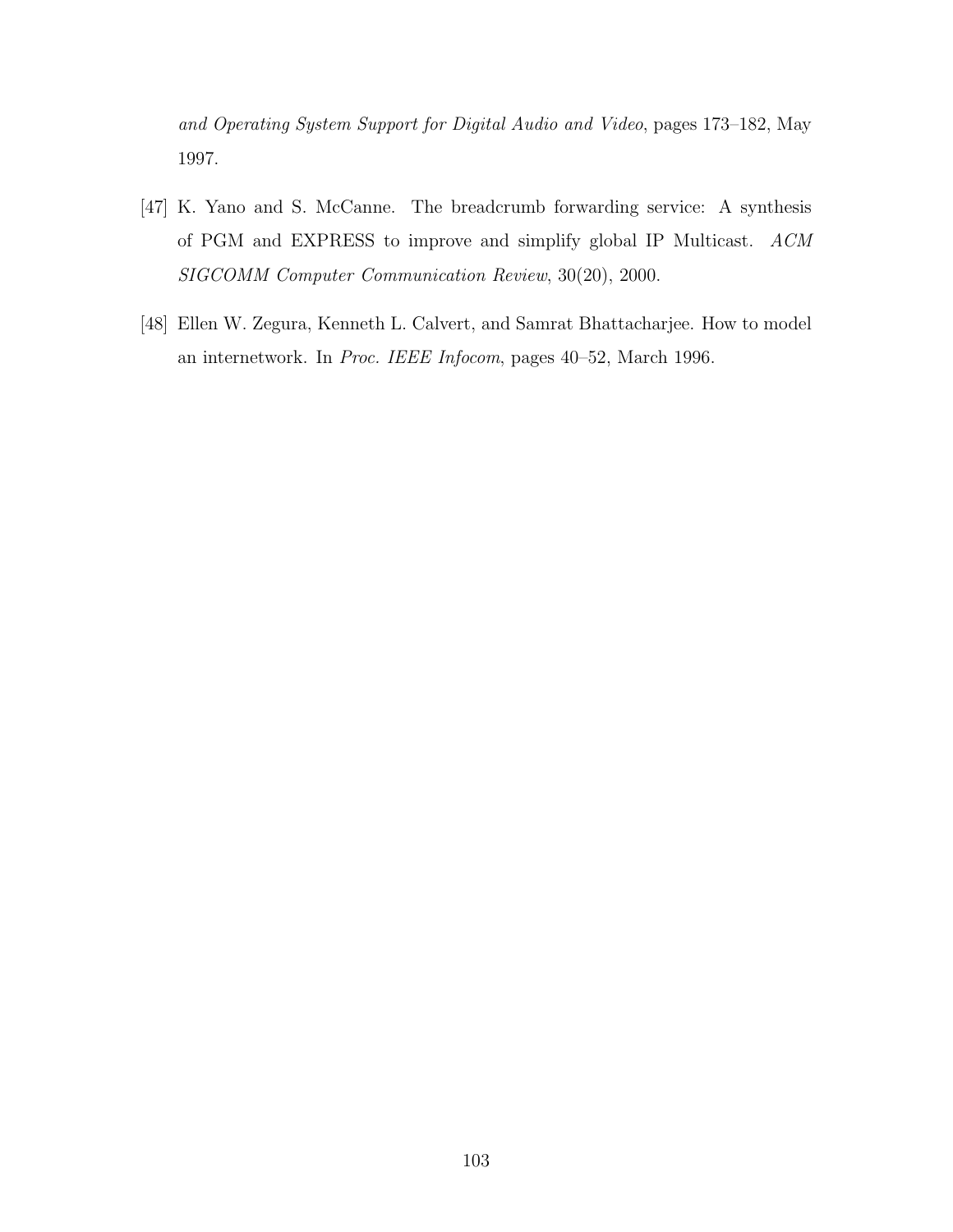*and Operating System Support for Digital Audio and Video*, pages 173–182, May 1997.

[47] K. Yano and S. McCanne. The breadcrumb forwarding service: A synthesis of PGM and EXPRESS to improve and simplify global IP Multicast. *ACM SIGCOMM Computer Communication Review*, 30(20), 2000.

[48] Ellen W. Zegura, Kenneth L. Calvert, and Samrat Bhattacharjee. How to model an internetwork. In *Proc. IEEE Infocom*, pages 40–52, March 1996.